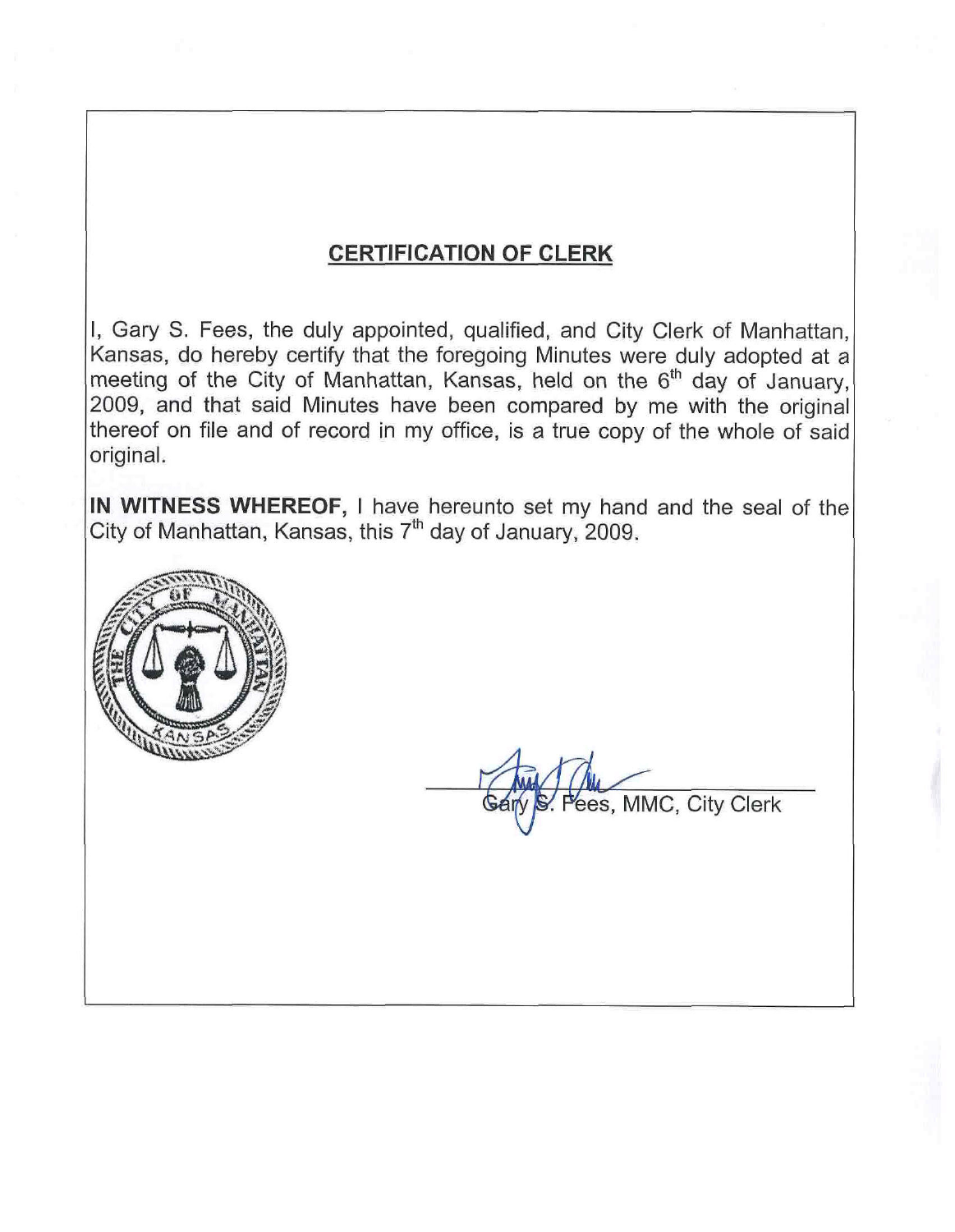## CERTIFICATION OF CLERK

I, Gary S. Fees, the duly appointed, qualified, and City Clerk of Manhattan, Kansas, do hereby certify that the foregoing Minutes were duly adopted at a meeting of the City of Manhattan, Kansas, held on the 6th day of January, 2009, and that said Minutes have been compared by me with the original thereof on file and of record in my office, is a true copy of the whole of said original.

**IN WITNESS WHEREOF,** I have hereunto set my hand and the seal of the City of Manhattan, Kansas, this 7th day of January, 2009.

Gary S. Fees, MMC, City Clerk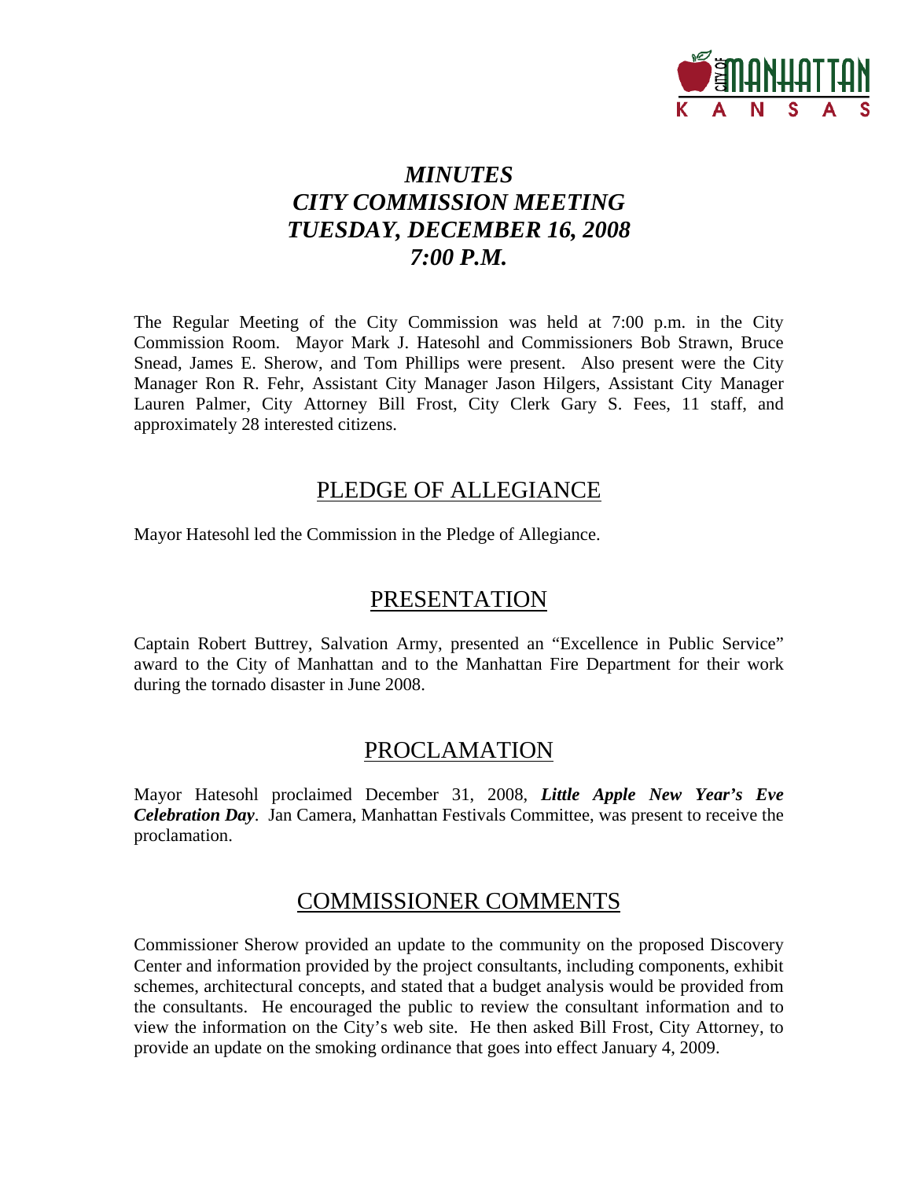# *MINUTES*
# *CITY COMMISSION MEETING*
# *TUESDAY, DECEMBER 16, 2008*
# *7:00 P.M.*

The Regular Meeting of the City Commission was held at 7:00 p.m. in the City Commission Room. Mayor Mark J. Hatesohl and Commissioners Bob Strawn, Bruce Snead, James E. Sherow, and Tom Phillips were present. Also present were the City Manager Ron R. Fehr, Assistant City Manager Jason Hilgers, Assistant City Manager Lauren Palmer, City Attorney Bill Frost, City Clerk Gary S. Fees, 11 staff, and approximately 28 interested citizens.

## PLEDGE OF ALLEGIANCE

Mayor Hatesohl led the Commission in the Pledge of Allegiance.

## PRESENTATION

Captain Robert Buttrey, Salvation Army, presented an "Excellence in Public Service" award to the City of Manhattan and to the Manhattan Fire Department for their work during the tornado disaster in June 2008.

## PROCLAMATION

Mayor Hatesohl proclaimed December 31, 2008, ***Little Apple New Year's Eve Celebration Day***. Jan Camera, Manhattan Festivals Committee, was present to receive the proclamation.

## COMMISSIONER COMMENTS

Commissioner Sherow provided an update to the community on the proposed Discovery Center and information provided by the project consultants, including components, exhibit schemes, architectural concepts, and stated that a budget analysis would be provided from the consultants. He encouraged the public to review the consultant information and to view the information on the City's web site. He then asked Bill Frost, City Attorney, to provide an update on the smoking ordinance that goes into effect January 4, 2009.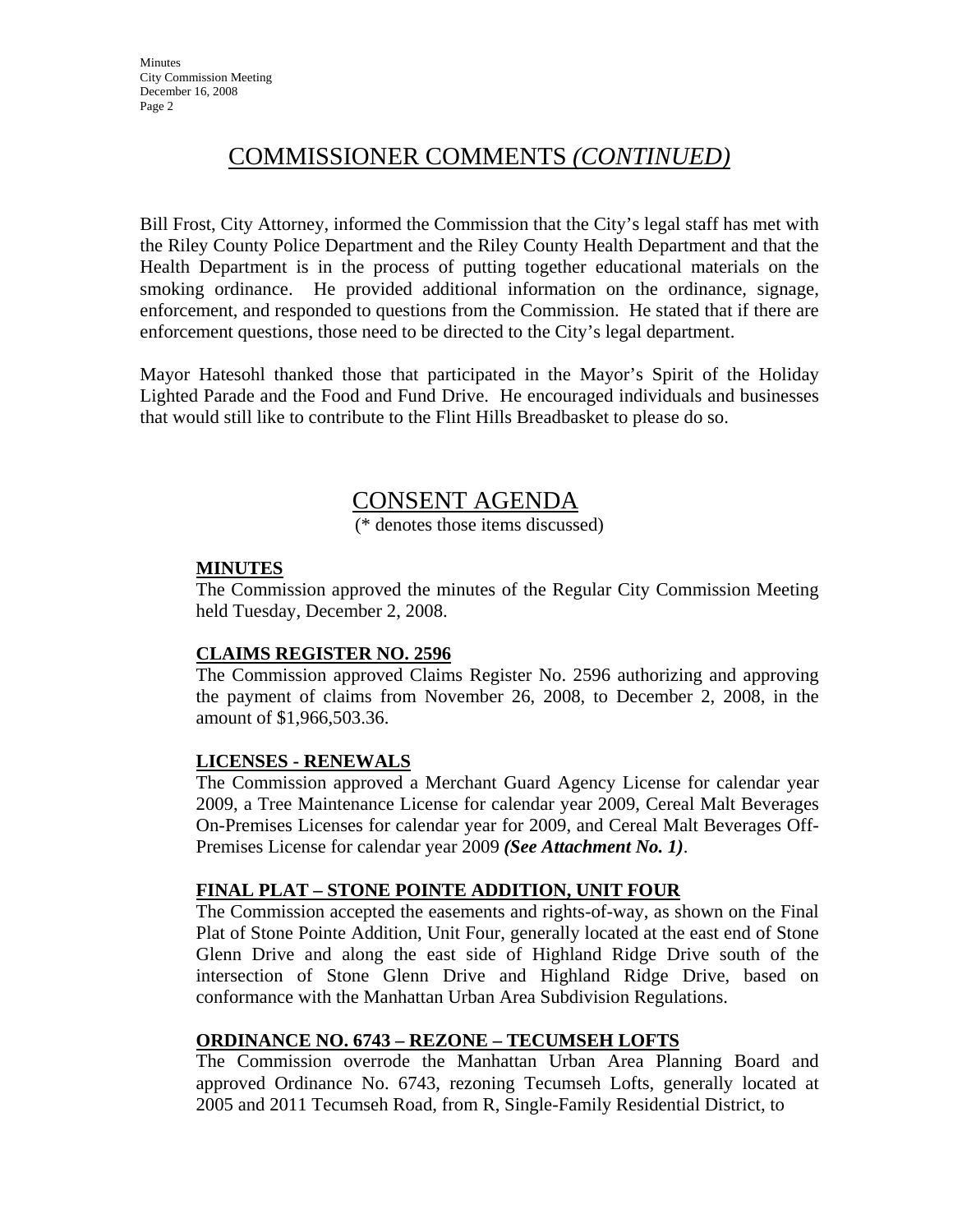## COMMISSIONER COMMENTS *(CONTINUED)*

Bill Frost, City Attorney, informed the Commission that the City's legal staff has met with the Riley County Police Department and the Riley County Health Department and that the Health Department is in the process of putting together educational materials on the smoking ordinance. He provided additional information on the ordinance, signage, enforcement, and responded to questions from the Commission. He stated that if there are enforcement questions, those need to be directed to the City's legal department.

Mayor Hatesohl thanked those that participated in the Mayor's Spirit of the Holiday Lighted Parade and the Food and Fund Drive. He encouraged individuals and businesses that would still like to contribute to the Flint Hills Breadbasket to please do so.

## CONSENT AGENDA

(* denotes those items discussed)

**MINUTES**

The Commission approved the minutes of the Regular City Commission Meeting held Tuesday, December 2, 2008.

**CLAIMS REGISTER NO. 2596**

The Commission approved Claims Register No. 2596 authorizing and approving the payment of claims from November 26, 2008, to December 2, 2008, in the amount of $1,966,503.36.

**LICENSES - RENEWALS**

The Commission approved a Merchant Guard Agency License for calendar year 2009, a Tree Maintenance License for calendar year 2009, Cereal Malt Beverages On-Premises Licenses for calendar year for 2009, and Cereal Malt Beverages Off-Premises License for calendar year 2009 ***(See Attachment No. 1)***.

**FINAL PLAT – STONE POINTE ADDITION, UNIT FOUR**

The Commission accepted the easements and rights-of-way, as shown on the Final Plat of Stone Pointe Addition, Unit Four, generally located at the east end of Stone Glenn Drive and along the east side of Highland Ridge Drive south of the intersection of Stone Glenn Drive and Highland Ridge Drive, based on conformance with the Manhattan Urban Area Subdivision Regulations.

**ORDINANCE NO. 6743 – REZONE – TECUMSEH LOFTS**

The Commission overrode the Manhattan Urban Area Planning Board and approved Ordinance No. 6743, rezoning Tecumseh Lofts, generally located at 2005 and 2011 Tecumseh Road, from R, Single-Family Residential District, to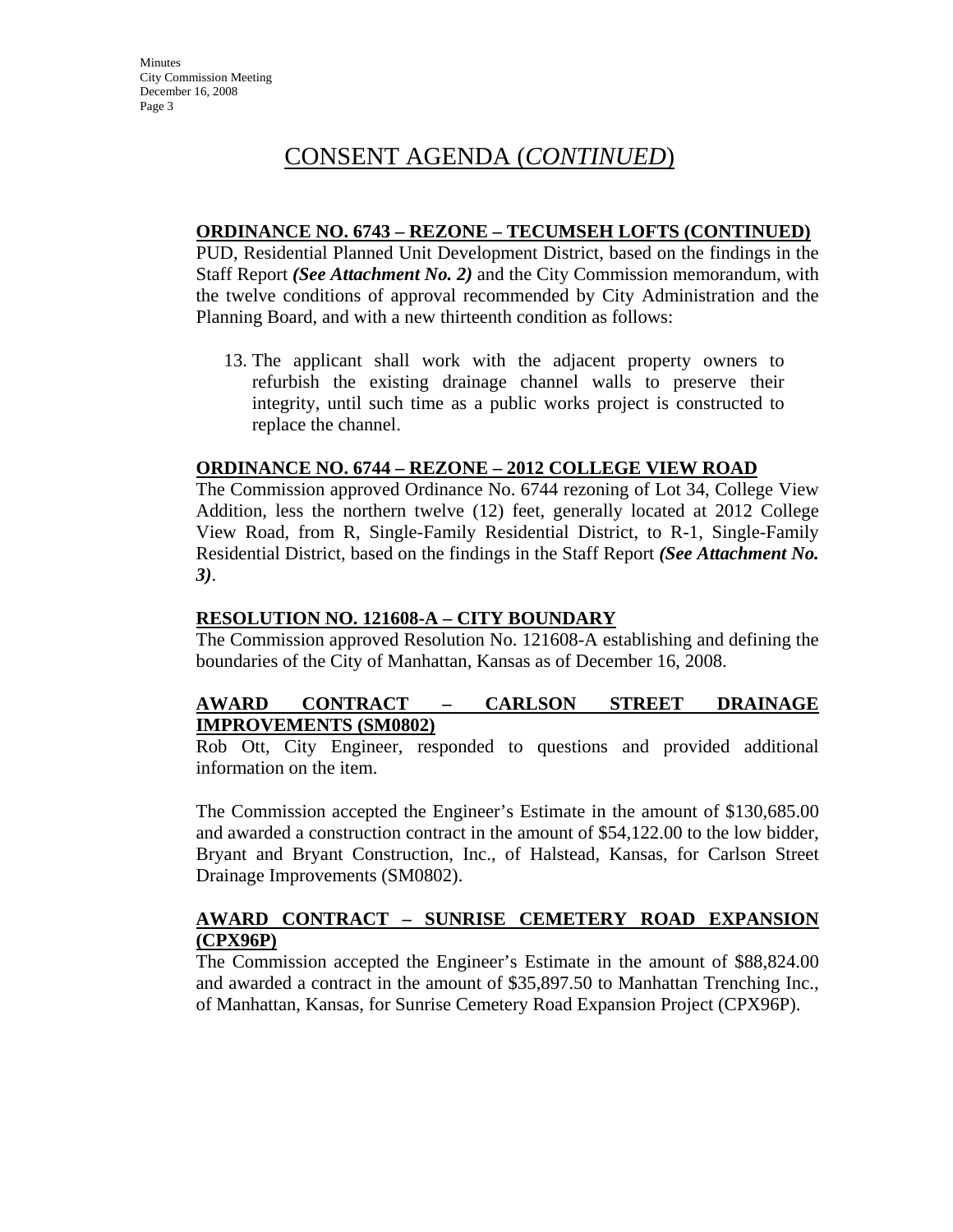# CONSENT AGENDA (*CONTINUED*)

**ORDINANCE NO. 6743 – REZONE – TECUMSEH LOFTS (CONTINUED)**

PUD, Residential Planned Unit Development District, based on the findings in the Staff Report ***(See Attachment No. 2)*** and the City Commission memorandum, with the twelve conditions of approval recommended by City Administration and the Planning Board, and with a new thirteenth condition as follows:

13. The applicant shall work with the adjacent property owners to refurbish the existing drainage channel walls to preserve their integrity, until such time as a public works project is constructed to replace the channel.

**ORDINANCE NO. 6744 – REZONE – 2012 COLLEGE VIEW ROAD**

The Commission approved Ordinance No. 6744 rezoning of Lot 34, College View Addition, less the northern twelve (12) feet, generally located at 2012 College View Road, from R, Single-Family Residential District, to R-1, Single-Family Residential District, based on the findings in the Staff Report ***(See Attachment No. 3)***.

**RESOLUTION NO. 121608-A – CITY BOUNDARY**

The Commission approved Resolution No. 121608-A establishing and defining the boundaries of the City of Manhattan, Kansas as of December 16, 2008.

**AWARD CONTRACT – CARLSON STREET DRAINAGE IMPROVEMENTS (SM0802)**

Rob Ott, City Engineer, responded to questions and provided additional information on the item.

The Commission accepted the Engineer's Estimate in the amount of $130,685.00 and awarded a construction contract in the amount of $54,122.00 to the low bidder, Bryant and Bryant Construction, Inc., of Halstead, Kansas, for Carlson Street Drainage Improvements (SM0802).

**AWARD CONTRACT – SUNRISE CEMETERY ROAD EXPANSION (CPX96P)**

The Commission accepted the Engineer's Estimate in the amount of $88,824.00 and awarded a contract in the amount of $35,897.50 to Manhattan Trenching Inc., of Manhattan, Kansas, for Sunrise Cemetery Road Expansion Project (CPX96P).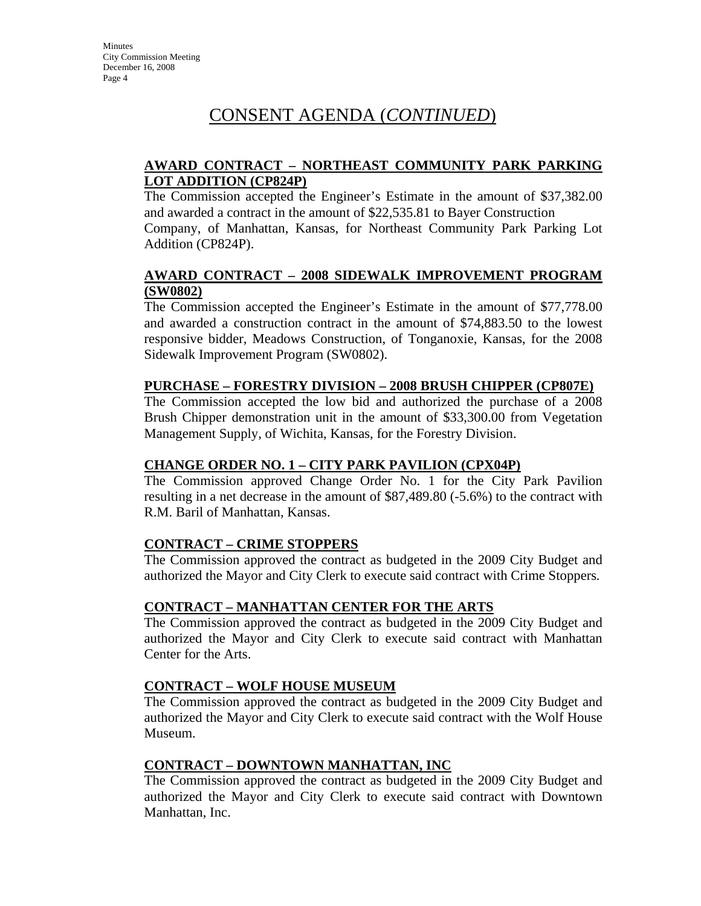# CONSENT AGENDA (*CONTINUED*)

**AWARD CONTRACT – NORTHEAST COMMUNITY PARK PARKING LOT ADDITION (CP824P)**

The Commission accepted the Engineer's Estimate in the amount of $37,382.00 and awarded a contract in the amount of $22,535.81 to Bayer Construction Company, of Manhattan, Kansas, for Northeast Community Park Parking Lot Addition (CP824P).

**AWARD CONTRACT – 2008 SIDEWALK IMPROVEMENT PROGRAM (SW0802)**

The Commission accepted the Engineer's Estimate in the amount of $77,778.00 and awarded a construction contract in the amount of $74,883.50 to the lowest responsive bidder, Meadows Construction, of Tonganoxie, Kansas, for the 2008 Sidewalk Improvement Program (SW0802).

**PURCHASE – FORESTRY DIVISION – 2008 BRUSH CHIPPER (CP807E)**

The Commission accepted the low bid and authorized the purchase of a 2008 Brush Chipper demonstration unit in the amount of $33,300.00 from Vegetation Management Supply, of Wichita, Kansas, for the Forestry Division.

**CHANGE ORDER NO. 1 – CITY PARK PAVILION (CPX04P)**

The Commission approved Change Order No. 1 for the City Park Pavilion resulting in a net decrease in the amount of $87,489.80 (-5.6%) to the contract with R.M. Baril of Manhattan, Kansas.

**CONTRACT – CRIME STOPPERS**

The Commission approved the contract as budgeted in the 2009 City Budget and authorized the Mayor and City Clerk to execute said contract with Crime Stoppers.

**CONTRACT – MANHATTAN CENTER FOR THE ARTS**

The Commission approved the contract as budgeted in the 2009 City Budget and authorized the Mayor and City Clerk to execute said contract with Manhattan Center for the Arts.

**CONTRACT – WOLF HOUSE MUSEUM**

The Commission approved the contract as budgeted in the 2009 City Budget and authorized the Mayor and City Clerk to execute said contract with the Wolf House Museum.

**CONTRACT – DOWNTOWN MANHATTAN, INC**

The Commission approved the contract as budgeted in the 2009 City Budget and authorized the Mayor and City Clerk to execute said contract with Downtown Manhattan, Inc.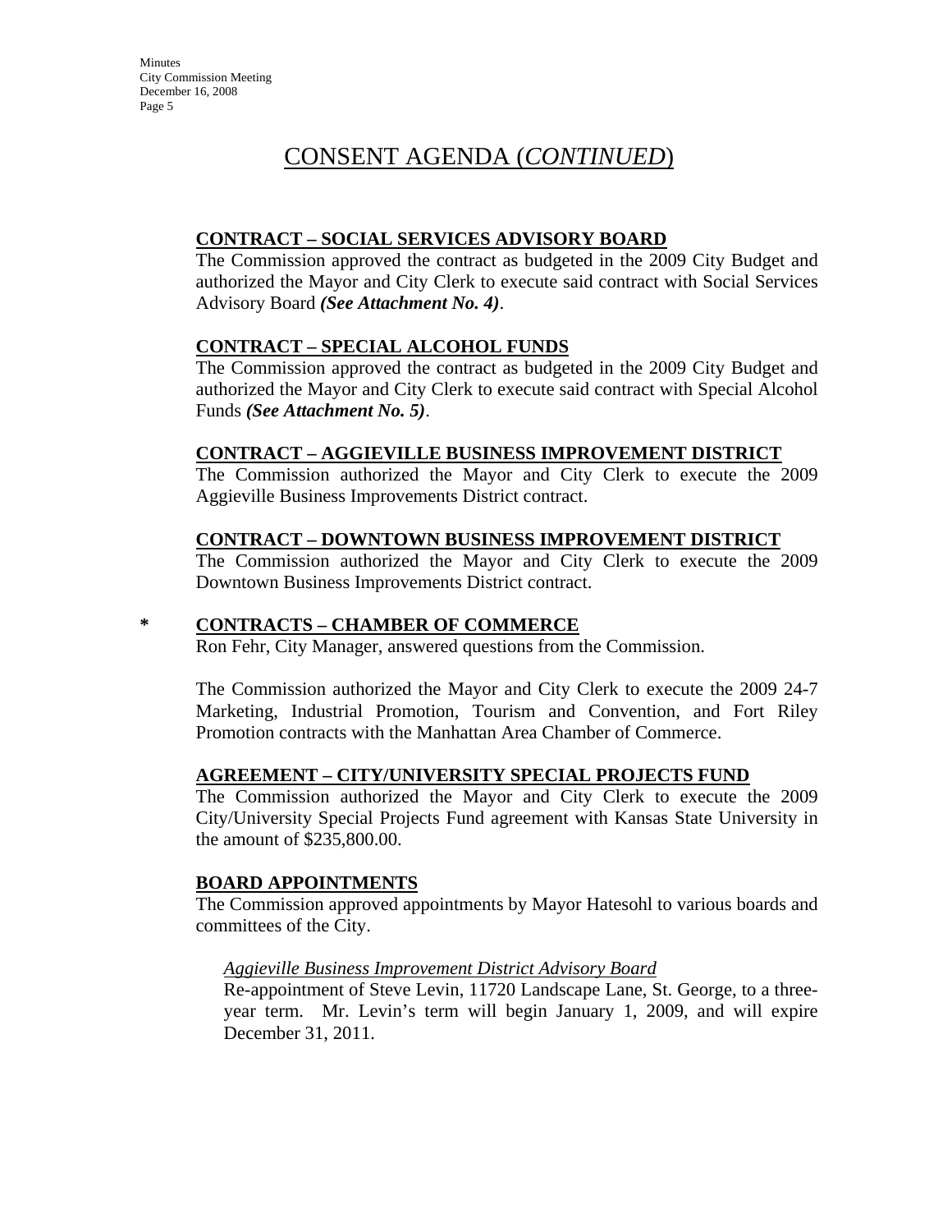# CONSENT AGENDA (*CONTINUED*)

**CONTRACT – SOCIAL SERVICES ADVISORY BOARD**

The Commission approved the contract as budgeted in the 2009 City Budget and authorized the Mayor and City Clerk to execute said contract with Social Services Advisory Board ***(See Attachment No. 4)***.

**CONTRACT – SPECIAL ALCOHOL FUNDS**

The Commission approved the contract as budgeted in the 2009 City Budget and authorized the Mayor and City Clerk to execute said contract with Special Alcohol Funds ***(See Attachment No. 5)***.

**CONTRACT – AGGIEVILLE BUSINESS IMPROVEMENT DISTRICT**

The Commission authorized the Mayor and City Clerk to execute the 2009 Aggieville Business Improvements District contract.

**CONTRACT – DOWNTOWN BUSINESS IMPROVEMENT DISTRICT**

The Commission authorized the Mayor and City Clerk to execute the 2009 Downtown Business Improvements District contract.

**\* CONTRACTS – CHAMBER OF COMMERCE**

Ron Fehr, City Manager, answered questions from the Commission.

The Commission authorized the Mayor and City Clerk to execute the 2009 24-7 Marketing, Industrial Promotion, Tourism and Convention, and Fort Riley Promotion contracts with the Manhattan Area Chamber of Commerce.

**AGREEMENT – CITY/UNIVERSITY SPECIAL PROJECTS FUND**

The Commission authorized the Mayor and City Clerk to execute the 2009 City/University Special Projects Fund agreement with Kansas State University in the amount of $235,800.00.

**BOARD APPOINTMENTS**

The Commission approved appointments by Mayor Hatesohl to various boards and committees of the City.

*Aggieville Business Improvement District Advisory Board*

Re-appointment of Steve Levin, 11720 Landscape Lane, St. George, to a three-year term. Mr. Levin's term will begin January 1, 2009, and will expire December 31, 2011.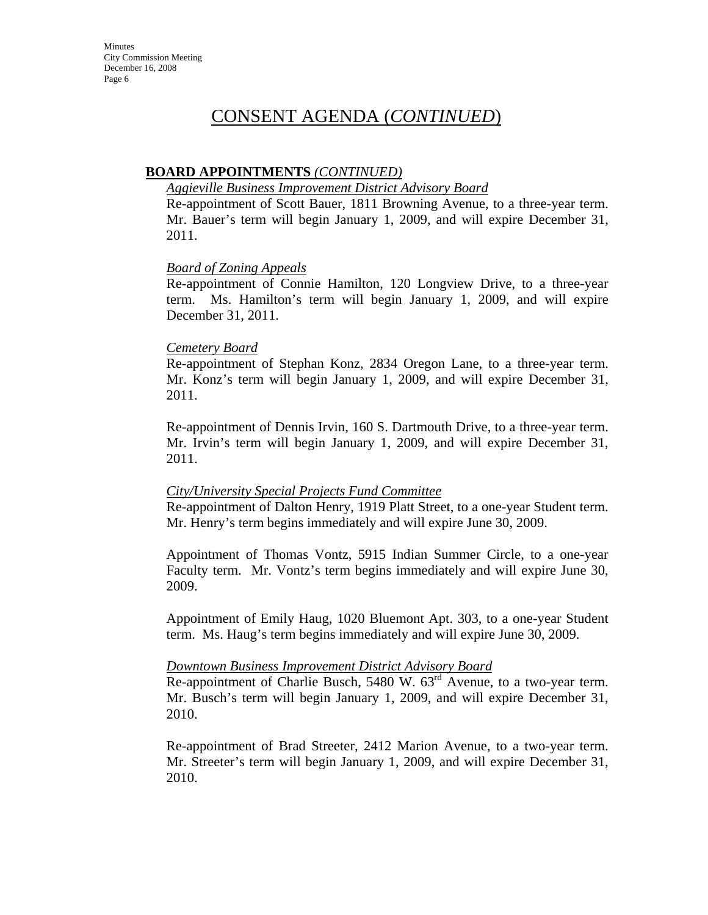# CONSENT AGENDA (*CONTINUED*)

**BOARD APPOINTMENTS** *(CONTINUED)*

*Aggieville Business Improvement District Advisory Board*

Re-appointment of Scott Bauer, 1811 Browning Avenue, to a three-year term. Mr. Bauer's term will begin January 1, 2009, and will expire December 31, 2011.

*Board of Zoning Appeals*

Re-appointment of Connie Hamilton, 120 Longview Drive, to a three-year term. Ms. Hamilton's term will begin January 1, 2009, and will expire December 31, 2011.

*Cemetery Board*

Re-appointment of Stephan Konz, 2834 Oregon Lane, to a three-year term. Mr. Konz's term will begin January 1, 2009, and will expire December 31, 2011.

Re-appointment of Dennis Irvin, 160 S. Dartmouth Drive, to a three-year term. Mr. Irvin's term will begin January 1, 2009, and will expire December 31, 2011.

*City/University Special Projects Fund Committee*

Re-appointment of Dalton Henry, 1919 Platt Street, to a one-year Student term. Mr. Henry's term begins immediately and will expire June 30, 2009.

Appointment of Thomas Vontz, 5915 Indian Summer Circle, to a one-year Faculty term. Mr. Vontz's term begins immediately and will expire June 30, 2009.

Appointment of Emily Haug, 1020 Bluemont Apt. 303, to a one-year Student term. Ms. Haug's term begins immediately and will expire June 30, 2009.

*Downtown Business Improvement District Advisory Board*

Re-appointment of Charlie Busch, 5480 W. 63rd Avenue, to a two-year term. Mr. Busch's term will begin January 1, 2009, and will expire December 31, 2010.

Re-appointment of Brad Streeter, 2412 Marion Avenue, to a two-year term. Mr. Streeter's term will begin January 1, 2009, and will expire December 31, 2010.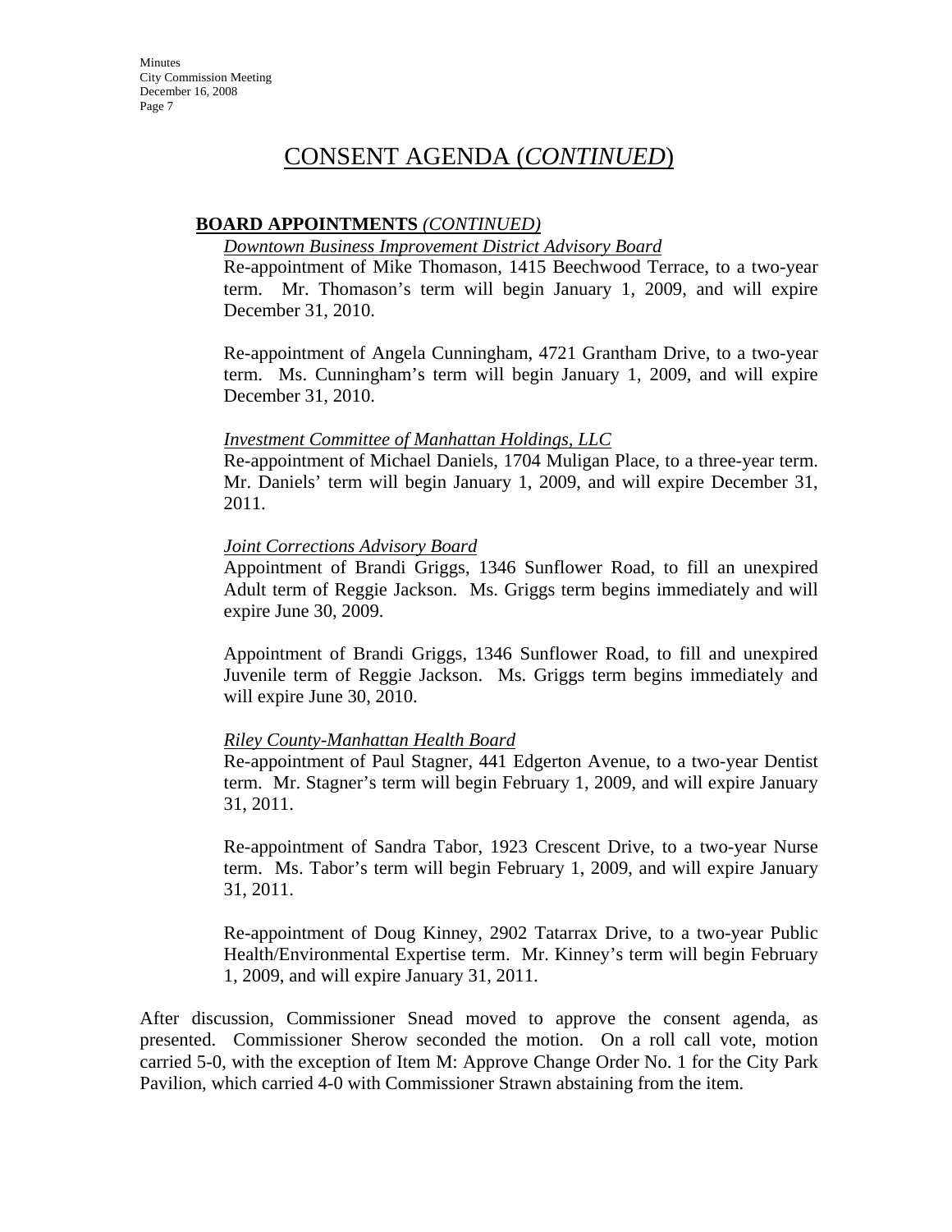# CONSENT AGENDA (*CONTINUED*)

**BOARD APPOINTMENTS** *(CONTINUED)*

*Downtown Business Improvement District Advisory Board*

Re-appointment of Mike Thomason, 1415 Beechwood Terrace, to a two-year term. Mr. Thomason's term will begin January 1, 2009, and will expire December 31, 2010.

Re-appointment of Angela Cunningham, 4721 Grantham Drive, to a two-year term. Ms. Cunningham's term will begin January 1, 2009, and will expire December 31, 2010.

*Investment Committee of Manhattan Holdings, LLC*

Re-appointment of Michael Daniels, 1704 Muligan Place, to a three-year term. Mr. Daniels' term will begin January 1, 2009, and will expire December 31, 2011.

*Joint Corrections Advisory Board*

Appointment of Brandi Griggs, 1346 Sunflower Road, to fill an unexpired Adult term of Reggie Jackson. Ms. Griggs term begins immediately and will expire June 30, 2009.

Appointment of Brandi Griggs, 1346 Sunflower Road, to fill and unexpired Juvenile term of Reggie Jackson. Ms. Griggs term begins immediately and will expire June 30, 2010.

*Riley County-Manhattan Health Board*

Re-appointment of Paul Stagner, 441 Edgerton Avenue, to a two-year Dentist term. Mr. Stagner's term will begin February 1, 2009, and will expire January 31, 2011.

Re-appointment of Sandra Tabor, 1923 Crescent Drive, to a two-year Nurse term. Ms. Tabor's term will begin February 1, 2009, and will expire January 31, 2011.

Re-appointment of Doug Kinney, 2902 Tatarrax Drive, to a two-year Public Health/Environmental Expertise term. Mr. Kinney's term will begin February 1, 2009, and will expire January 31, 2011.

After discussion, Commissioner Snead moved to approve the consent agenda, as presented. Commissioner Sherow seconded the motion. On a roll call vote, motion carried 5-0, with the exception of Item M: Approve Change Order No. 1 for the City Park Pavilion, which carried 4-0 with Commissioner Strawn abstaining from the item.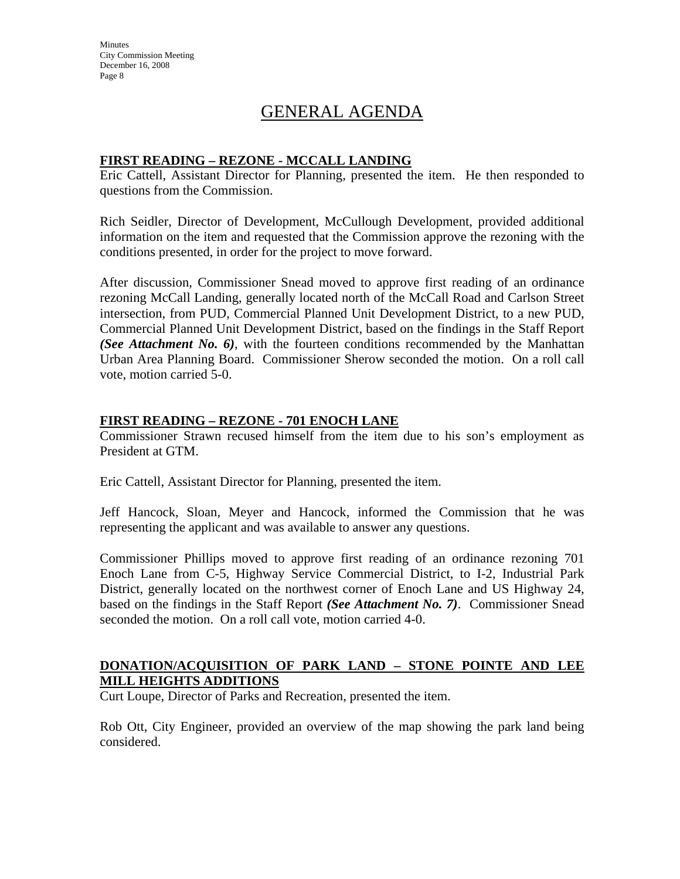# GENERAL AGENDA

**FIRST READING – REZONE - MCCALL LANDING**

Eric Cattell, Assistant Director for Planning, presented the item. He then responded to questions from the Commission.

Rich Seidler, Director of Development, McCullough Development, provided additional information on the item and requested that the Commission approve the rezoning with the conditions presented, in order for the project to move forward.

After discussion, Commissioner Snead moved to approve first reading of an ordinance rezoning McCall Landing, generally located north of the McCall Road and Carlson Street intersection, from PUD, Commercial Planned Unit Development District, to a new PUD, Commercial Planned Unit Development District, based on the findings in the Staff Report ***(See Attachment No. 6)***, with the fourteen conditions recommended by the Manhattan Urban Area Planning Board. Commissioner Sherow seconded the motion. On a roll call vote, motion carried 5-0.

**FIRST READING – REZONE - 701 ENOCH LANE**

Commissioner Strawn recused himself from the item due to his son's employment as President at GTM.

Eric Cattell, Assistant Director for Planning, presented the item.

Jeff Hancock, Sloan, Meyer and Hancock, informed the Commission that he was representing the applicant and was available to answer any questions.

Commissioner Phillips moved to approve first reading of an ordinance rezoning 701 Enoch Lane from C-5, Highway Service Commercial District, to I-2, Industrial Park District, generally located on the northwest corner of Enoch Lane and US Highway 24, based on the findings in the Staff Report ***(See Attachment No. 7)***. Commissioner Snead seconded the motion. On a roll call vote, motion carried 4-0.

**DONATION/ACQUISITION OF PARK LAND – STONE POINTE AND LEE MILL HEIGHTS ADDITIONS**

Curt Loupe, Director of Parks and Recreation, presented the item.

Rob Ott, City Engineer, provided an overview of the map showing the park land being considered.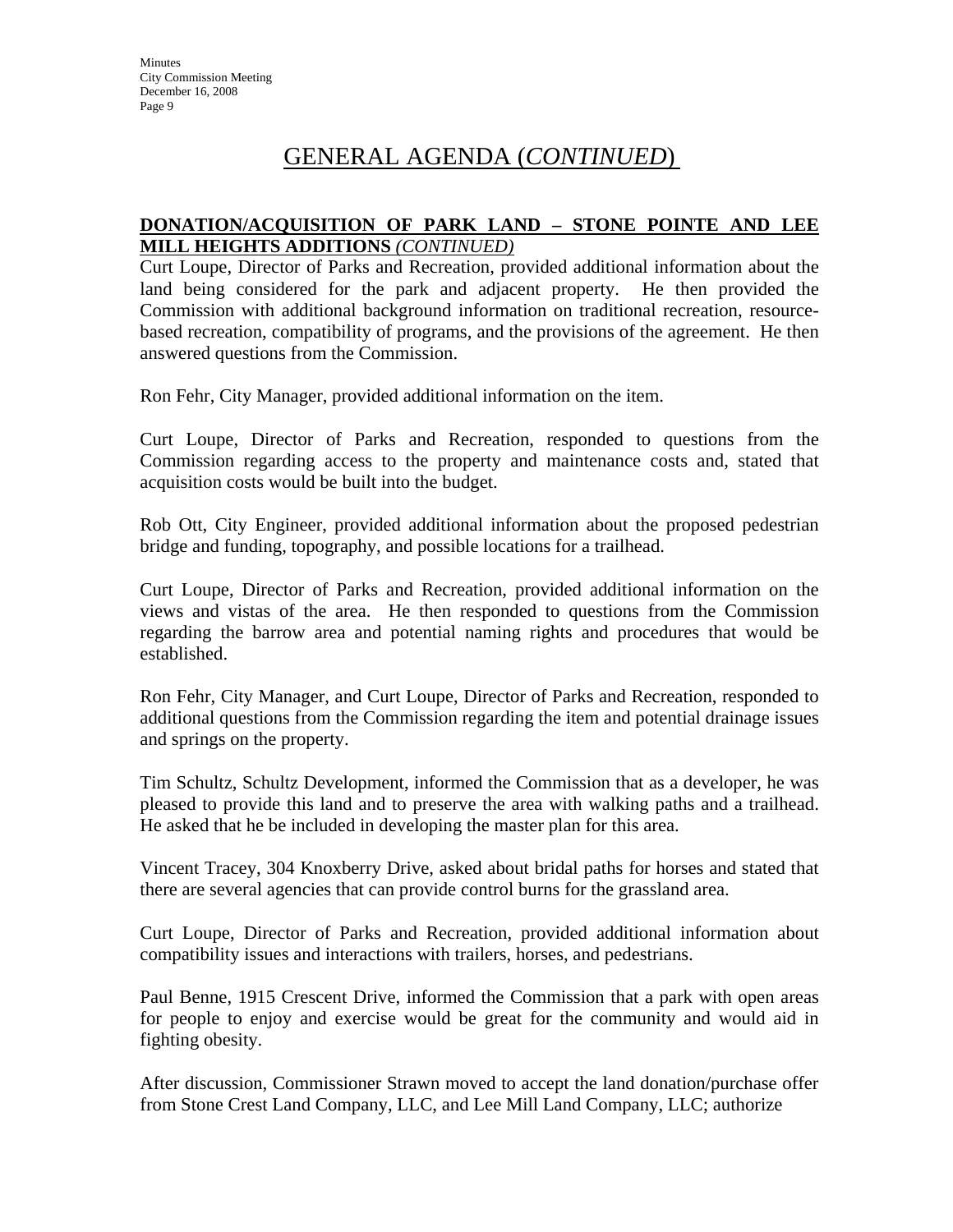# GENERAL AGENDA (*CONTINUED*)

**DONATION/ACQUISITION OF PARK LAND – STONE POINTE AND LEE MILL HEIGHTS ADDITIONS** ***(CONTINUED)***

Curt Loupe, Director of Parks and Recreation, provided additional information about the land being considered for the park and adjacent property. He then provided the Commission with additional background information on traditional recreation, resource-based recreation, compatibility of programs, and the provisions of the agreement. He then answered questions from the Commission.

Ron Fehr, City Manager, provided additional information on the item.

Curt Loupe, Director of Parks and Recreation, responded to questions from the Commission regarding access to the property and maintenance costs and, stated that acquisition costs would be built into the budget.

Rob Ott, City Engineer, provided additional information about the proposed pedestrian bridge and funding, topography, and possible locations for a trailhead.

Curt Loupe, Director of Parks and Recreation, provided additional information on the views and vistas of the area. He then responded to questions from the Commission regarding the barrow area and potential naming rights and procedures that would be established.

Ron Fehr, City Manager, and Curt Loupe, Director of Parks and Recreation, responded to additional questions from the Commission regarding the item and potential drainage issues and springs on the property.

Tim Schultz, Schultz Development, informed the Commission that as a developer, he was pleased to provide this land and to preserve the area with walking paths and a trailhead. He asked that he be included in developing the master plan for this area.

Vincent Tracey, 304 Knoxberry Drive, asked about bridal paths for horses and stated that there are several agencies that can provide control burns for the grassland area.

Curt Loupe, Director of Parks and Recreation, provided additional information about compatibility issues and interactions with trailers, horses, and pedestrians.

Paul Benne, 1915 Crescent Drive, informed the Commission that a park with open areas for people to enjoy and exercise would be great for the community and would aid in fighting obesity.

After discussion, Commissioner Strawn moved to accept the land donation/purchase offer from Stone Crest Land Company, LLC, and Lee Mill Land Company, LLC; authorize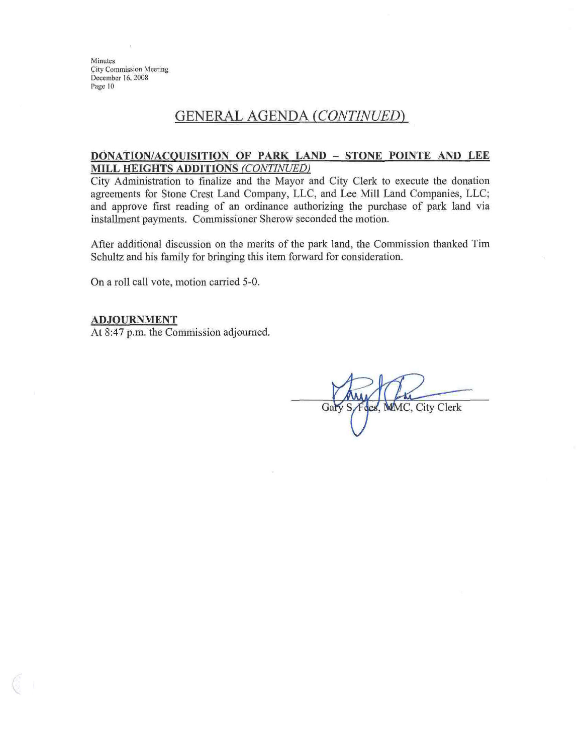## GENERAL AGENDA *(CONTINUED)*

**DONATION/ACQUISITION OF PARK LAND – STONE POINTE AND LEE MILL HEIGHTS ADDITIONS** *(CONTINUED)*

City Administration to finalize and the Mayor and City Clerk to execute the donation agreements for Stone Crest Land Company, LLC, and Lee Mill Land Companies, LLC; and approve first reading of an ordinance authorizing the purchase of park land via installment payments. Commissioner Sherow seconded the motion.

After additional discussion on the merits of the park land, the Commission thanked Tim Schultz and his family for bringing this item forward for consideration.

On a roll call vote, motion carried 5-0.

**ADJOURNMENT**

At 8:47 p.m. the Commission adjourned.

Gary S. Fees, MMC, City Clerk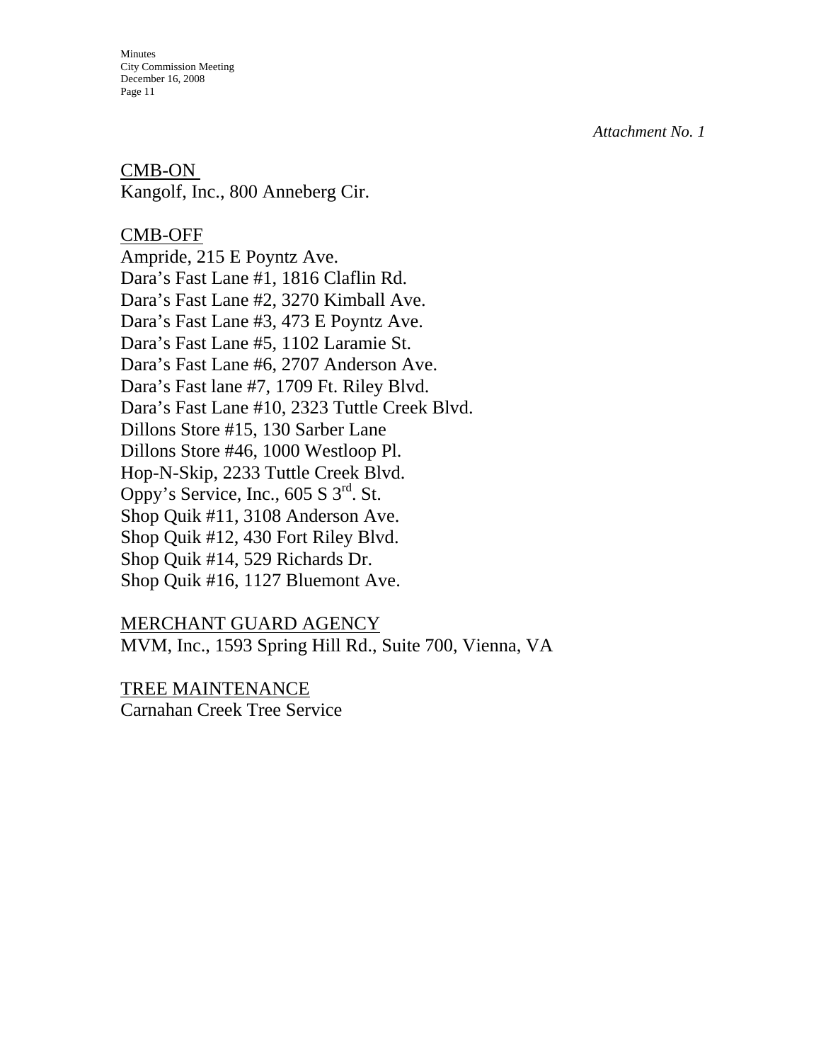*Attachment No. 1*

CMB-ON
Kangolf, Inc., 800 Anneberg Cir.

CMB-OFF
Ampride, 215 E Poyntz Ave.
Dara's Fast Lane #1, 1816 Claflin Rd.
Dara's Fast Lane #2, 3270 Kimball Ave.
Dara's Fast Lane #3, 473 E Poyntz Ave.
Dara's Fast Lane #5, 1102 Laramie St.
Dara's Fast Lane #6, 2707 Anderson Ave.
Dara's Fast lane #7, 1709 Ft. Riley Blvd.
Dara's Fast Lane #10, 2323 Tuttle Creek Blvd.
Dillons Store #15, 130 Sarber Lane
Dillons Store #46, 1000 Westloop Pl.
Hop-N-Skip, 2233 Tuttle Creek Blvd.
Oppy's Service, Inc., 605 S 3rd. St.
Shop Quik #11, 3108 Anderson Ave.
Shop Quik #12, 430 Fort Riley Blvd.
Shop Quik #14, 529 Richards Dr.
Shop Quik #16, 1127 Bluemont Ave.

MERCHANT GUARD AGENCY
MVM, Inc., 1593 Spring Hill Rd., Suite 700, Vienna, VA

TREE MAINTENANCE
Carnahan Creek Tree Service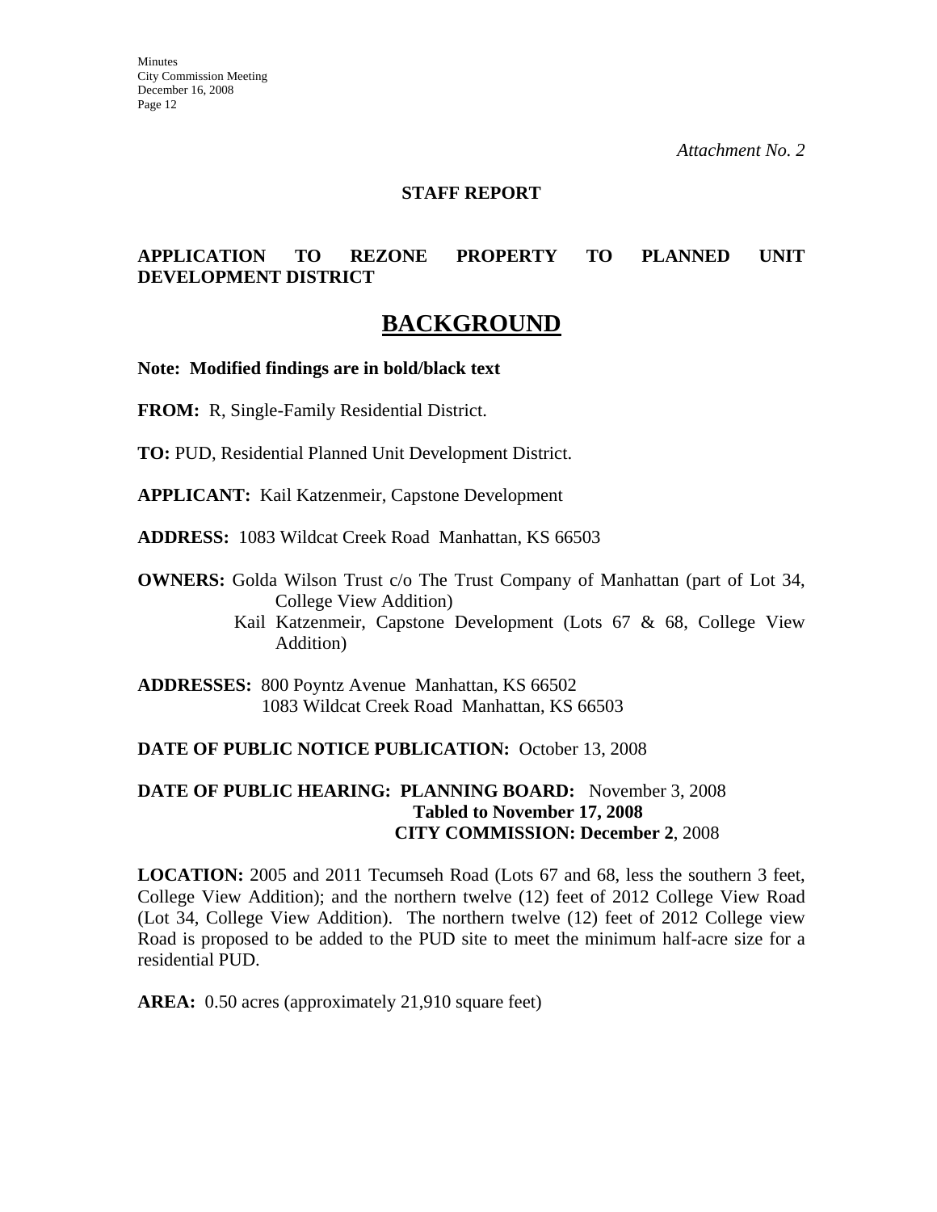*Attachment No. 2*

**STAFF REPORT**

**APPLICATION TO REZONE PROPERTY TO PLANNED UNIT DEVELOPMENT DISTRICT**

# BACKGROUND

**Note: Modified findings are in bold/black text**

**FROM:** R, Single-Family Residential District.

**TO:** PUD, Residential Planned Unit Development District.

**APPLICANT:** Kail Katzenmeir, Capstone Development

**ADDRESS:** 1083 Wildcat Creek Road Manhattan, KS 66503

**OWNERS:** Golda Wilson Trust c/o The Trust Company of Manhattan (part of Lot 34, College View Addition)
Kail Katzenmeir, Capstone Development (Lots 67 & 68, College View Addition)

**ADDRESSES:** 800 Poyntz Avenue Manhattan, KS 66502
1083 Wildcat Creek Road Manhattan, KS 66503

**DATE OF PUBLIC NOTICE PUBLICATION:** October 13, 2008

**DATE OF PUBLIC HEARING: PLANNING BOARD:** November 3, 2008
**Tabled to November 17, 2008**
**CITY COMMISSION: December 2**, 2008

**LOCATION:** 2005 and 2011 Tecumseh Road (Lots 67 and 68, less the southern 3 feet, College View Addition); and the northern twelve (12) feet of 2012 College View Road (Lot 34, College View Addition). The northern twelve (12) feet of 2012 College view Road is proposed to be added to the PUD site to meet the minimum half-acre size for a residential PUD.

**AREA:** 0.50 acres (approximately 21,910 square feet)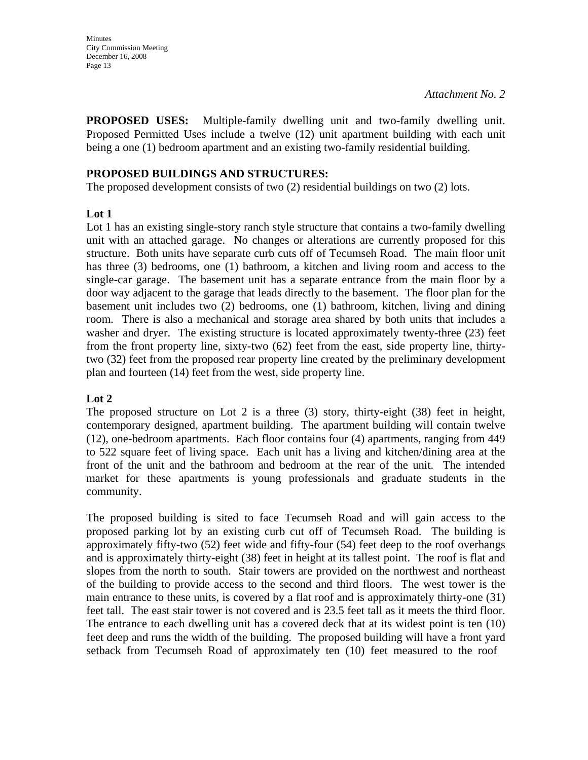*Attachment No. 2*

**PROPOSED USES:** Multiple-family dwelling unit and two-family dwelling unit. Proposed Permitted Uses include a twelve (12) unit apartment building with each unit being a one (1) bedroom apartment and an existing two-family residential building.

**PROPOSED BUILDINGS AND STRUCTURES:**
The proposed development consists of two (2) residential buildings on two (2) lots.

**Lot 1**
Lot 1 has an existing single-story ranch style structure that contains a two-family dwelling unit with an attached garage. No changes or alterations are currently proposed for this structure. Both units have separate curb cuts off of Tecumseh Road. The main floor unit has three (3) bedrooms, one (1) bathroom, a kitchen and living room and access to the single-car garage. The basement unit has a separate entrance from the main floor by a door way adjacent to the garage that leads directly to the basement. The floor plan for the basement unit includes two (2) bedrooms, one (1) bathroom, kitchen, living and dining room. There is also a mechanical and storage area shared by both units that includes a washer and dryer. The existing structure is located approximately twenty-three (23) feet from the front property line, sixty-two (62) feet from the east, side property line, thirty-two (32) feet from the proposed rear property line created by the preliminary development plan and fourteen (14) feet from the west, side property line.

**Lot 2**
The proposed structure on Lot 2 is a three (3) story, thirty-eight (38) feet in height, contemporary designed, apartment building. The apartment building will contain twelve (12), one-bedroom apartments. Each floor contains four (4) apartments, ranging from 449 to 522 square feet of living space. Each unit has a living and kitchen/dining area at the front of the unit and the bathroom and bedroom at the rear of the unit. The intended market for these apartments is young professionals and graduate students in the community.

The proposed building is sited to face Tecumseh Road and will gain access to the proposed parking lot by an existing curb cut off of Tecumseh Road. The building is approximately fifty-two (52) feet wide and fifty-four (54) feet deep to the roof overhangs and is approximately thirty-eight (38) feet in height at its tallest point. The roof is flat and slopes from the north to south. Stair towers are provided on the northwest and northeast of the building to provide access to the second and third floors. The west tower is the main entrance to these units, is covered by a flat roof and is approximately thirty-one (31) feet tall. The east stair tower is not covered and is 23.5 feet tall as it meets the third floor. The entrance to each dwelling unit has a covered deck that at its widest point is ten (10) feet deep and runs the width of the building. The proposed building will have a front yard setback from Tecumseh Road of approximately ten (10) feet measured to the roof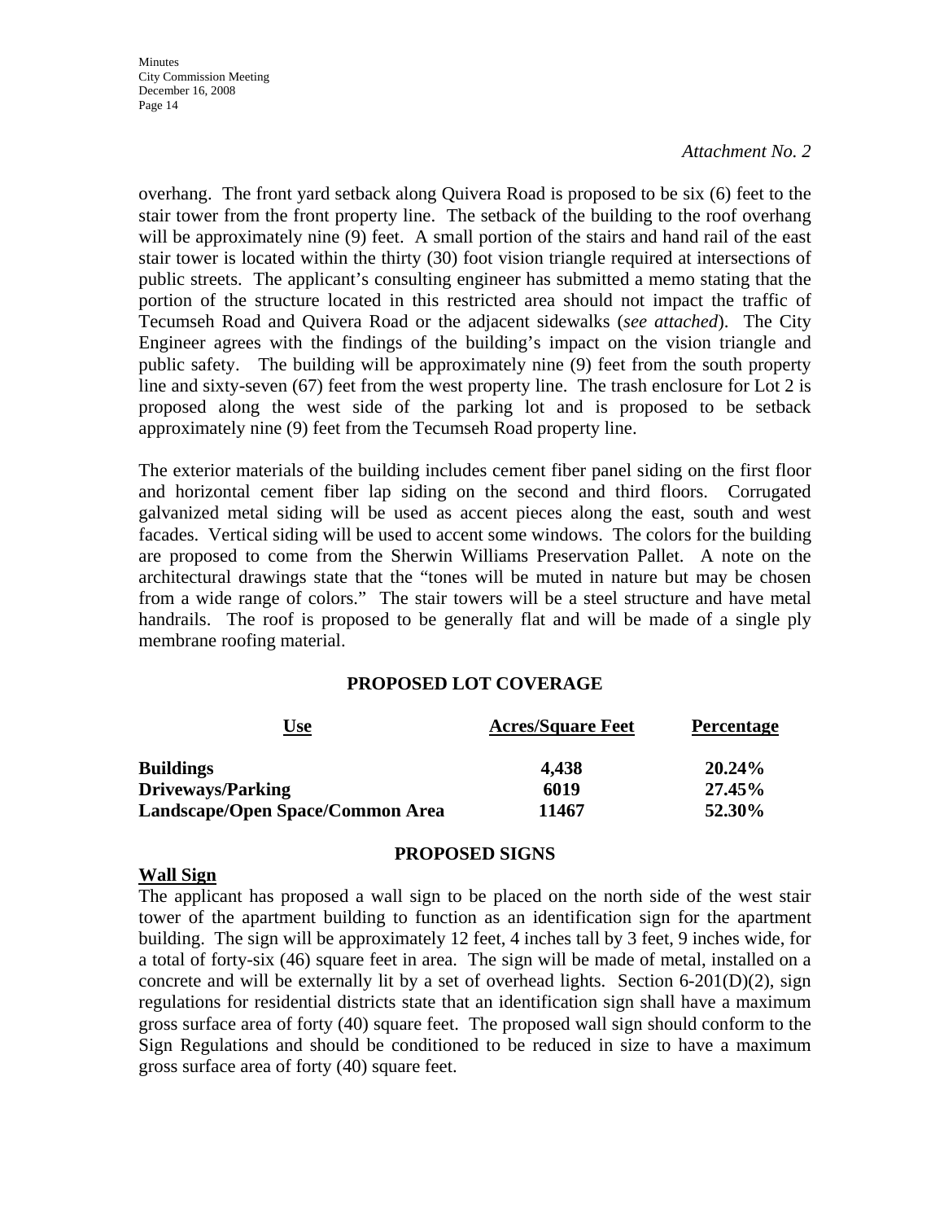*Attachment No. 2*

overhang. The front yard setback along Quivera Road is proposed to be six (6) feet to the stair tower from the front property line. The setback of the building to the roof overhang will be approximately nine (9) feet. A small portion of the stairs and hand rail of the east stair tower is located within the thirty (30) foot vision triangle required at intersections of public streets. The applicant's consulting engineer has submitted a memo stating that the portion of the structure located in this restricted area should not impact the traffic of Tecumseh Road and Quivera Road or the adjacent sidewalks (*see attached*). The City Engineer agrees with the findings of the building's impact on the vision triangle and public safety. The building will be approximately nine (9) feet from the south property line and sixty-seven (67) feet from the west property line. The trash enclosure for Lot 2 is proposed along the west side of the parking lot and is proposed to be setback approximately nine (9) feet from the Tecumseh Road property line.

The exterior materials of the building includes cement fiber panel siding on the first floor and horizontal cement fiber lap siding on the second and third floors. Corrugated galvanized metal siding will be used as accent pieces along the east, south and west facades. Vertical siding will be used to accent some windows. The colors for the building are proposed to come from the Sherwin Williams Preservation Pallet. A note on the architectural drawings state that the "tones will be muted in nature but may be chosen from a wide range of colors." The stair towers will be a steel structure and have metal handrails. The roof is proposed to be generally flat and will be made of a single ply membrane roofing material.

## PROPOSED LOT COVERAGE

| Use | Acres/Square Feet | Percentage |
|---|---|---|
| **Buildings** | **4,438** | **20.24%** |
| **Driveways/Parking** | **6019** | **27.45%** |
| **Landscape/Open Space/Common Area** | **11467** | **52.30%** |

## PROPOSED SIGNS

**Wall Sign**

The applicant has proposed a wall sign to be placed on the north side of the west stair tower of the apartment building to function as an identification sign for the apartment building. The sign will be approximately 12 feet, 4 inches tall by 3 feet, 9 inches wide, for a total of forty-six (46) square feet in area. The sign will be made of metal, installed on a concrete and will be externally lit by a set of overhead lights. Section 6-201(D)(2), sign regulations for residential districts state that an identification sign shall have a maximum gross surface area of forty (40) square feet. The proposed wall sign should conform to the Sign Regulations and should be conditioned to be reduced in size to have a maximum gross surface area of forty (40) square feet.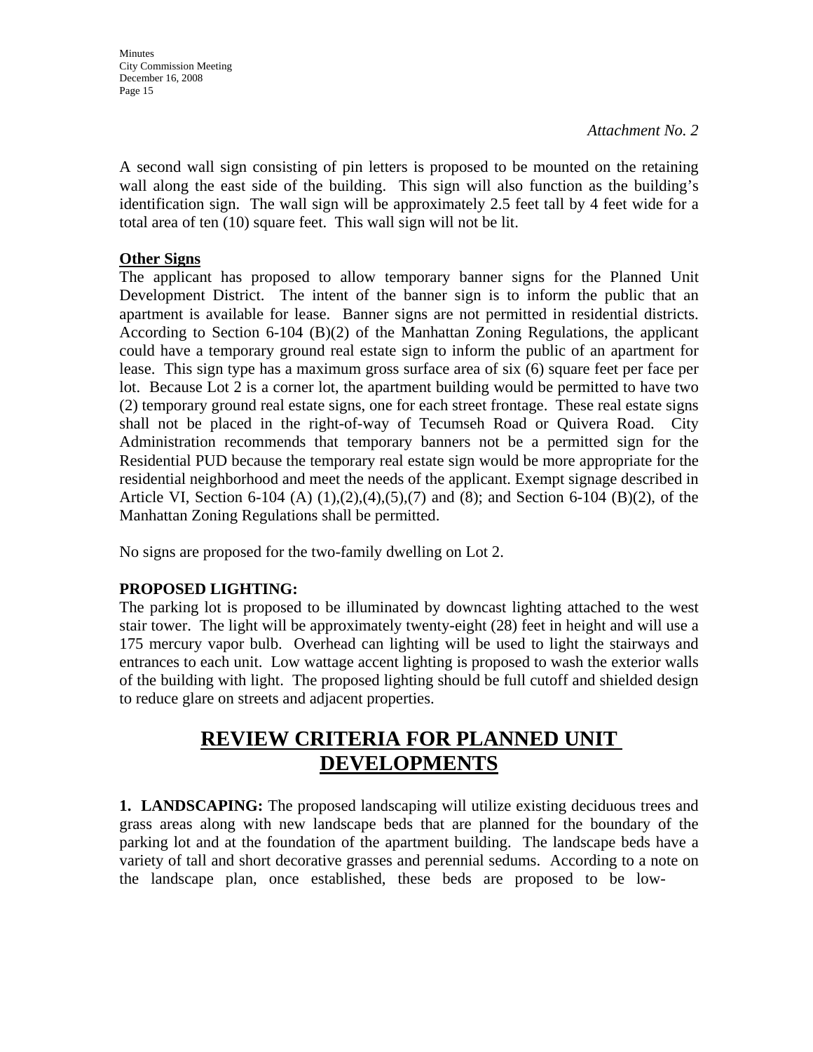*Attachment No. 2*

A second wall sign consisting of pin letters is proposed to be mounted on the retaining wall along the east side of the building. This sign will also function as the building's identification sign. The wall sign will be approximately 2.5 feet tall by 4 feet wide for a total area of ten (10) square feet. This wall sign will not be lit.

**Other Signs**

The applicant has proposed to allow temporary banner signs for the Planned Unit Development District. The intent of the banner sign is to inform the public that an apartment is available for lease. Banner signs are not permitted in residential districts. According to Section 6-104 (B)(2) of the Manhattan Zoning Regulations, the applicant could have a temporary ground real estate sign to inform the public of an apartment for lease. This sign type has a maximum gross surface area of six (6) square feet per face per lot. Because Lot 2 is a corner lot, the apartment building would be permitted to have two (2) temporary ground real estate signs, one for each street frontage. These real estate signs shall not be placed in the right-of-way of Tecumseh Road or Quivera Road. City Administration recommends that temporary banners not be a permitted sign for the Residential PUD because the temporary real estate sign would be more appropriate for the residential neighborhood and meet the needs of the applicant. Exempt signage described in Article VI, Section 6-104 (A) (1),(2),(4),(5),(7) and (8); and Section 6-104 (B)(2), of the Manhattan Zoning Regulations shall be permitted.

No signs are proposed for the two-family dwelling on Lot 2.

**PROPOSED LIGHTING:**

The parking lot is proposed to be illuminated by downcast lighting attached to the west stair tower. The light will be approximately twenty-eight (28) feet in height and will use a 175 mercury vapor bulb. Overhead can lighting will be used to light the stairways and entrances to each unit. Low wattage accent lighting is proposed to wash the exterior walls of the building with light. The proposed lighting should be full cutoff and shielded design to reduce glare on streets and adjacent properties.

# REVIEW CRITERIA FOR PLANNED UNIT DEVELOPMENTS

**1. LANDSCAPING:** The proposed landscaping will utilize existing deciduous trees and grass areas along with new landscape beds that are planned for the boundary of the parking lot and at the foundation of the apartment building. The landscape beds have a variety of tall and short decorative grasses and perennial sedums. According to a note on the landscape plan, once established, these beds are proposed to be low-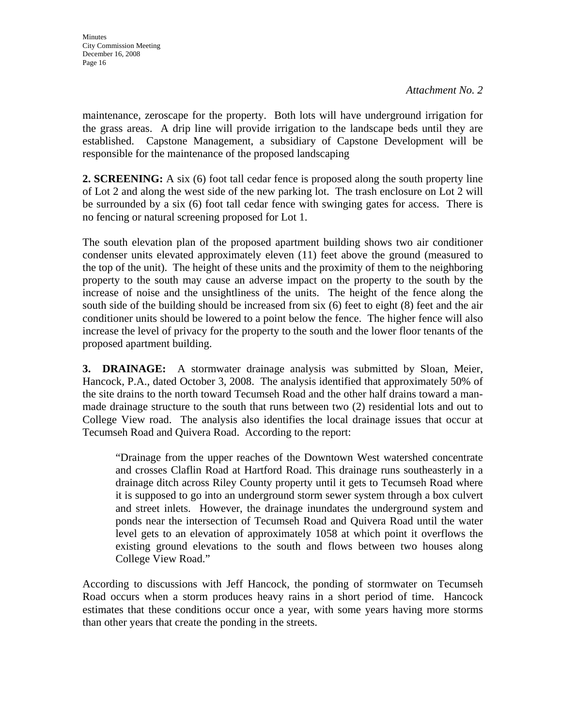*Attachment No. 2*

maintenance, zeroscape for the property. Both lots will have underground irrigation for the grass areas. A drip line will provide irrigation to the landscape beds until they are established. Capstone Management, a subsidiary of Capstone Development will be responsible for the maintenance of the proposed landscaping

**2. SCREENING:** A six (6) foot tall cedar fence is proposed along the south property line of Lot 2 and along the west side of the new parking lot. The trash enclosure on Lot 2 will be surrounded by a six (6) foot tall cedar fence with swinging gates for access. There is no fencing or natural screening proposed for Lot 1.

The south elevation plan of the proposed apartment building shows two air conditioner condenser units elevated approximately eleven (11) feet above the ground (measured to the top of the unit). The height of these units and the proximity of them to the neighboring property to the south may cause an adverse impact on the property to the south by the increase of noise and the unsightliness of the units. The height of the fence along the south side of the building should be increased from six (6) feet to eight (8) feet and the air conditioner units should be lowered to a point below the fence. The higher fence will also increase the level of privacy for the property to the south and the lower floor tenants of the proposed apartment building.

**3. DRAINAGE:** A stormwater drainage analysis was submitted by Sloan, Meier, Hancock, P.A., dated October 3, 2008. The analysis identified that approximately 50% of the site drains to the north toward Tecumseh Road and the other half drains toward a man-made drainage structure to the south that runs between two (2) residential lots and out to College View road. The analysis also identifies the local drainage issues that occur at Tecumseh Road and Quivera Road. According to the report:

> "Drainage from the upper reaches of the Downtown West watershed concentrate and crosses Claflin Road at Hartford Road. This drainage runs southeasterly in a drainage ditch across Riley County property until it gets to Tecumseh Road where it is supposed to go into an underground storm sewer system through a box culvert and street inlets. However, the drainage inundates the underground system and ponds near the intersection of Tecumseh Road and Quivera Road until the water level gets to an elevation of approximately 1058 at which point it overflows the existing ground elevations to the south and flows between two houses along College View Road."

According to discussions with Jeff Hancock, the ponding of stormwater on Tecumseh Road occurs when a storm produces heavy rains in a short period of time. Hancock estimates that these conditions occur once a year, with some years having more storms than other years that create the ponding in the streets.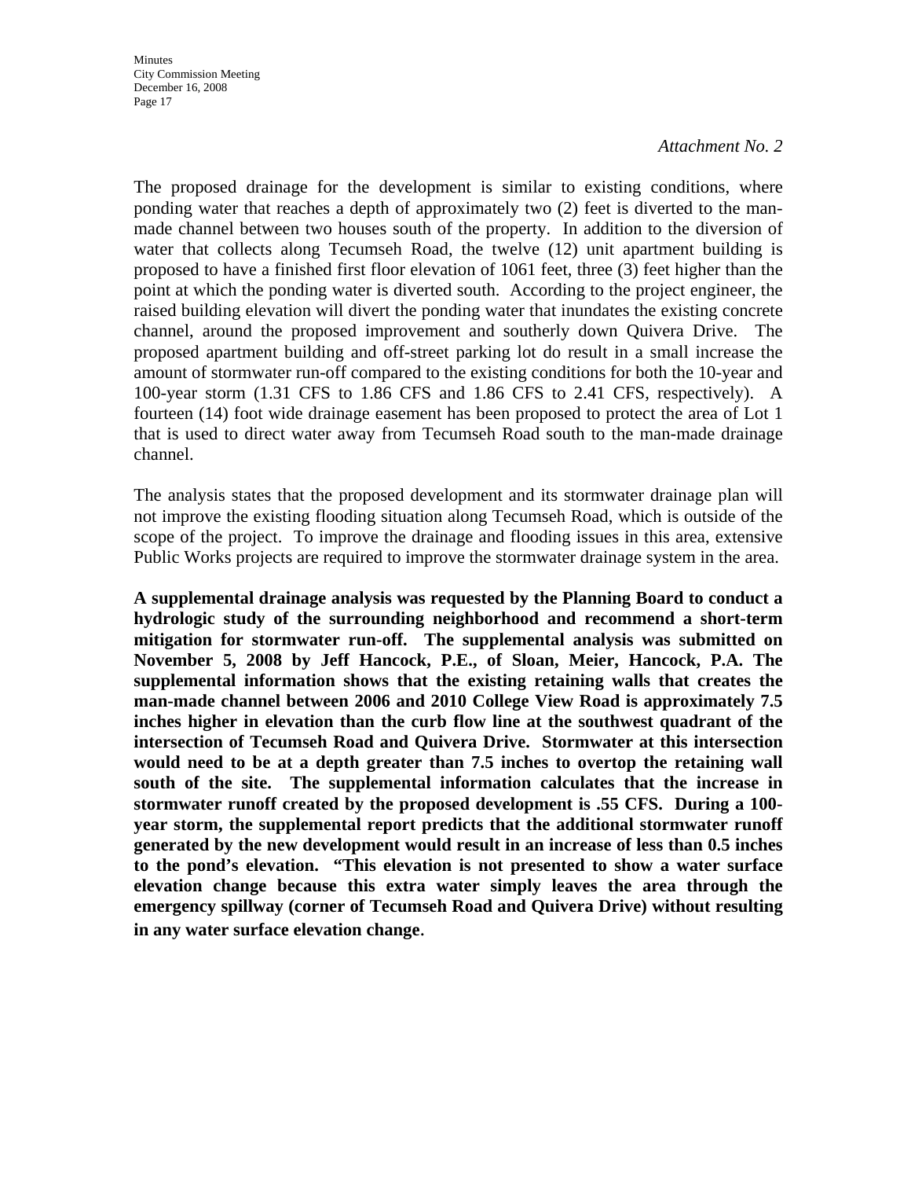*Attachment No. 2*

The proposed drainage for the development is similar to existing conditions, where ponding water that reaches a depth of approximately two (2) feet is diverted to the man-made channel between two houses south of the property. In addition to the diversion of water that collects along Tecumseh Road, the twelve (12) unit apartment building is proposed to have a finished first floor elevation of 1061 feet, three (3) feet higher than the point at which the ponding water is diverted south. According to the project engineer, the raised building elevation will divert the ponding water that inundates the existing concrete channel, around the proposed improvement and southerly down Quivera Drive. The proposed apartment building and off-street parking lot do result in a small increase the amount of stormwater run-off compared to the existing conditions for both the 10-year and 100-year storm (1.31 CFS to 1.86 CFS and 1.86 CFS to 2.41 CFS, respectively). A fourteen (14) foot wide drainage easement has been proposed to protect the area of Lot 1 that is used to direct water away from Tecumseh Road south to the man-made drainage channel.

The analysis states that the proposed development and its stormwater drainage plan will not improve the existing flooding situation along Tecumseh Road, which is outside of the scope of the project. To improve the drainage and flooding issues in this area, extensive Public Works projects are required to improve the stormwater drainage system in the area.

**A supplemental drainage analysis was requested by the Planning Board to conduct a hydrologic study of the surrounding neighborhood and recommend a short-term mitigation for stormwater run-off. The supplemental analysis was submitted on November 5, 2008 by Jeff Hancock, P.E., of Sloan, Meier, Hancock, P.A. The supplemental information shows that the existing retaining walls that creates the man-made channel between 2006 and 2010 College View Road is approximately 7.5 inches higher in elevation than the curb flow line at the southwest quadrant of the intersection of Tecumseh Road and Quivera Drive. Stormwater at this intersection would need to be at a depth greater than 7.5 inches to overtop the retaining wall south of the site. The supplemental information calculates that the increase in stormwater runoff created by the proposed development is .55 CFS. During a 100-year storm, the supplemental report predicts that the additional stormwater runoff generated by the new development would result in an increase of less than 0.5 inches to the pond's elevation. "This elevation is not presented to show a water surface elevation change because this extra water simply leaves the area through the emergency spillway (corner of Tecumseh Road and Quivera Drive) without resulting in any water surface elevation change**.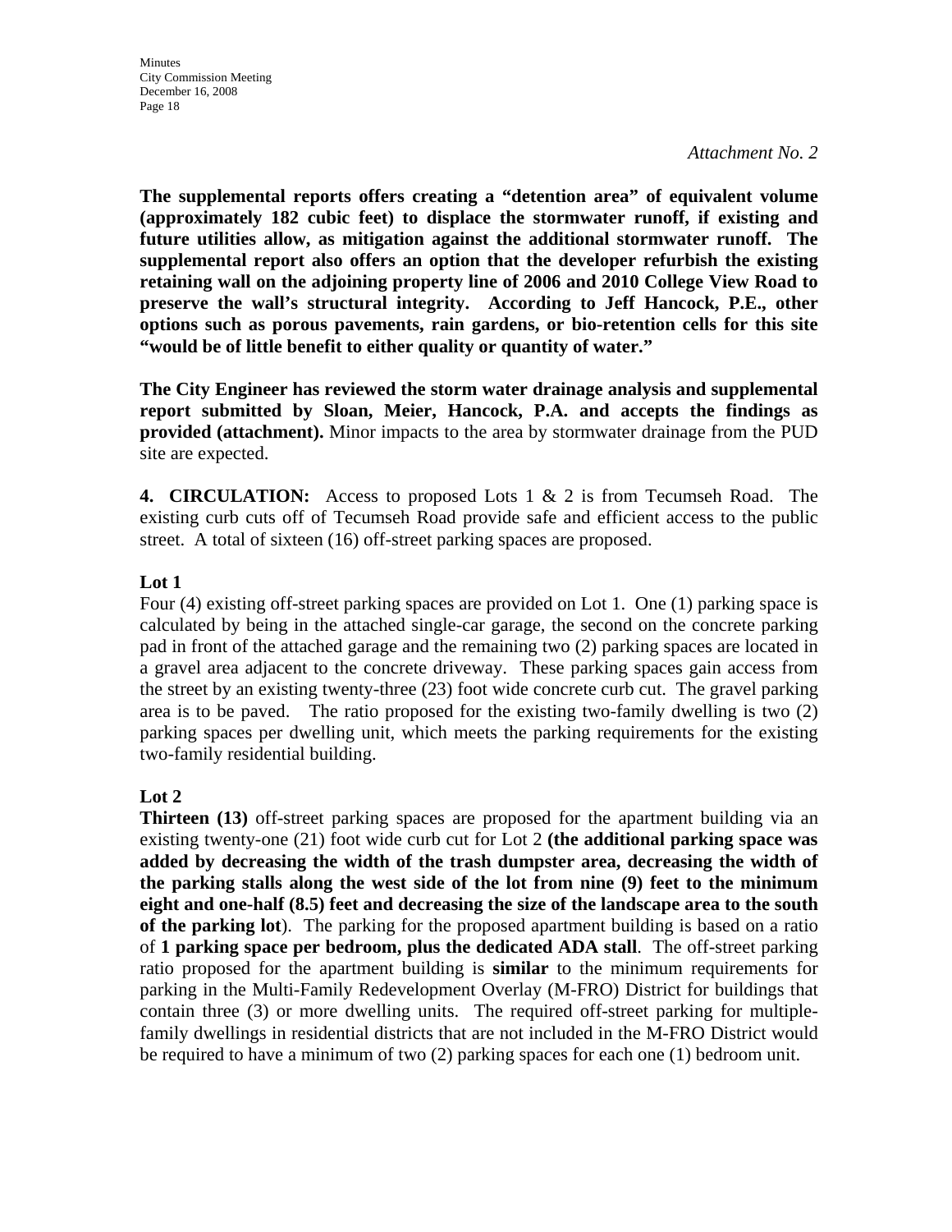*Attachment No. 2*

**The supplemental reports offers creating a "detention area" of equivalent volume (approximately 182 cubic feet) to displace the stormwater runoff, if existing and future utilities allow, as mitigation against the additional stormwater runoff. The supplemental report also offers an option that the developer refurbish the existing retaining wall on the adjoining property line of 2006 and 2010 College View Road to preserve the wall's structural integrity. According to Jeff Hancock, P.E., other options such as porous pavements, rain gardens, or bio-retention cells for this site "would be of little benefit to either quality or quantity of water."**

**The City Engineer has reviewed the storm water drainage analysis and supplemental report submitted by Sloan, Meier, Hancock, P.A. and accepts the findings as provided (attachment).** Minor impacts to the area by stormwater drainage from the PUD site are expected.

**4. CIRCULATION:** Access to proposed Lots 1 & 2 is from Tecumseh Road. The existing curb cuts off of Tecumseh Road provide safe and efficient access to the public street. A total of sixteen (16) off-street parking spaces are proposed.

**Lot 1**

Four (4) existing off-street parking spaces are provided on Lot 1. One (1) parking space is calculated by being in the attached single-car garage, the second on the concrete parking pad in front of the attached garage and the remaining two (2) parking spaces are located in a gravel area adjacent to the concrete driveway. These parking spaces gain access from the street by an existing twenty-three (23) foot wide concrete curb cut. The gravel parking area is to be paved. The ratio proposed for the existing two-family dwelling is two (2) parking spaces per dwelling unit, which meets the parking requirements for the existing two-family residential building.

**Lot 2**

**Thirteen (13)** off-street parking spaces are proposed for the apartment building via an existing twenty-one (21) foot wide curb cut for Lot 2 **(the additional parking space was added by decreasing the width of the trash dumpster area, decreasing the width of the parking stalls along the west side of the lot from nine (9) feet to the minimum eight and one-half (8.5) feet and decreasing the size of the landscape area to the south of the parking lot**). The parking for the proposed apartment building is based on a ratio of **1 parking space per bedroom, plus the dedicated ADA stall**. The off-street parking ratio proposed for the apartment building is **similar** to the minimum requirements for parking in the Multi-Family Redevelopment Overlay (M-FRO) District for buildings that contain three (3) or more dwelling units. The required off-street parking for multiple-family dwellings in residential districts that are not included in the M-FRO District would be required to have a minimum of two (2) parking spaces for each one (1) bedroom unit.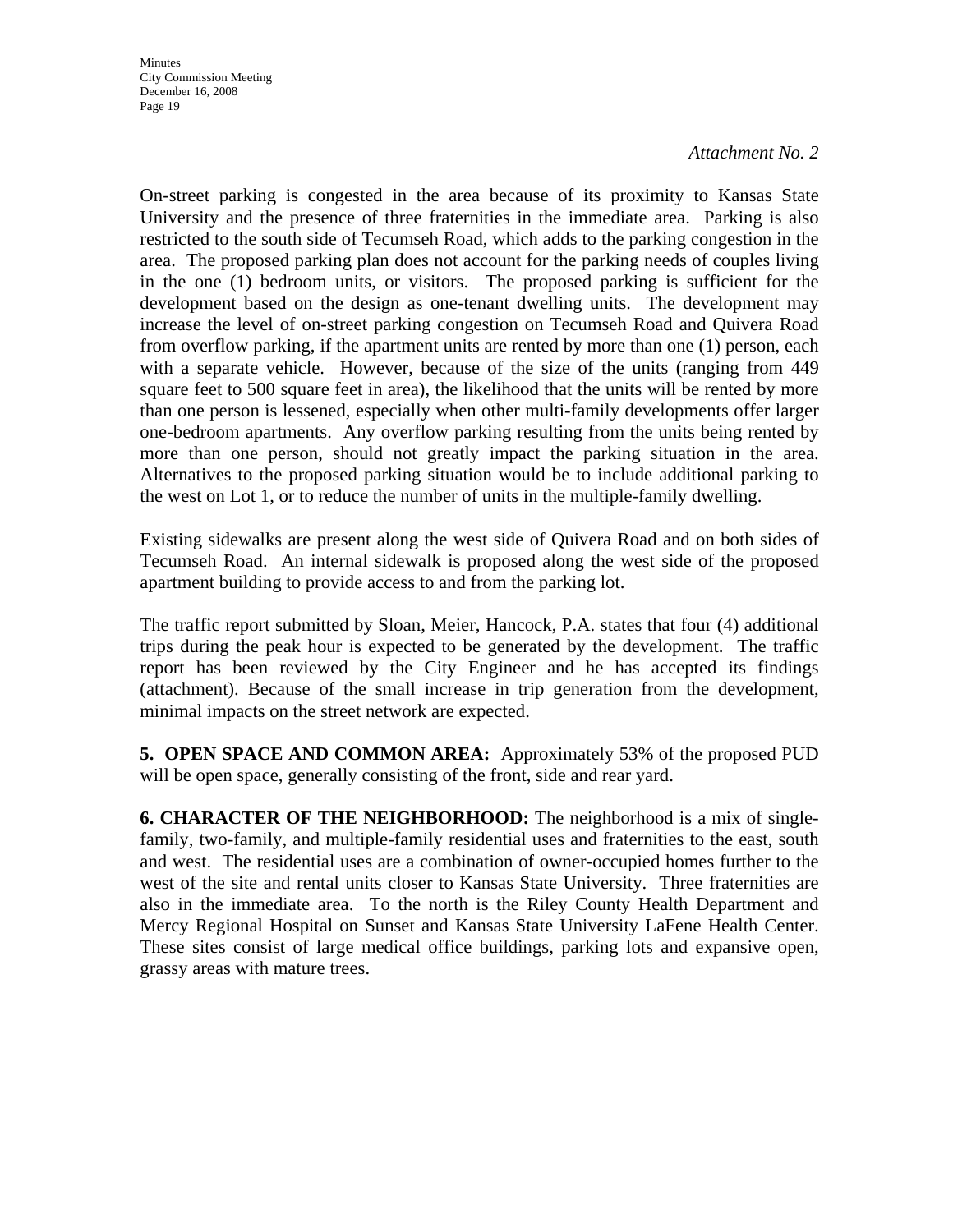*Attachment No. 2*

On-street parking is congested in the area because of its proximity to Kansas State University and the presence of three fraternities in the immediate area. Parking is also restricted to the south side of Tecumseh Road, which adds to the parking congestion in the area. The proposed parking plan does not account for the parking needs of couples living in the one (1) bedroom units, or visitors. The proposed parking is sufficient for the development based on the design as one-tenant dwelling units. The development may increase the level of on-street parking congestion on Tecumseh Road and Quivera Road from overflow parking, if the apartment units are rented by more than one (1) person, each with a separate vehicle. However, because of the size of the units (ranging from 449 square feet to 500 square feet in area), the likelihood that the units will be rented by more than one person is lessened, especially when other multi-family developments offer larger one-bedroom apartments. Any overflow parking resulting from the units being rented by more than one person, should not greatly impact the parking situation in the area. Alternatives to the proposed parking situation would be to include additional parking to the west on Lot 1, or to reduce the number of units in the multiple-family dwelling.

Existing sidewalks are present along the west side of Quivera Road and on both sides of Tecumseh Road. An internal sidewalk is proposed along the west side of the proposed apartment building to provide access to and from the parking lot.

The traffic report submitted by Sloan, Meier, Hancock, P.A. states that four (4) additional trips during the peak hour is expected to be generated by the development. The traffic report has been reviewed by the City Engineer and he has accepted its findings (attachment). Because of the small increase in trip generation from the development, minimal impacts on the street network are expected.

**5. OPEN SPACE AND COMMON AREA:** Approximately 53% of the proposed PUD will be open space, generally consisting of the front, side and rear yard.

**6. CHARACTER OF THE NEIGHBORHOOD:** The neighborhood is a mix of single-family, two-family, and multiple-family residential uses and fraternities to the east, south and west. The residential uses are a combination of owner-occupied homes further to the west of the site and rental units closer to Kansas State University. Three fraternities are also in the immediate area. To the north is the Riley County Health Department and Mercy Regional Hospital on Sunset and Kansas State University LaFene Health Center. These sites consist of large medical office buildings, parking lots and expansive open, grassy areas with mature trees.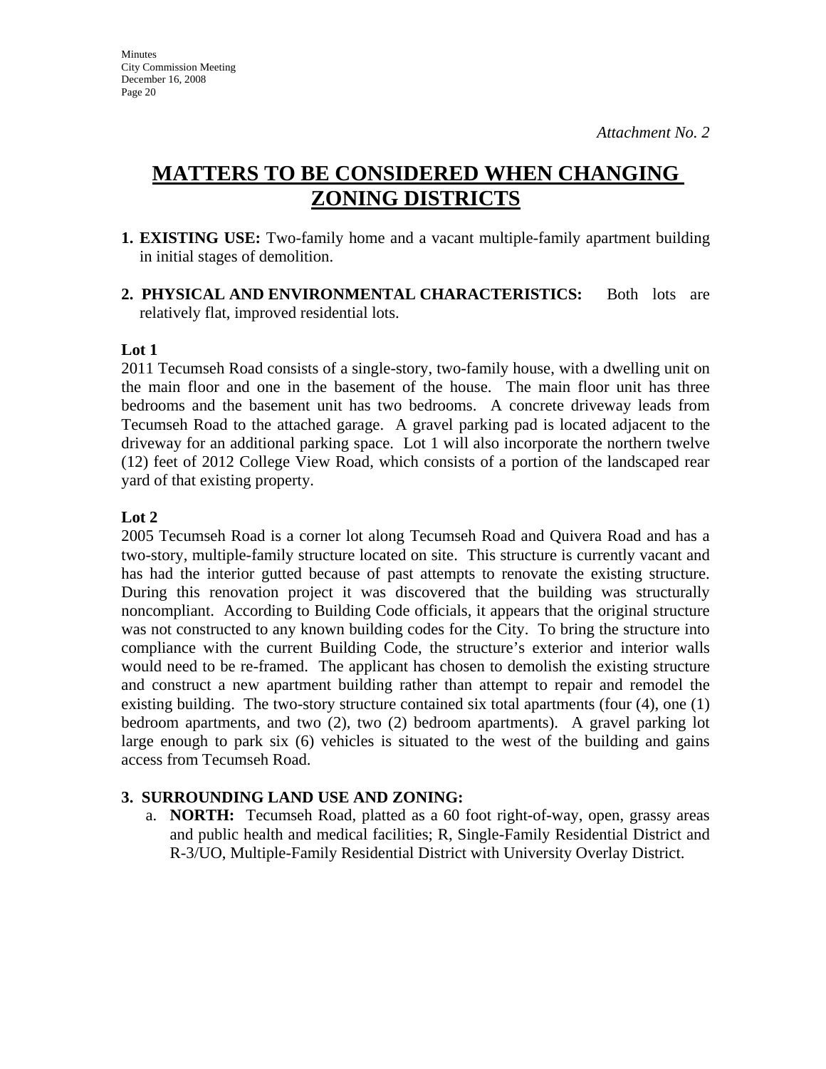*Attachment No. 2*

# MATTERS TO BE CONSIDERED WHEN CHANGING ZONING DISTRICTS

**1. EXISTING USE:** Two-family home and a vacant multiple-family apartment building in initial stages of demolition.

**2. PHYSICAL AND ENVIRONMENTAL CHARACTERISTICS:** Both lots are relatively flat, improved residential lots.

**Lot 1**

2011 Tecumseh Road consists of a single-story, two-family house, with a dwelling unit on the main floor and one in the basement of the house. The main floor unit has three bedrooms and the basement unit has two bedrooms. A concrete driveway leads from Tecumseh Road to the attached garage. A gravel parking pad is located adjacent to the driveway for an additional parking space. Lot 1 will also incorporate the northern twelve (12) feet of 2012 College View Road, which consists of a portion of the landscaped rear yard of that existing property.

**Lot 2**

2005 Tecumseh Road is a corner lot along Tecumseh Road and Quivera Road and has a two-story, multiple-family structure located on site. This structure is currently vacant and has had the interior gutted because of past attempts to renovate the existing structure. During this renovation project it was discovered that the building was structurally noncompliant. According to Building Code officials, it appears that the original structure was not constructed to any known building codes for the City. To bring the structure into compliance with the current Building Code, the structure's exterior and interior walls would need to be re-framed. The applicant has chosen to demolish the existing structure and construct a new apartment building rather than attempt to repair and remodel the existing building. The two-story structure contained six total apartments (four (4), one (1) bedroom apartments, and two (2), two (2) bedroom apartments). A gravel parking lot large enough to park six (6) vehicles is situated to the west of the building and gains access from Tecumseh Road.

**3. SURROUNDING LAND USE AND ZONING:**

a. **NORTH:** Tecumseh Road, platted as a 60 foot right-of-way, open, grassy areas and public health and medical facilities; R, Single-Family Residential District and R-3/UO, Multiple-Family Residential District with University Overlay District.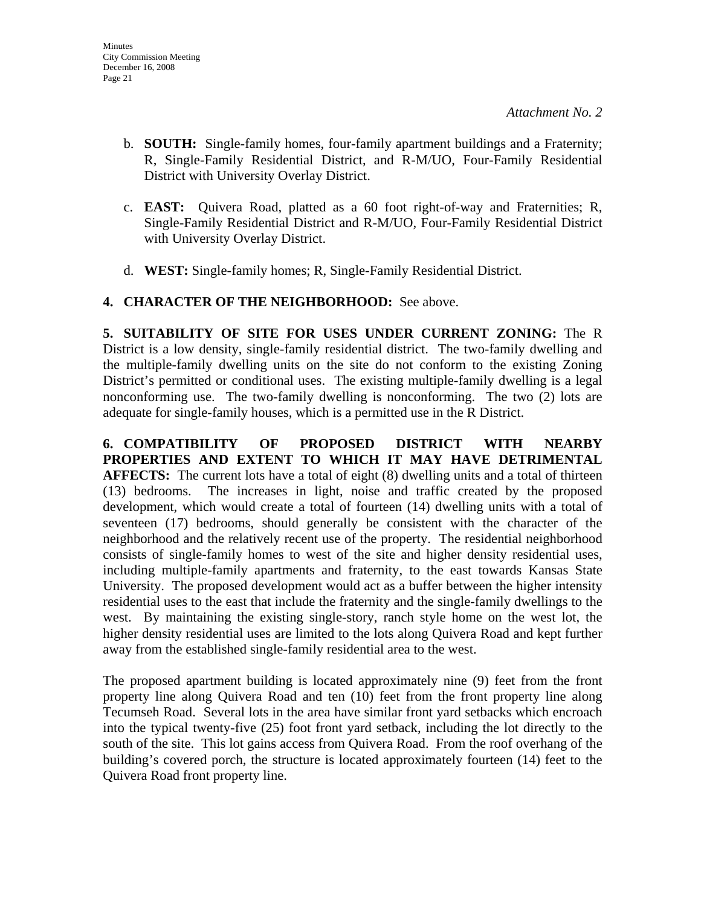*Attachment No. 2*

b. **SOUTH:** Single-family homes, four-family apartment buildings and a Fraternity; R, Single-Family Residential District, and R-M/UO, Four-Family Residential District with University Overlay District.

c. **EAST:** Quivera Road, platted as a 60 foot right-of-way and Fraternities; R, Single-Family Residential District and R-M/UO, Four-Family Residential District with University Overlay District.

d. **WEST:** Single-family homes; R, Single-Family Residential District.

**4. CHARACTER OF THE NEIGHBORHOOD:** See above.

**5. SUITABILITY OF SITE FOR USES UNDER CURRENT ZONING:** The R District is a low density, single-family residential district. The two-family dwelling and the multiple-family dwelling units on the site do not conform to the existing Zoning District's permitted or conditional uses. The existing multiple-family dwelling is a legal nonconforming use. The two-family dwelling is nonconforming. The two (2) lots are adequate for single-family houses, which is a permitted use in the R District.

**6. COMPATIBILITY OF PROPOSED DISTRICT WITH NEARBY PROPERTIES AND EXTENT TO WHICH IT MAY HAVE DETRIMENTAL AFFECTS:** The current lots have a total of eight (8) dwelling units and a total of thirteen (13) bedrooms. The increases in light, noise and traffic created by the proposed development, which would create a total of fourteen (14) dwelling units with a total of seventeen (17) bedrooms, should generally be consistent with the character of the neighborhood and the relatively recent use of the property. The residential neighborhood consists of single-family homes to west of the site and higher density residential uses, including multiple-family apartments and fraternity, to the east towards Kansas State University. The proposed development would act as a buffer between the higher intensity residential uses to the east that include the fraternity and the single-family dwellings to the west. By maintaining the existing single-story, ranch style home on the west lot, the higher density residential uses are limited to the lots along Quivera Road and kept further away from the established single-family residential area to the west.

The proposed apartment building is located approximately nine (9) feet from the front property line along Quivera Road and ten (10) feet from the front property line along Tecumseh Road. Several lots in the area have similar front yard setbacks which encroach into the typical twenty-five (25) foot front yard setback, including the lot directly to the south of the site. This lot gains access from Quivera Road. From the roof overhang of the building's covered porch, the structure is located approximately fourteen (14) feet to the Quivera Road front property line.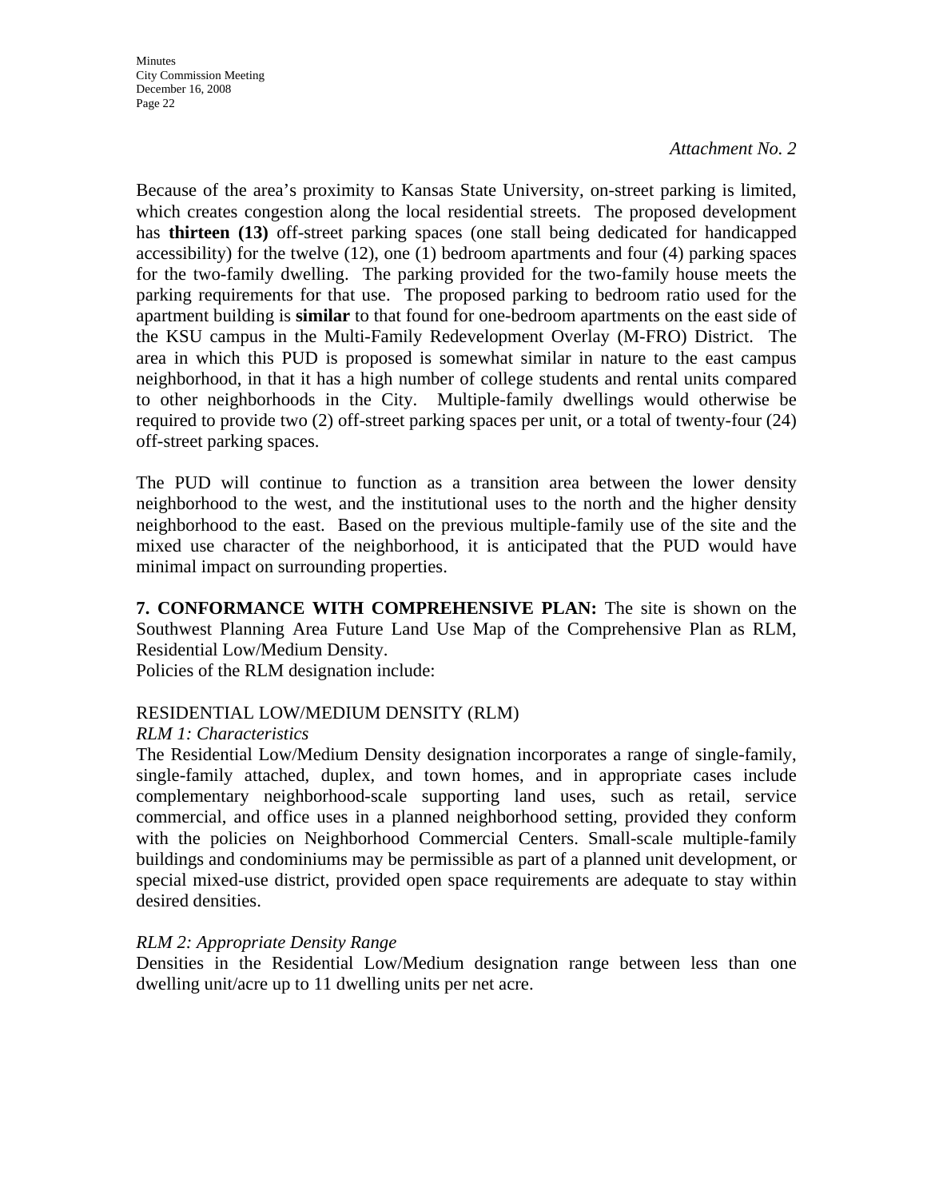*Attachment No. 2*

Because of the area's proximity to Kansas State University, on-street parking is limited, which creates congestion along the local residential streets. The proposed development has **thirteen (13)** off-street parking spaces (one stall being dedicated for handicapped accessibility) for the twelve (12), one (1) bedroom apartments and four (4) parking spaces for the two-family dwelling. The parking provided for the two-family house meets the parking requirements for that use. The proposed parking to bedroom ratio used for the apartment building is **similar** to that found for one-bedroom apartments on the east side of the KSU campus in the Multi-Family Redevelopment Overlay (M-FRO) District. The area in which this PUD is proposed is somewhat similar in nature to the east campus neighborhood, in that it has a high number of college students and rental units compared to other neighborhoods in the City. Multiple-family dwellings would otherwise be required to provide two (2) off-street parking spaces per unit, or a total of twenty-four (24) off-street parking spaces.

The PUD will continue to function as a transition area between the lower density neighborhood to the west, and the institutional uses to the north and the higher density neighborhood to the east. Based on the previous multiple-family use of the site and the mixed use character of the neighborhood, it is anticipated that the PUD would have minimal impact on surrounding properties.

**7. CONFORMANCE WITH COMPREHENSIVE PLAN:** The site is shown on the Southwest Planning Area Future Land Use Map of the Comprehensive Plan as RLM, Residential Low/Medium Density.
Policies of the RLM designation include:

RESIDENTIAL LOW/MEDIUM DENSITY (RLM)

*RLM 1: Characteristics*

The Residential Low/Medium Density designation incorporates a range of single-family, single-family attached, duplex, and town homes, and in appropriate cases include complementary neighborhood-scale supporting land uses, such as retail, service commercial, and office uses in a planned neighborhood setting, provided they conform with the policies on Neighborhood Commercial Centers. Small-scale multiple-family buildings and condominiums may be permissible as part of a planned unit development, or special mixed-use district, provided open space requirements are adequate to stay within desired densities.

*RLM 2: Appropriate Density Range*

Densities in the Residential Low/Medium designation range between less than one dwelling unit/acre up to 11 dwelling units per net acre.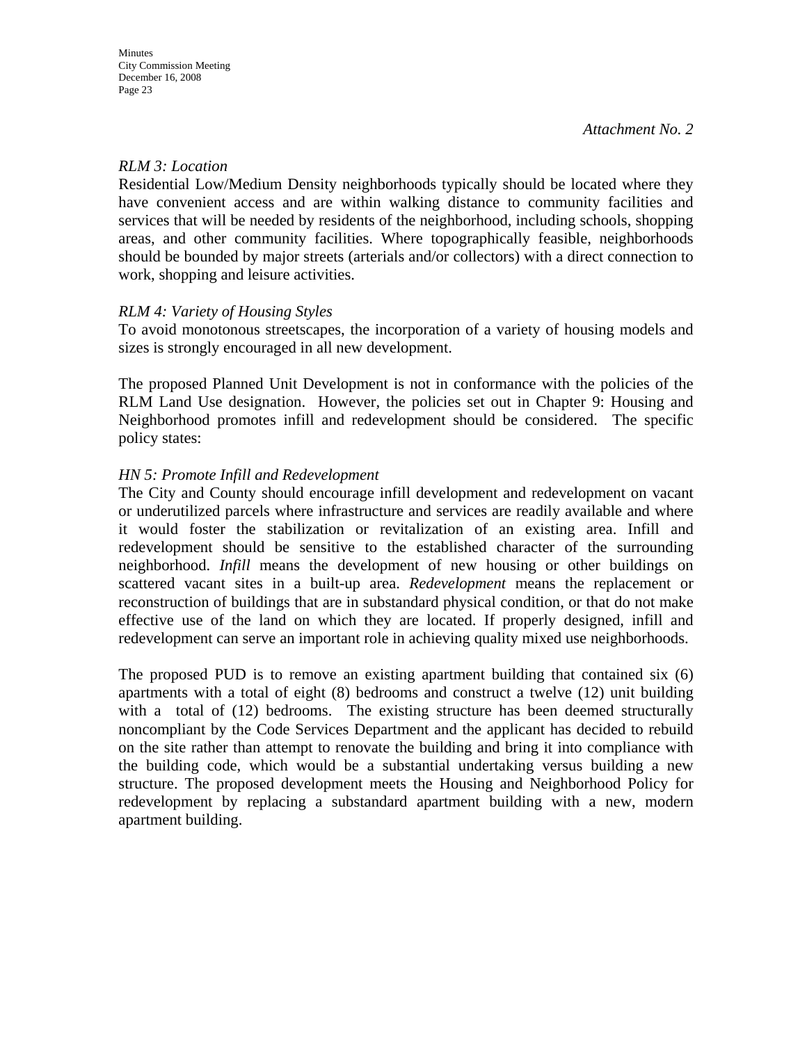*Attachment No. 2*

*RLM 3: Location*

Residential Low/Medium Density neighborhoods typically should be located where they have convenient access and are within walking distance to community facilities and services that will be needed by residents of the neighborhood, including schools, shopping areas, and other community facilities. Where topographically feasible, neighborhoods should be bounded by major streets (arterials and/or collectors) with a direct connection to work, shopping and leisure activities.

*RLM 4: Variety of Housing Styles*

To avoid monotonous streetscapes, the incorporation of a variety of housing models and sizes is strongly encouraged in all new development.

The proposed Planned Unit Development is not in conformance with the policies of the RLM Land Use designation. However, the policies set out in Chapter 9: Housing and Neighborhood promotes infill and redevelopment should be considered. The specific policy states:

*HN 5: Promote Infill and Redevelopment*

The City and County should encourage infill development and redevelopment on vacant or underutilized parcels where infrastructure and services are readily available and where it would foster the stabilization or revitalization of an existing area. Infill and redevelopment should be sensitive to the established character of the surrounding neighborhood. *Infill* means the development of new housing or other buildings on scattered vacant sites in a built-up area. *Redevelopment* means the replacement or reconstruction of buildings that are in substandard physical condition, or that do not make effective use of the land on which they are located. If properly designed, infill and redevelopment can serve an important role in achieving quality mixed use neighborhoods.

The proposed PUD is to remove an existing apartment building that contained six (6) apartments with a total of eight (8) bedrooms and construct a twelve (12) unit building with a total of (12) bedrooms. The existing structure has been deemed structurally noncompliant by the Code Services Department and the applicant has decided to rebuild on the site rather than attempt to renovate the building and bring it into compliance with the building code, which would be a substantial undertaking versus building a new structure. The proposed development meets the Housing and Neighborhood Policy for redevelopment by replacing a substandard apartment building with a new, modern apartment building.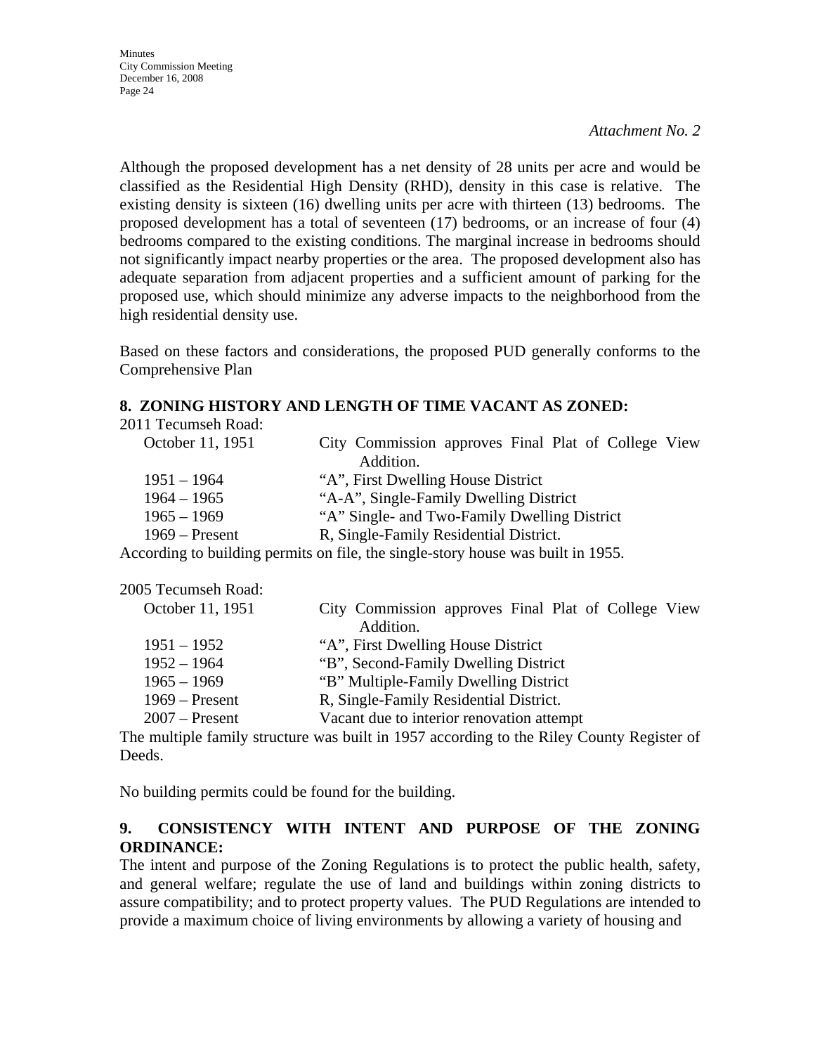*Attachment No. 2*

Although the proposed development has a net density of 28 units per acre and would be classified as the Residential High Density (RHD), density in this case is relative. The existing density is sixteen (16) dwelling units per acre with thirteen (13) bedrooms. The proposed development has a total of seventeen (17) bedrooms, or an increase of four (4) bedrooms compared to the existing conditions. The marginal increase in bedrooms should not significantly impact nearby properties or the area. The proposed development also has adequate separation from adjacent properties and a sufficient amount of parking for the proposed use, which should minimize any adverse impacts to the neighborhood from the high residential density use.

Based on these factors and considerations, the proposed PUD generally conforms to the Comprehensive Plan

## 8. ZONING HISTORY AND LENGTH OF TIME VACANT AS ZONED:

2011 Tecumseh Road:

| | |
|---|---|
| October 11, 1951 | City Commission approves Final Plat of College View Addition. |
| 1951 – 1964 | "A", First Dwelling House District |
| 1964 – 1965 | "A-A", Single-Family Dwelling District |
| 1965 – 1969 | "A" Single- and Two-Family Dwelling District |
| 1969 – Present | R, Single-Family Residential District. |

According to building permits on file, the single-story house was built in 1955.

2005 Tecumseh Road:

| | |
|---|---|
| October 11, 1951 | City Commission approves Final Plat of College View Addition. |
| 1951 – 1952 | "A", First Dwelling House District |
| 1952 – 1964 | "B", Second-Family Dwelling District |
| 1965 – 1969 | "B" Multiple-Family Dwelling District |
| 1969 – Present | R, Single-Family Residential District. |
| 2007 – Present | Vacant due to interior renovation attempt |

The multiple family structure was built in 1957 according to the Riley County Register of Deeds.

No building permits could be found for the building.

## 9. CONSISTENCY WITH INTENT AND PURPOSE OF THE ZONING ORDINANCE:

The intent and purpose of the Zoning Regulations is to protect the public health, safety, and general welfare; regulate the use of land and buildings within zoning districts to assure compatibility; and to protect property values. The PUD Regulations are intended to provide a maximum choice of living environments by allowing a variety of housing and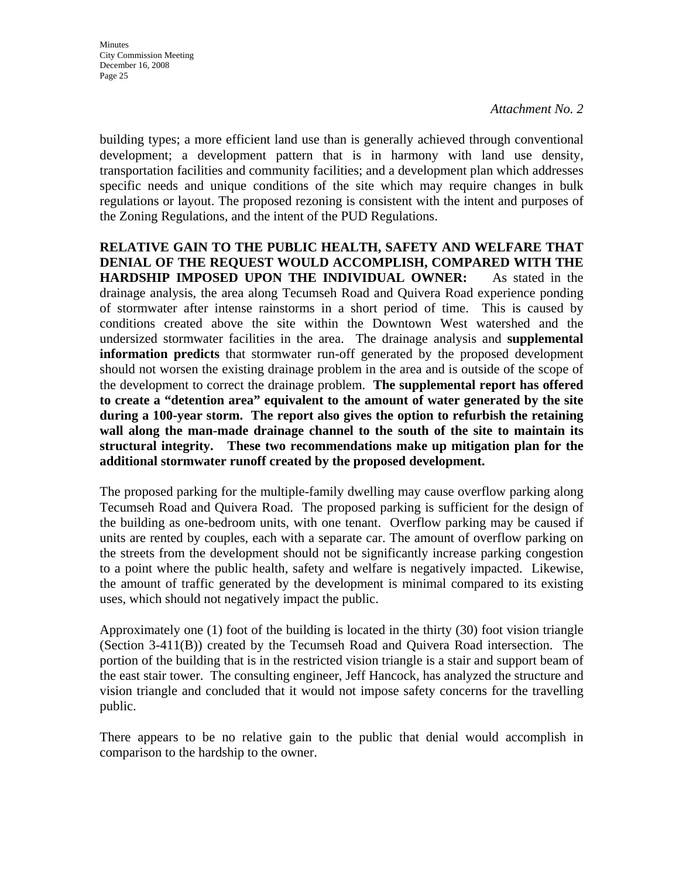*Attachment No. 2*

building types; a more efficient land use than is generally achieved through conventional development; a development pattern that is in harmony with land use density, transportation facilities and community facilities; and a development plan which addresses specific needs and unique conditions of the site which may require changes in bulk regulations or layout. The proposed rezoning is consistent with the intent and purposes of the Zoning Regulations, and the intent of the PUD Regulations.

**RELATIVE GAIN TO THE PUBLIC HEALTH, SAFETY AND WELFARE THAT DENIAL OF THE REQUEST WOULD ACCOMPLISH, COMPARED WITH THE HARDSHIP IMPOSED UPON THE INDIVIDUAL OWNER:** As stated in the drainage analysis, the area along Tecumseh Road and Quivera Road experience ponding of stormwater after intense rainstorms in a short period of time. This is caused by conditions created above the site within the Downtown West watershed and the undersized stormwater facilities in the area. The drainage analysis and **supplemental information predicts** that stormwater run-off generated by the proposed development should not worsen the existing drainage problem in the area and is outside of the scope of the development to correct the drainage problem. **The supplemental report has offered to create a "detention area" equivalent to the amount of water generated by the site during a 100-year storm. The report also gives the option to refurbish the retaining wall along the man-made drainage channel to the south of the site to maintain its structural integrity. These two recommendations make up mitigation plan for the additional stormwater runoff created by the proposed development.**

The proposed parking for the multiple-family dwelling may cause overflow parking along Tecumseh Road and Quivera Road. The proposed parking is sufficient for the design of the building as one-bedroom units, with one tenant. Overflow parking may be caused if units are rented by couples, each with a separate car. The amount of overflow parking on the streets from the development should not be significantly increase parking congestion to a point where the public health, safety and welfare is negatively impacted. Likewise, the amount of traffic generated by the development is minimal compared to its existing uses, which should not negatively impact the public.

Approximately one (1) foot of the building is located in the thirty (30) foot vision triangle (Section 3-411(B)) created by the Tecumseh Road and Quivera Road intersection. The portion of the building that is in the restricted vision triangle is a stair and support beam of the east stair tower. The consulting engineer, Jeff Hancock, has analyzed the structure and vision triangle and concluded that it would not impose safety concerns for the travelling public.

There appears to be no relative gain to the public that denial would accomplish in comparison to the hardship to the owner.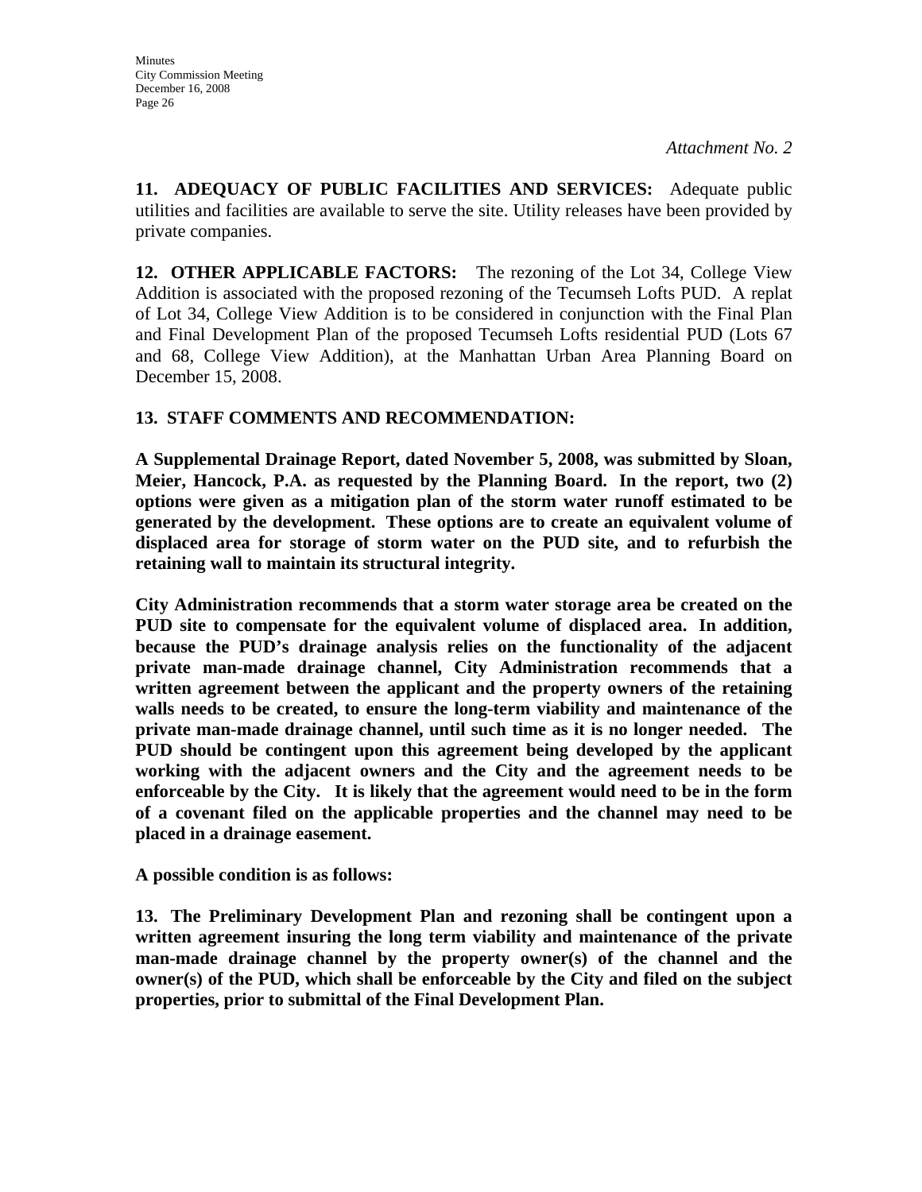*Attachment No. 2*

**11. ADEQUACY OF PUBLIC FACILITIES AND SERVICES:** Adequate public utilities and facilities are available to serve the site. Utility releases have been provided by private companies.

**12. OTHER APPLICABLE FACTORS:** The rezoning of the Lot 34, College View Addition is associated with the proposed rezoning of the Tecumseh Lofts PUD. A replat of Lot 34, College View Addition is to be considered in conjunction with the Final Plan and Final Development Plan of the proposed Tecumseh Lofts residential PUD (Lots 67 and 68, College View Addition), at the Manhattan Urban Area Planning Board on December 15, 2008.

**13. STAFF COMMENTS AND RECOMMENDATION:**

**A Supplemental Drainage Report, dated November 5, 2008, was submitted by Sloan, Meier, Hancock, P.A. as requested by the Planning Board. In the report, two (2) options were given as a mitigation plan of the storm water runoff estimated to be generated by the development. These options are to create an equivalent volume of displaced area for storage of storm water on the PUD site, and to refurbish the retaining wall to maintain its structural integrity.**

**City Administration recommends that a storm water storage area be created on the PUD site to compensate for the equivalent volume of displaced area. In addition, because the PUD's drainage analysis relies on the functionality of the adjacent private man-made drainage channel, City Administration recommends that a written agreement between the applicant and the property owners of the retaining walls needs to be created, to ensure the long-term viability and maintenance of the private man-made drainage channel, until such time as it is no longer needed. The PUD should be contingent upon this agreement being developed by the applicant working with the adjacent owners and the City and the agreement needs to be enforceable by the City. It is likely that the agreement would need to be in the form of a covenant filed on the applicable properties and the channel may need to be placed in a drainage easement.**

**A possible condition is as follows:**

**13. The Preliminary Development Plan and rezoning shall be contingent upon a written agreement insuring the long term viability and maintenance of the private man-made drainage channel by the property owner(s) of the channel and the owner(s) of the PUD, which shall be enforceable by the City and filed on the subject properties, prior to submittal of the Final Development Plan.**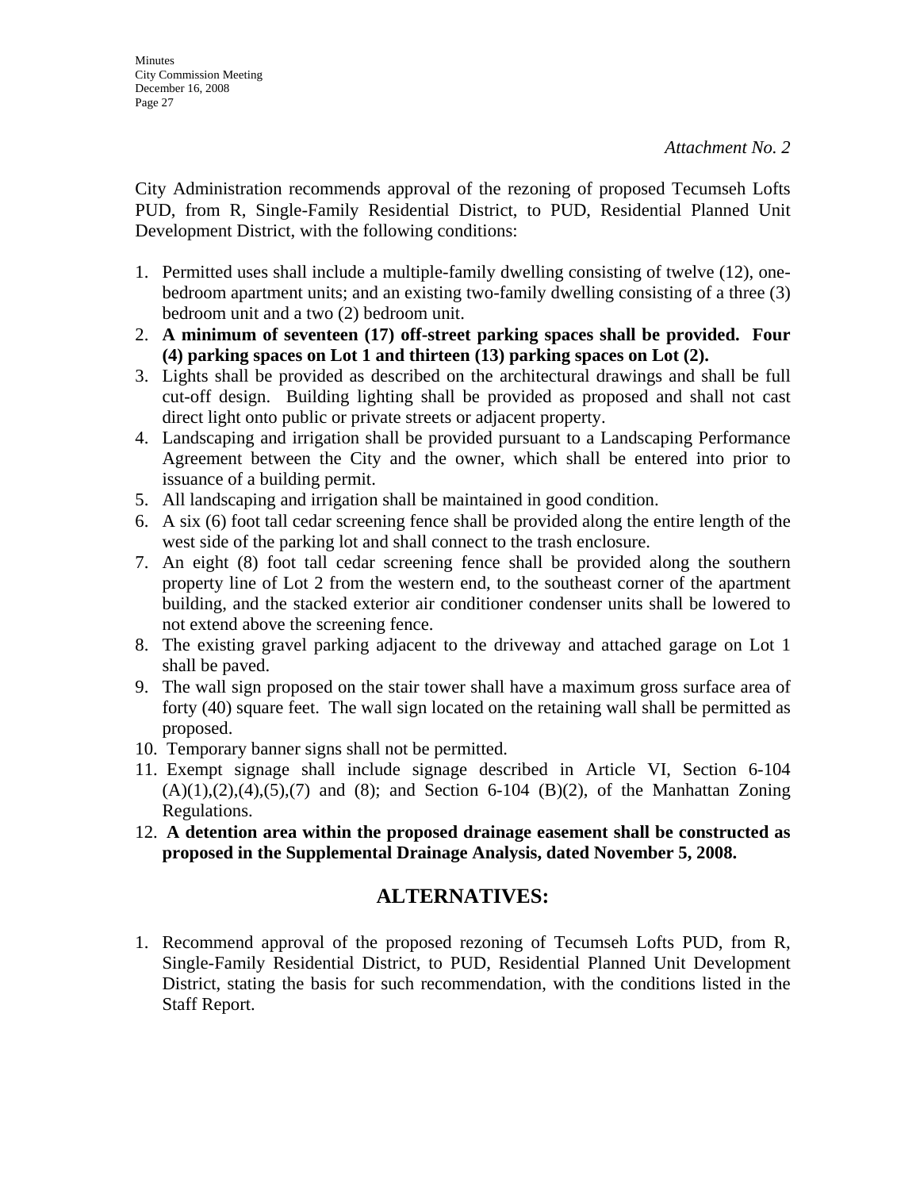*Attachment No. 2*

City Administration recommends approval of the rezoning of proposed Tecumseh Lofts PUD, from R, Single-Family Residential District, to PUD, Residential Planned Unit Development District, with the following conditions:

1. Permitted uses shall include a multiple-family dwelling consisting of twelve (12), one-bedroom apartment units; and an existing two-family dwelling consisting of a three (3) bedroom unit and a two (2) bedroom unit.
2. **A minimum of seventeen (17) off-street parking spaces shall be provided. Four (4) parking spaces on Lot 1 and thirteen (13) parking spaces on Lot (2).**
3. Lights shall be provided as described on the architectural drawings and shall be full cut-off design. Building lighting shall be provided as proposed and shall not cast direct light onto public or private streets or adjacent property.
4. Landscaping and irrigation shall be provided pursuant to a Landscaping Performance Agreement between the City and the owner, which shall be entered into prior to issuance of a building permit.
5. All landscaping and irrigation shall be maintained in good condition.
6. A six (6) foot tall cedar screening fence shall be provided along the entire length of the west side of the parking lot and shall connect to the trash enclosure.
7. An eight (8) foot tall cedar screening fence shall be provided along the southern property line of Lot 2 from the western end, to the southeast corner of the apartment building, and the stacked exterior air conditioner condenser units shall be lowered to not extend above the screening fence.
8. The existing gravel parking adjacent to the driveway and attached garage on Lot 1 shall be paved.
9. The wall sign proposed on the stair tower shall have a maximum gross surface area of forty (40) square feet. The wall sign located on the retaining wall shall be permitted as proposed.
10. Temporary banner signs shall not be permitted.
11. Exempt signage shall include signage described in Article VI, Section 6-104 (A)(1),(2),(4),(5),(7) and (8); and Section 6-104 (B)(2), of the Manhattan Zoning Regulations.
12. **A detention area within the proposed drainage easement shall be constructed as proposed in the Supplemental Drainage Analysis, dated November 5, 2008.**

## ALTERNATIVES:

1. Recommend approval of the proposed rezoning of Tecumseh Lofts PUD, from R, Single-Family Residential District, to PUD, Residential Planned Unit Development District, stating the basis for such recommendation, with the conditions listed in the Staff Report.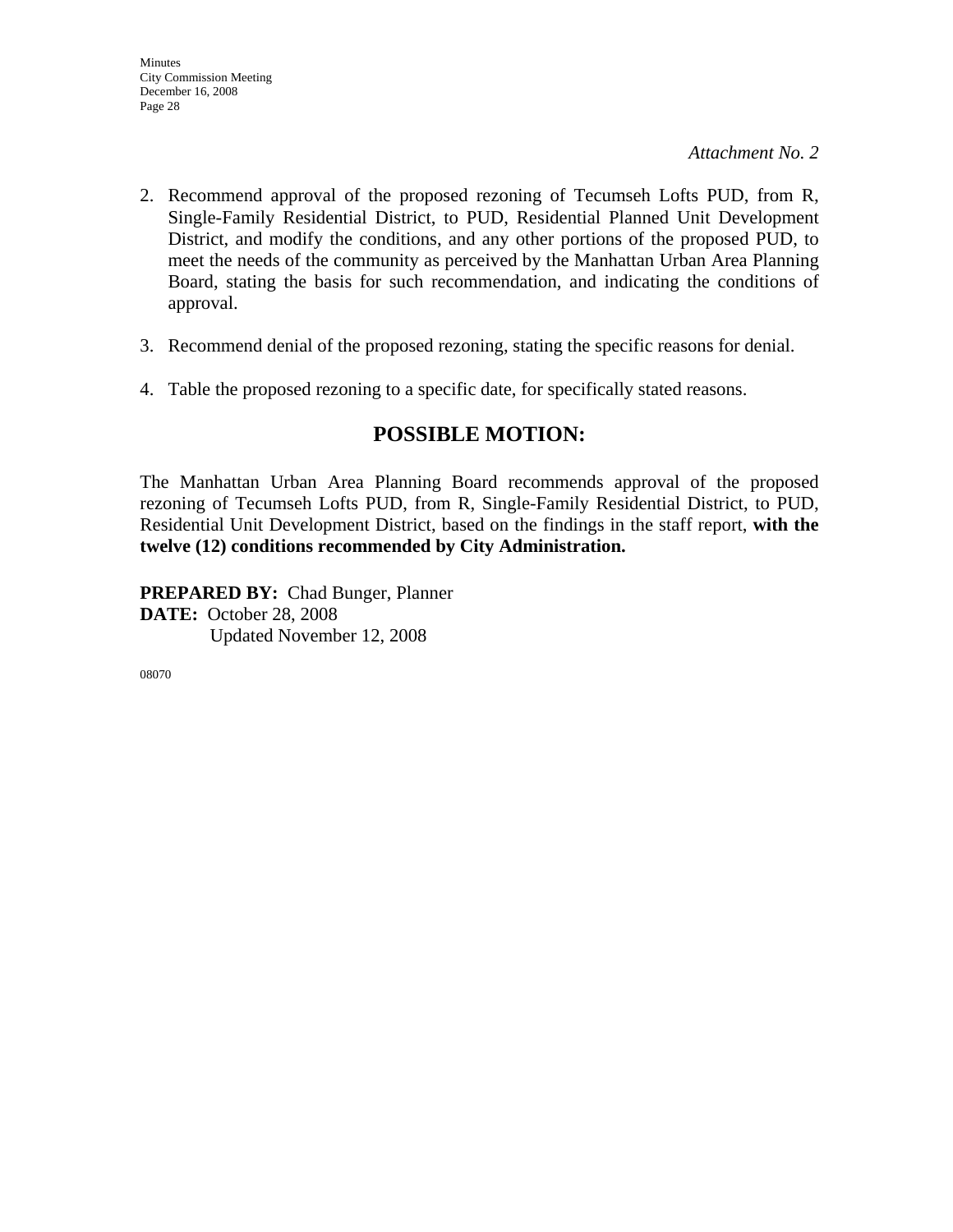*Attachment No. 2*

2. Recommend approval of the proposed rezoning of Tecumseh Lofts PUD, from R, Single-Family Residential District, to PUD, Residential Planned Unit Development District, and modify the conditions, and any other portions of the proposed PUD, to meet the needs of the community as perceived by the Manhattan Urban Area Planning Board, stating the basis for such recommendation, and indicating the conditions of approval.

3. Recommend denial of the proposed rezoning, stating the specific reasons for denial.

4. Table the proposed rezoning to a specific date, for specifically stated reasons.

## POSSIBLE MOTION:

The Manhattan Urban Area Planning Board recommends approval of the proposed rezoning of Tecumseh Lofts PUD, from R, Single-Family Residential District, to PUD, Residential Unit Development District, based on the findings in the staff report, **with the twelve (12) conditions recommended by City Administration.**

**PREPARED BY:** Chad Bunger, Planner
**DATE:** October 28, 2008
Updated November 12, 2008

08070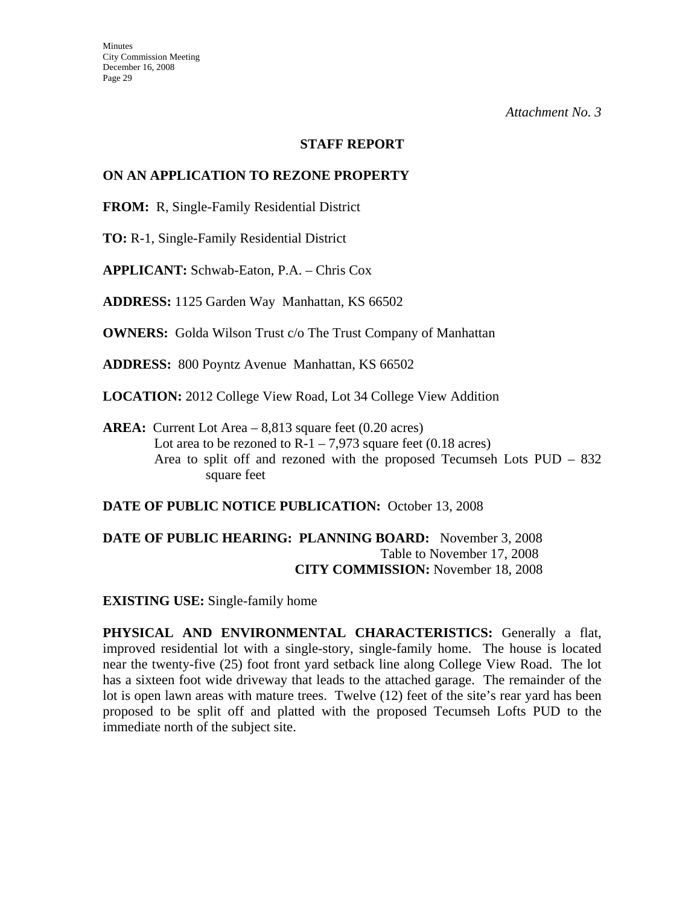*Attachment No. 3*

**STAFF REPORT**

**ON AN APPLICATION TO REZONE PROPERTY**

**FROM:** R, Single-Family Residential District

**TO:** R-1, Single-Family Residential District

**APPLICANT:** Schwab-Eaton, P.A. – Chris Cox

**ADDRESS:** 1125 Garden Way Manhattan, KS 66502

**OWNERS:** Golda Wilson Trust c/o The Trust Company of Manhattan

**ADDRESS:** 800 Poyntz Avenue Manhattan, KS 66502

**LOCATION:** 2012 College View Road, Lot 34 College View Addition

**AREA:** Current Lot Area – 8,813 square feet (0.20 acres)
Lot area to be rezoned to R-1 – 7,973 square feet (0.18 acres)
Area to split off and rezoned with the proposed Tecumseh Lots PUD – 832 square feet

**DATE OF PUBLIC NOTICE PUBLICATION:** October 13, 2008

**DATE OF PUBLIC HEARING: PLANNING BOARD:** November 3, 2008
Table to November 17, 2008
**CITY COMMISSION:** November 18, 2008

**EXISTING USE:** Single-family home

**PHYSICAL AND ENVIRONMENTAL CHARACTERISTICS:** Generally a flat, improved residential lot with a single-story, single-family home. The house is located near the twenty-five (25) foot front yard setback line along College View Road. The lot has a sixteen foot wide driveway that leads to the attached garage. The remainder of the lot is open lawn areas with mature trees. Twelve (12) feet of the site's rear yard has been proposed to be split off and platted with the proposed Tecumseh Lofts PUD to the immediate north of the subject site.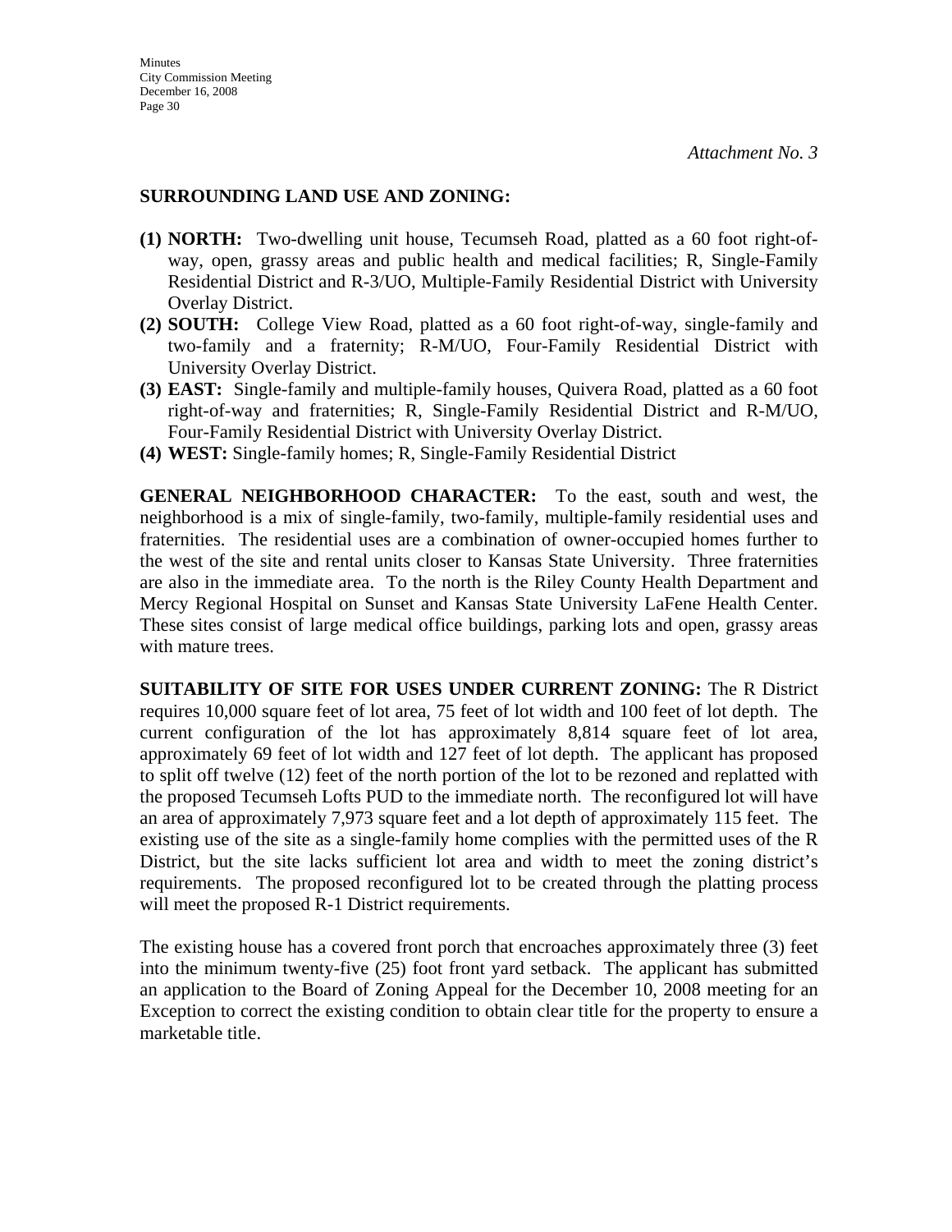*Attachment No. 3*

**SURROUNDING LAND USE AND ZONING:**

**(1) NORTH:** Two-dwelling unit house, Tecumseh Road, platted as a 60 foot right-of-way, open, grassy areas and public health and medical facilities; R, Single-Family Residential District and R-3/UO, Multiple-Family Residential District with University Overlay District.

**(2) SOUTH:** College View Road, platted as a 60 foot right-of-way, single-family and two-family and a fraternity; R-M/UO, Four-Family Residential District with University Overlay District.

**(3) EAST:** Single-family and multiple-family houses, Quivera Road, platted as a 60 foot right-of-way and fraternities; R, Single-Family Residential District and R-M/UO, Four-Family Residential District with University Overlay District.

**(4) WEST:** Single-family homes; R, Single-Family Residential District

**GENERAL NEIGHBORHOOD CHARACTER:** To the east, south and west, the neighborhood is a mix of single-family, two-family, multiple-family residential uses and fraternities. The residential uses are a combination of owner-occupied homes further to the west of the site and rental units closer to Kansas State University. Three fraternities are also in the immediate area. To the north is the Riley County Health Department and Mercy Regional Hospital on Sunset and Kansas State University LaFene Health Center. These sites consist of large medical office buildings, parking lots and open, grassy areas with mature trees.

**SUITABILITY OF SITE FOR USES UNDER CURRENT ZONING:** The R District requires 10,000 square feet of lot area, 75 feet of lot width and 100 feet of lot depth. The current configuration of the lot has approximately 8,814 square feet of lot area, approximately 69 feet of lot width and 127 feet of lot depth. The applicant has proposed to split off twelve (12) feet of the north portion of the lot to be rezoned and replatted with the proposed Tecumseh Lofts PUD to the immediate north. The reconfigured lot will have an area of approximately 7,973 square feet and a lot depth of approximately 115 feet. The existing use of the site as a single-family home complies with the permitted uses of the R District, but the site lacks sufficient lot area and width to meet the zoning district's requirements. The proposed reconfigured lot to be created through the platting process will meet the proposed R-1 District requirements.

The existing house has a covered front porch that encroaches approximately three (3) feet into the minimum twenty-five (25) foot front yard setback. The applicant has submitted an application to the Board of Zoning Appeal for the December 10, 2008 meeting for an Exception to correct the existing condition to obtain clear title for the property to ensure a marketable title.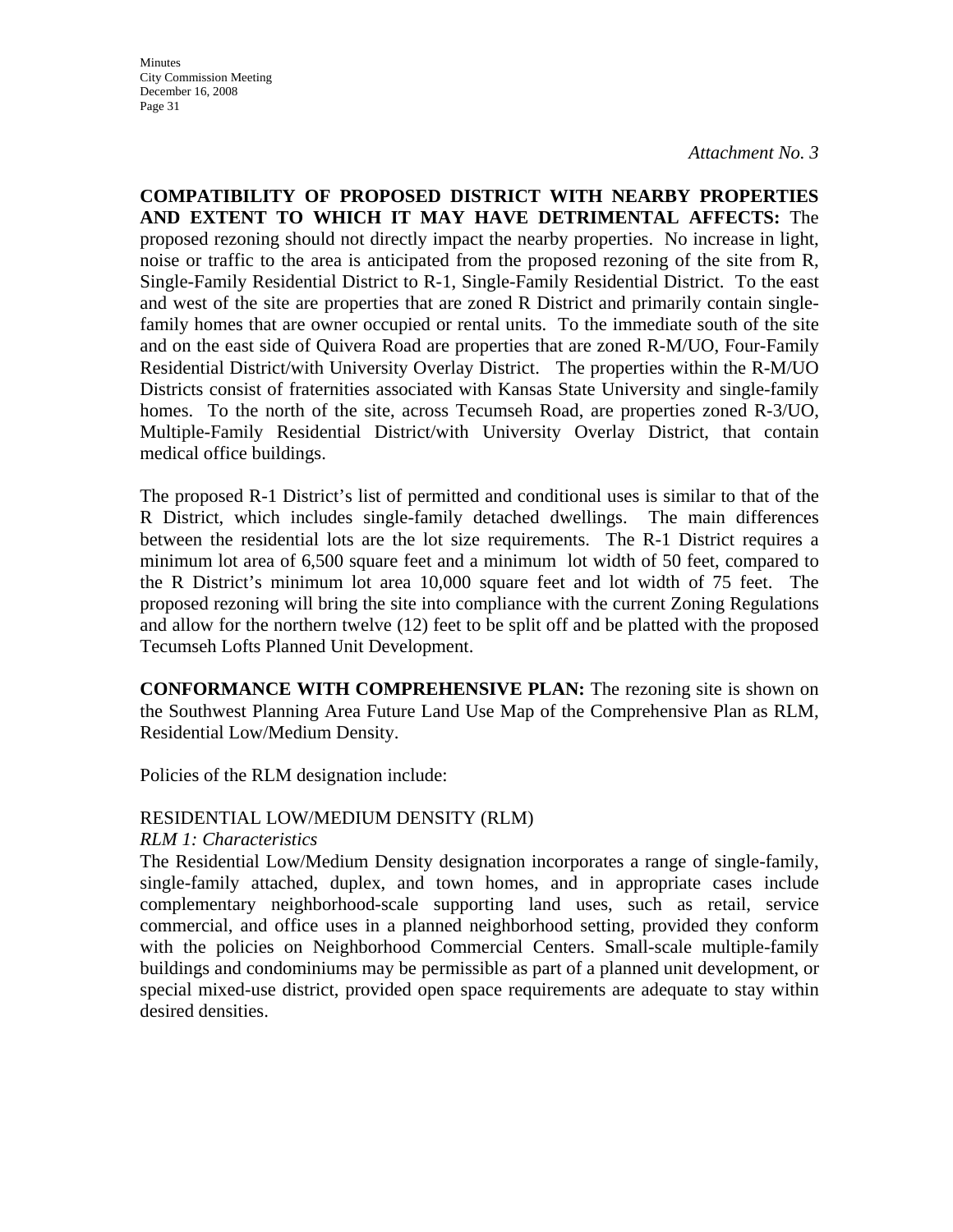*Attachment No. 3*

**COMPATIBILITY OF PROPOSED DISTRICT WITH NEARBY PROPERTIES AND EXTENT TO WHICH IT MAY HAVE DETRIMENTAL AFFECTS:** The proposed rezoning should not directly impact the nearby properties. No increase in light, noise or traffic to the area is anticipated from the proposed rezoning of the site from R, Single-Family Residential District to R-1, Single-Family Residential District. To the east and west of the site are properties that are zoned R District and primarily contain single-family homes that are owner occupied or rental units. To the immediate south of the site and on the east side of Quivera Road are properties that are zoned R-M/UO, Four-Family Residential District/with University Overlay District. The properties within the R-M/UO Districts consist of fraternities associated with Kansas State University and single-family homes. To the north of the site, across Tecumseh Road, are properties zoned R-3/UO, Multiple-Family Residential District/with University Overlay District, that contain medical office buildings.

The proposed R-1 District's list of permitted and conditional uses is similar to that of the R District, which includes single-family detached dwellings. The main differences between the residential lots are the lot size requirements. The R-1 District requires a minimum lot area of 6,500 square feet and a minimum lot width of 50 feet, compared to the R District's minimum lot area 10,000 square feet and lot width of 75 feet. The proposed rezoning will bring the site into compliance with the current Zoning Regulations and allow for the northern twelve (12) feet to be split off and be platted with the proposed Tecumseh Lofts Planned Unit Development.

**CONFORMANCE WITH COMPREHENSIVE PLAN:** The rezoning site is shown on the Southwest Planning Area Future Land Use Map of the Comprehensive Plan as RLM, Residential Low/Medium Density.

Policies of the RLM designation include:

RESIDENTIAL LOW/MEDIUM DENSITY (RLM)

*RLM 1: Characteristics*

The Residential Low/Medium Density designation incorporates a range of single-family, single-family attached, duplex, and town homes, and in appropriate cases include complementary neighborhood-scale supporting land uses, such as retail, service commercial, and office uses in a planned neighborhood setting, provided they conform with the policies on Neighborhood Commercial Centers. Small-scale multiple-family buildings and condominiums may be permissible as part of a planned unit development, or special mixed-use district, provided open space requirements are adequate to stay within desired densities.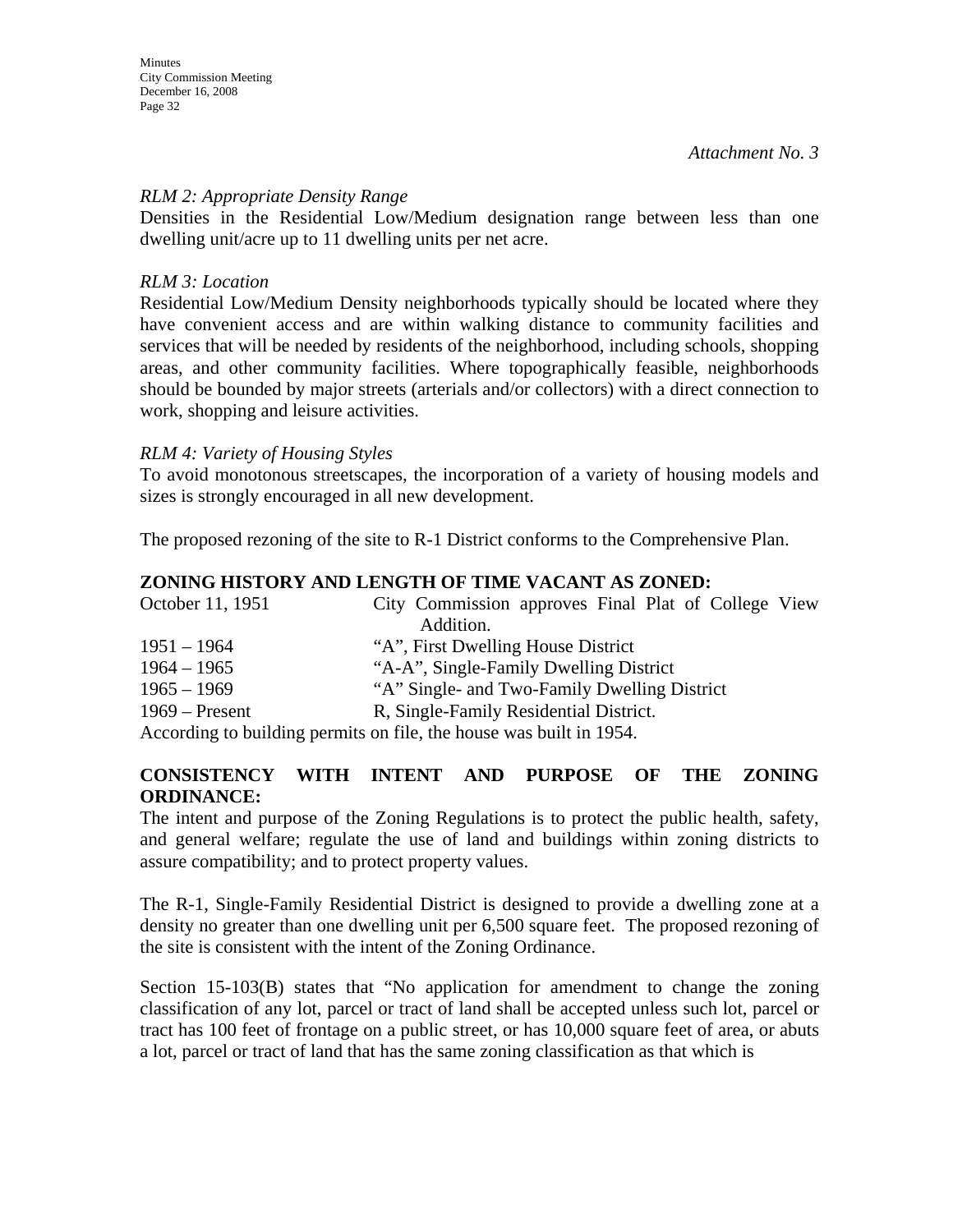*Attachment No. 3*

*RLM 2: Appropriate Density Range*

Densities in the Residential Low/Medium designation range between less than one dwelling unit/acre up to 11 dwelling units per net acre.

*RLM 3: Location*

Residential Low/Medium Density neighborhoods typically should be located where they have convenient access and are within walking distance to community facilities and services that will be needed by residents of the neighborhood, including schools, shopping areas, and other community facilities. Where topographically feasible, neighborhoods should be bounded by major streets (arterials and/or collectors) with a direct connection to work, shopping and leisure activities.

*RLM 4: Variety of Housing Styles*

To avoid monotonous streetscapes, the incorporation of a variety of housing models and sizes is strongly encouraged in all new development.

The proposed rezoning of the site to R-1 District conforms to the Comprehensive Plan.

**ZONING HISTORY AND LENGTH OF TIME VACANT AS ZONED:**

| | |
|---|---|
| October 11, 1951 | City Commission approves Final Plat of College View Addition. |
| 1951 – 1964 | "A", First Dwelling House District |
| 1964 – 1965 | "A-A", Single-Family Dwelling District |
| 1965 – 1969 | "A" Single- and Two-Family Dwelling District |
| 1969 – Present | R, Single-Family Residential District. |

According to building permits on file, the house was built in 1954.

**CONSISTENCY WITH INTENT AND PURPOSE OF THE ZONING ORDINANCE:**

The intent and purpose of the Zoning Regulations is to protect the public health, safety, and general welfare; regulate the use of land and buildings within zoning districts to assure compatibility; and to protect property values.

The R-1, Single-Family Residential District is designed to provide a dwelling zone at a density no greater than one dwelling unit per 6,500 square feet. The proposed rezoning of the site is consistent with the intent of the Zoning Ordinance.

Section 15-103(B) states that "No application for amendment to change the zoning classification of any lot, parcel or tract of land shall be accepted unless such lot, parcel or tract has 100 feet of frontage on a public street, or has 10,000 square feet of area, or abuts a lot, parcel or tract of land that has the same zoning classification as that which is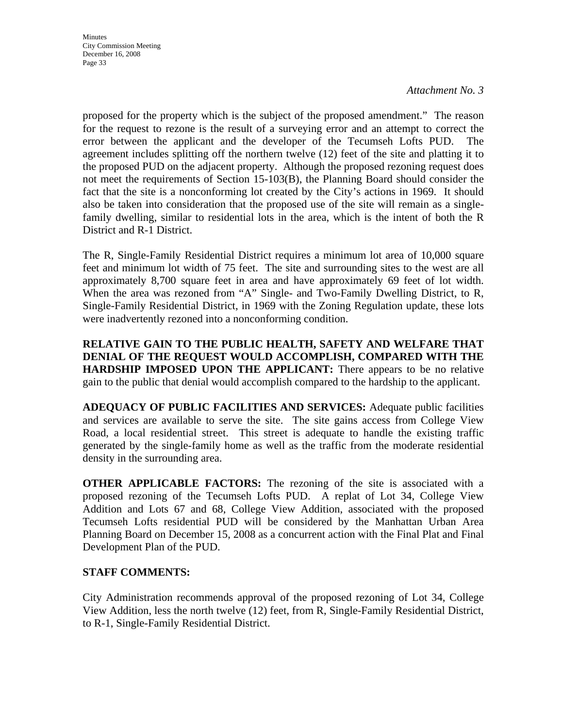*Attachment No. 3*

proposed for the property which is the subject of the proposed amendment." The reason for the request to rezone is the result of a surveying error and an attempt to correct the error between the applicant and the developer of the Tecumseh Lofts PUD. The agreement includes splitting off the northern twelve (12) feet of the site and platting it to the proposed PUD on the adjacent property. Although the proposed rezoning request does not meet the requirements of Section 15-103(B), the Planning Board should consider the fact that the site is a nonconforming lot created by the City's actions in 1969. It should also be taken into consideration that the proposed use of the site will remain as a single-family dwelling, similar to residential lots in the area, which is the intent of both the R District and R-1 District.

The R, Single-Family Residential District requires a minimum lot area of 10,000 square feet and minimum lot width of 75 feet. The site and surrounding sites to the west are all approximately 8,700 square feet in area and have approximately 69 feet of lot width. When the area was rezoned from "A" Single- and Two-Family Dwelling District, to R, Single-Family Residential District, in 1969 with the Zoning Regulation update, these lots were inadvertently rezoned into a nonconforming condition.

**RELATIVE GAIN TO THE PUBLIC HEALTH, SAFETY AND WELFARE THAT DENIAL OF THE REQUEST WOULD ACCOMPLISH, COMPARED WITH THE HARDSHIP IMPOSED UPON THE APPLICANT:** There appears to be no relative gain to the public that denial would accomplish compared to the hardship to the applicant.

**ADEQUACY OF PUBLIC FACILITIES AND SERVICES:** Adequate public facilities and services are available to serve the site. The site gains access from College View Road, a local residential street. This street is adequate to handle the existing traffic generated by the single-family home as well as the traffic from the moderate residential density in the surrounding area.

**OTHER APPLICABLE FACTORS:** The rezoning of the site is associated with a proposed rezoning of the Tecumseh Lofts PUD. A replat of Lot 34, College View Addition and Lots 67 and 68, College View Addition, associated with the proposed Tecumseh Lofts residential PUD will be considered by the Manhattan Urban Area Planning Board on December 15, 2008 as a concurrent action with the Final Plat and Final Development Plan of the PUD.

**STAFF COMMENTS:**

City Administration recommends approval of the proposed rezoning of Lot 34, College View Addition, less the north twelve (12) feet, from R, Single-Family Residential District, to R-1, Single-Family Residential District.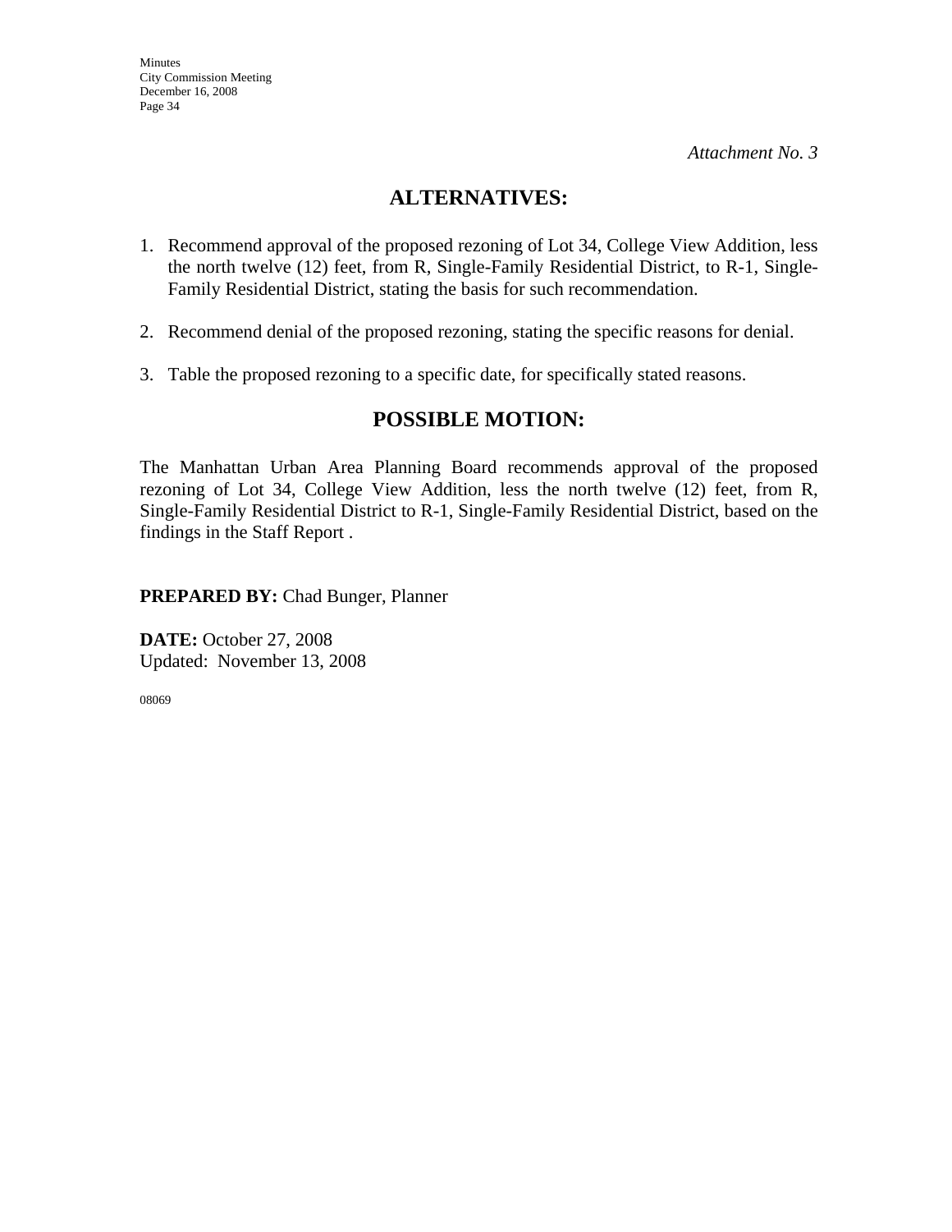*Attachment No. 3*

## ALTERNATIVES:

1. Recommend approval of the proposed rezoning of Lot 34, College View Addition, less the north twelve (12) feet, from R, Single-Family Residential District, to R-1, Single-Family Residential District, stating the basis for such recommendation.

2. Recommend denial of the proposed rezoning, stating the specific reasons for denial.

3. Table the proposed rezoning to a specific date, for specifically stated reasons.

## POSSIBLE MOTION:

The Manhattan Urban Area Planning Board recommends approval of the proposed rezoning of Lot 34, College View Addition, less the north twelve (12) feet, from R, Single-Family Residential District to R-1, Single-Family Residential District, based on the findings in the Staff Report .

**PREPARED BY:** Chad Bunger, Planner

**DATE:** October 27, 2008
Updated: November 13, 2008

08069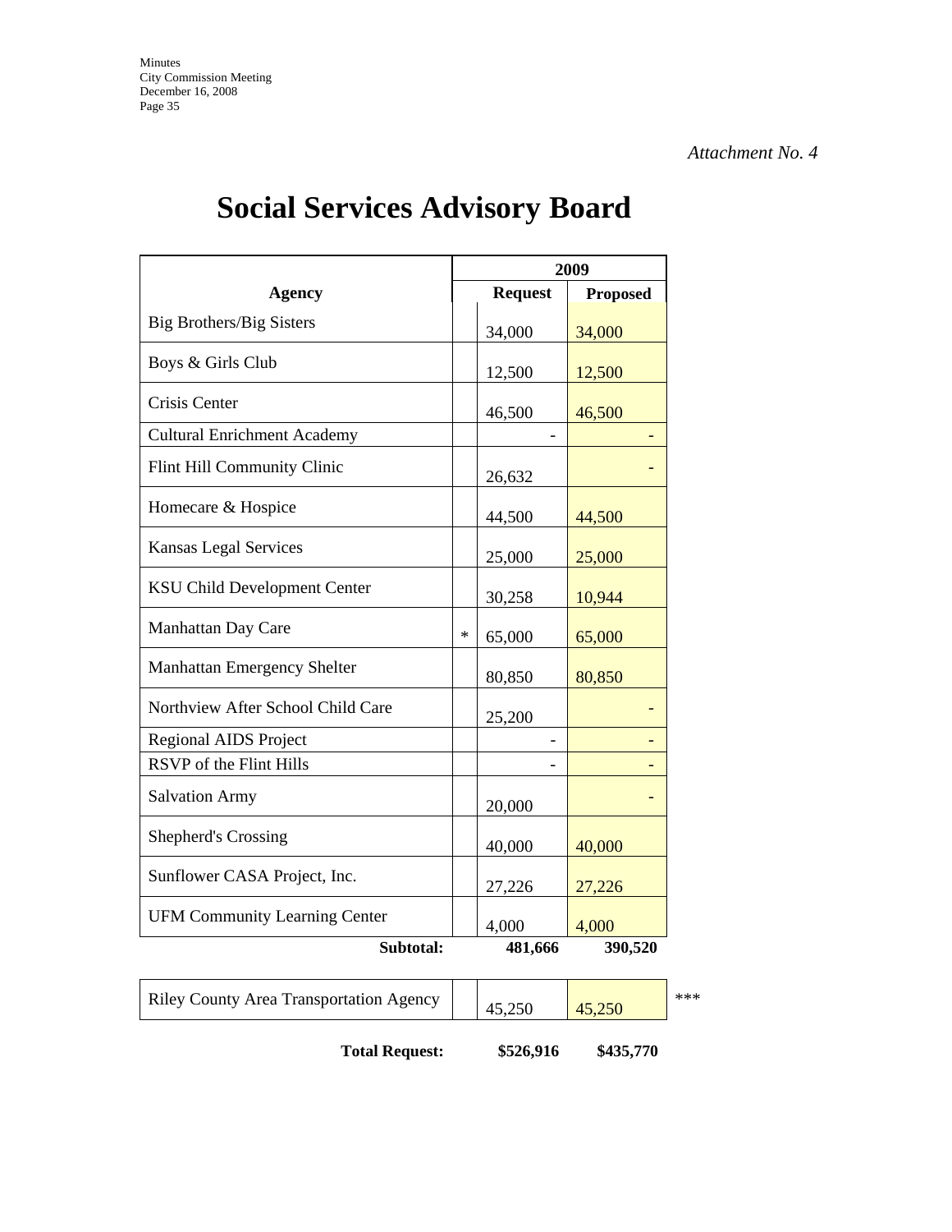*Attachment No. 4*

# Social Services Advisory Board

| Agency | | 2009 Request | 2009 Proposed |
|---|---|---|---|
| Big Brothers/Big Sisters | | 34,000 | 34,000 |
| Boys & Girls Club | | 12,500 | 12,500 |
| Crisis Center | | 46,500 | 46,500 |
| Cultural Enrichment Academy | | - | - |
| Flint Hill Community Clinic | | 26,632 | - |
| Homecare & Hospice | | 44,500 | 44,500 |
| Kansas Legal Services | | 25,000 | 25,000 |
| KSU Child Development Center | | 30,258 | 10,944 |
| Manhattan Day Care | * | 65,000 | 65,000 |
| Manhattan Emergency Shelter | | 80,850 | 80,850 |
| Northview After School Child Care | | 25,200 | - |
| Regional AIDS Project | | - | - |
| RSVP of the Flint Hills | | - | - |
| Salvation Army | | 20,000 | - |
| Shepherd's Crossing | | 40,000 | 40,000 |
| Sunflower CASA Project, Inc. | | 27,226 | 27,226 |
| UFM Community Learning Center | | 4,000 | 4,000 |
| **Subtotal:** | | **481,666** | **390,520** |
| Riley County Area Transportation Agency | | 45,250 | 45,250 *** |
| **Total Request:** | | **$526,916** | **$435,770** |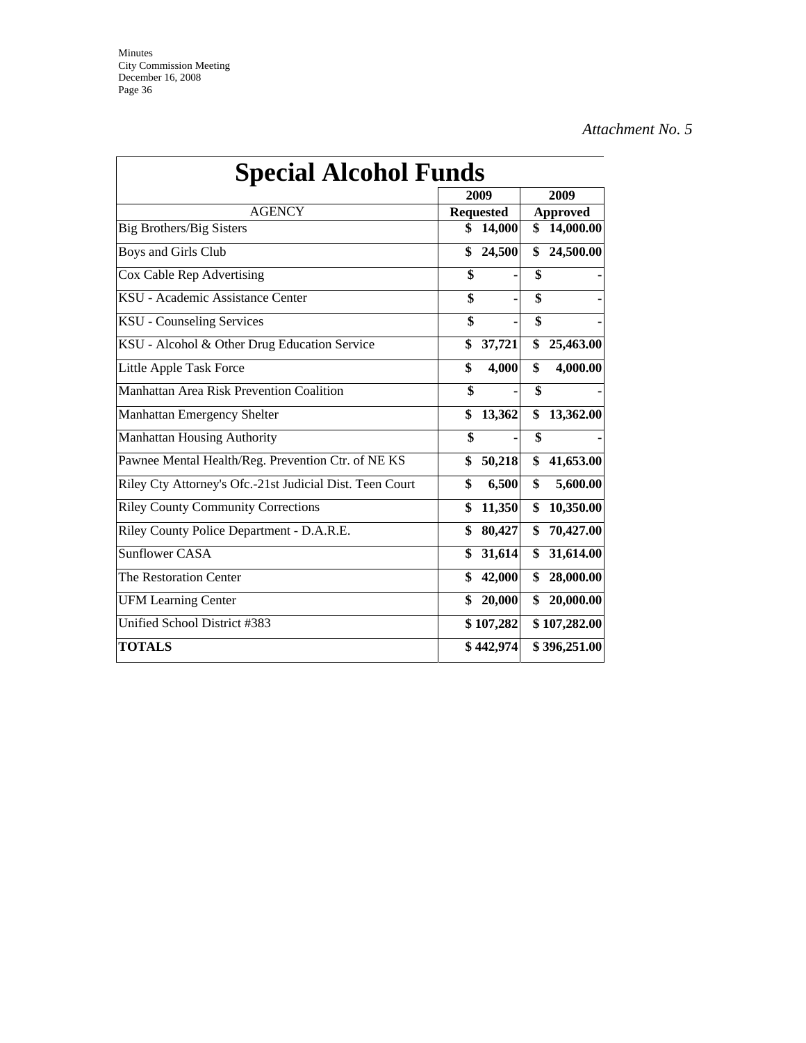*Attachment No. 5*

# Special Alcohol Funds

| AGENCY | 2009 Requested | 2009 Approved |
|---|---|---|
| Big Brothers/Big Sisters | $ 14,000 | $ 14,000.00 |
| Boys and Girls Club | $ 24,500 | $ 24,500.00 |
| Cox Cable Rep Advertising | $ - | $ - |
| KSU - Academic Assistance Center | $ - | $ - |
| KSU - Counseling Services | $ - | $ - |
| KSU - Alcohol & Other Drug Education Service | $ 37,721 | $ 25,463.00 |
| Little Apple Task Force | $ 4,000 | $ 4,000.00 |
| Manhattan Area Risk Prevention Coalition | $ - | $ - |
| Manhattan Emergency Shelter | $ 13,362 | $ 13,362.00 |
| Manhattan Housing Authority | $ - | $ - |
| Pawnee Mental Health/Reg. Prevention Ctr. of NE KS | $ 50,218 | $ 41,653.00 |
| Riley Cty Attorney's Ofc.-21st Judicial Dist. Teen Court | $ 6,500 | $ 5,600.00 |
| Riley County Community Corrections | $ 11,350 | $ 10,350.00 |
| Riley County Police Department - D.A.R.E. | $ 80,427 | $ 70,427.00 |
| Sunflower CASA | $ 31,614 | $ 31,614.00 |
| The Restoration Center | $ 42,000 | $ 28,000.00 |
| UFM Learning Center | $ 20,000 | $ 20,000.00 |
| Unified School District #383 | $ 107,282 | $ 107,282.00 |
| **TOTALS** | $ 442,974 | $ 396,251.00 |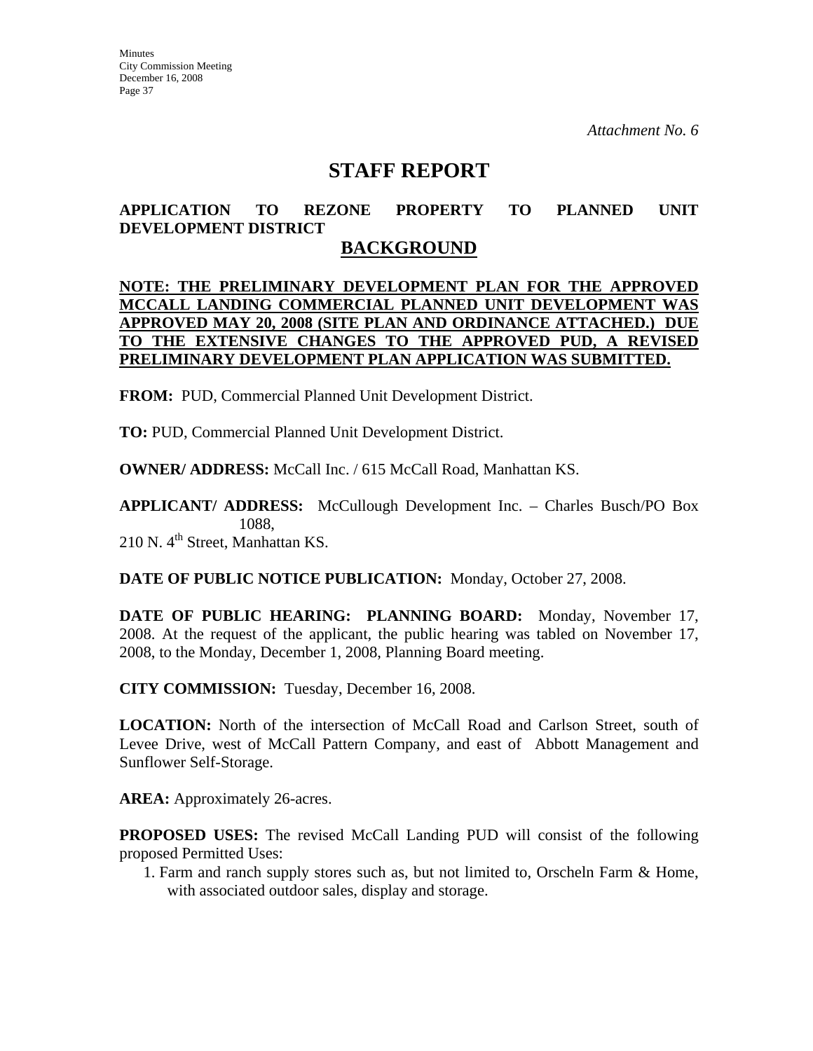*Attachment No. 6*

# STAFF REPORT

## APPLICATION TO REZONE PROPERTY TO PLANNED UNIT DEVELOPMENT DISTRICT

## BACKGROUND

**NOTE: THE PRELIMINARY DEVELOPMENT PLAN FOR THE APPROVED MCCALL LANDING COMMERCIAL PLANNED UNIT DEVELOPMENT WAS APPROVED MAY 20, 2008 (SITE PLAN AND ORDINANCE ATTACHED.) DUE TO THE EXTENSIVE CHANGES TO THE APPROVED PUD, A REVISED PRELIMINARY DEVELOPMENT PLAN APPLICATION WAS SUBMITTED.**

**FROM:** PUD, Commercial Planned Unit Development District.

**TO:** PUD, Commercial Planned Unit Development District.

**OWNER/ ADDRESS:** McCall Inc. / 615 McCall Road, Manhattan KS.

**APPLICANT/ ADDRESS:** McCullough Development Inc. – Charles Busch/PO Box 1088, 210 N. 4th Street, Manhattan KS.

**DATE OF PUBLIC NOTICE PUBLICATION:** Monday, October 27, 2008.

**DATE OF PUBLIC HEARING: PLANNING BOARD:** Monday, November 17, 2008. At the request of the applicant, the public hearing was tabled on November 17, 2008, to the Monday, December 1, 2008, Planning Board meeting.

**CITY COMMISSION:** Tuesday, December 16, 2008.

**LOCATION:** North of the intersection of McCall Road and Carlson Street, south of Levee Drive, west of McCall Pattern Company, and east of Abbott Management and Sunflower Self-Storage.

**AREA:** Approximately 26-acres.

**PROPOSED USES:** The revised McCall Landing PUD will consist of the following proposed Permitted Uses:

1. Farm and ranch supply stores such as, but not limited to, Orscheln Farm & Home, with associated outdoor sales, display and storage.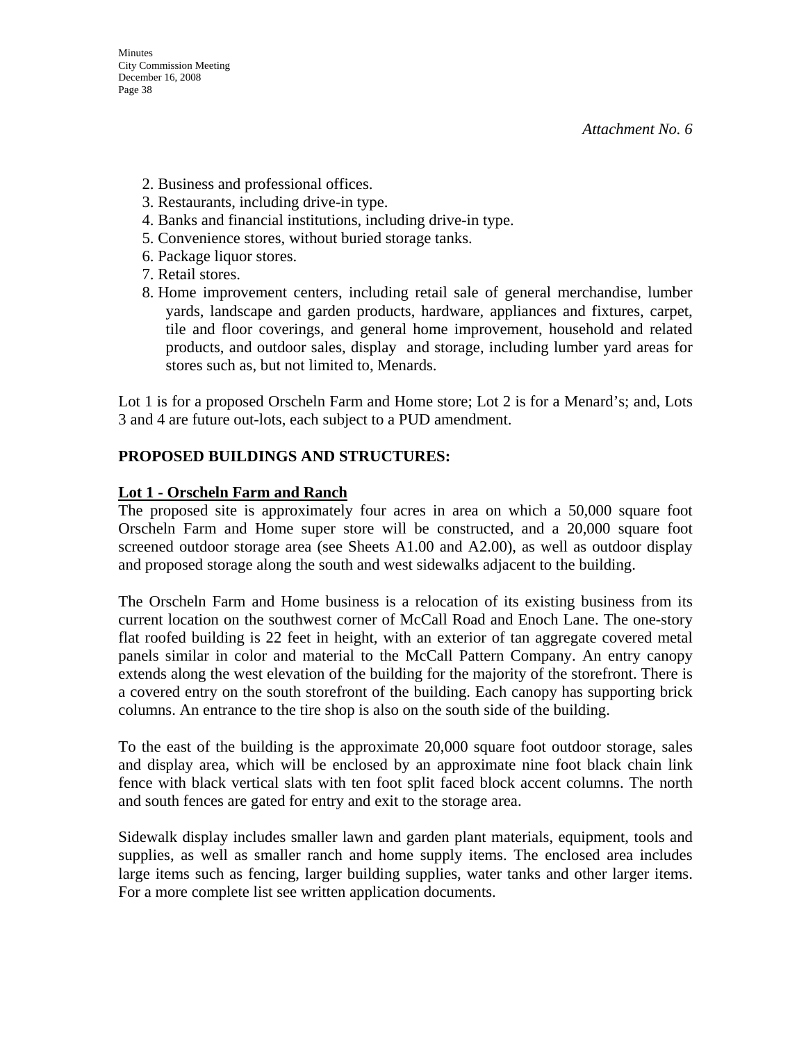*Attachment No. 6*

2. Business and professional offices.
3. Restaurants, including drive-in type.
4. Banks and financial institutions, including drive-in type.
5. Convenience stores, without buried storage tanks.
6. Package liquor stores.
7. Retail stores.
8. Home improvement centers, including retail sale of general merchandise, lumber yards, landscape and garden products, hardware, appliances and fixtures, carpet, tile and floor coverings, and general home improvement, household and related products, and outdoor sales, display and storage, including lumber yard areas for stores such as, but not limited to, Menards.

Lot 1 is for a proposed Orscheln Farm and Home store; Lot 2 is for a Menard's; and, Lots 3 and 4 are future out-lots, each subject to a PUD amendment.

**PROPOSED BUILDINGS AND STRUCTURES:**

**Lot 1 - Orscheln Farm and Ranch**

The proposed site is approximately four acres in area on which a 50,000 square foot Orscheln Farm and Home super store will be constructed, and a 20,000 square foot screened outdoor storage area (see Sheets A1.00 and A2.00), as well as outdoor display and proposed storage along the south and west sidewalks adjacent to the building.

The Orscheln Farm and Home business is a relocation of its existing business from its current location on the southwest corner of McCall Road and Enoch Lane. The one-story flat roofed building is 22 feet in height, with an exterior of tan aggregate covered metal panels similar in color and material to the McCall Pattern Company. An entry canopy extends along the west elevation of the building for the majority of the storefront. There is a covered entry on the south storefront of the building. Each canopy has supporting brick columns. An entrance to the tire shop is also on the south side of the building.

To the east of the building is the approximate 20,000 square foot outdoor storage, sales and display area, which will be enclosed by an approximate nine foot black chain link fence with black vertical slats with ten foot split faced block accent columns. The north and south fences are gated for entry and exit to the storage area.

Sidewalk display includes smaller lawn and garden plant materials, equipment, tools and supplies, as well as smaller ranch and home supply items. The enclosed area includes large items such as fencing, larger building supplies, water tanks and other larger items. For a more complete list see written application documents.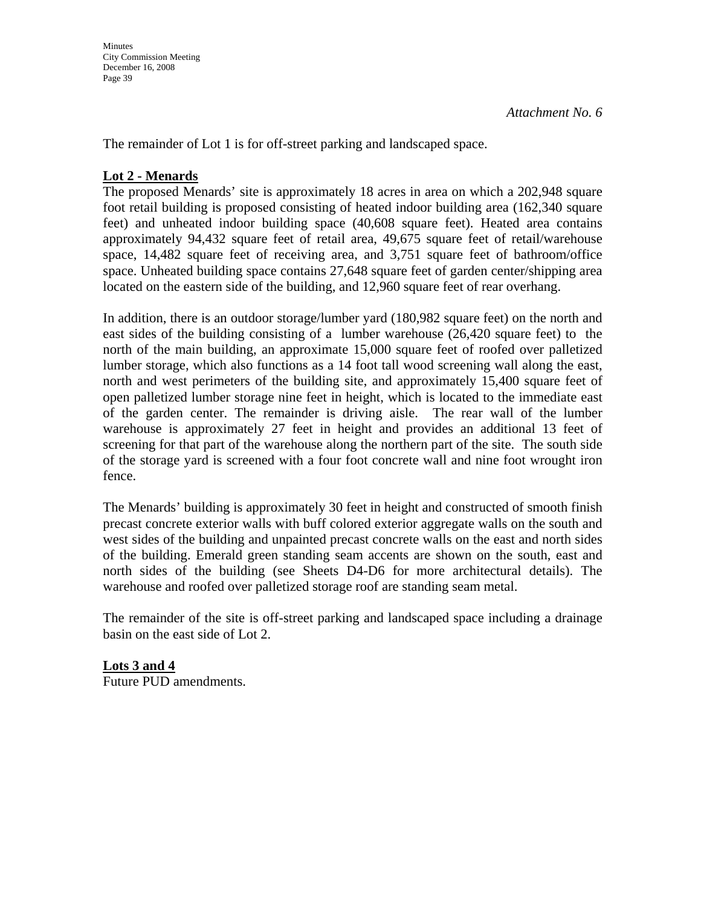*Attachment No. 6*

The remainder of Lot 1 is for off-street parking and landscaped space.

**Lot 2 - Menards**

The proposed Menards' site is approximately 18 acres in area on which a 202,948 square foot retail building is proposed consisting of heated indoor building area (162,340 square feet) and unheated indoor building space (40,608 square feet). Heated area contains approximately 94,432 square feet of retail area, 49,675 square feet of retail/warehouse space, 14,482 square feet of receiving area, and 3,751 square feet of bathroom/office space. Unheated building space contains 27,648 square feet of garden center/shipping area located on the eastern side of the building, and 12,960 square feet of rear overhang.

In addition, there is an outdoor storage/lumber yard (180,982 square feet) on the north and east sides of the building consisting of a lumber warehouse (26,420 square feet) to the north of the main building, an approximate 15,000 square feet of roofed over palletized lumber storage, which also functions as a 14 foot tall wood screening wall along the east, north and west perimeters of the building site, and approximately 15,400 square feet of open palletized lumber storage nine feet in height, which is located to the immediate east of the garden center. The remainder is driving aisle. The rear wall of the lumber warehouse is approximately 27 feet in height and provides an additional 13 feet of screening for that part of the warehouse along the northern part of the site. The south side of the storage yard is screened with a four foot concrete wall and nine foot wrought iron fence.

The Menards' building is approximately 30 feet in height and constructed of smooth finish precast concrete exterior walls with buff colored exterior aggregate walls on the south and west sides of the building and unpainted precast concrete walls on the east and north sides of the building. Emerald green standing seam accents are shown on the south, east and north sides of the building (see Sheets D4-D6 for more architectural details). The warehouse and roofed over palletized storage roof are standing seam metal.

The remainder of the site is off-street parking and landscaped space including a drainage basin on the east side of Lot 2.

**Lots 3 and 4**

Future PUD amendments.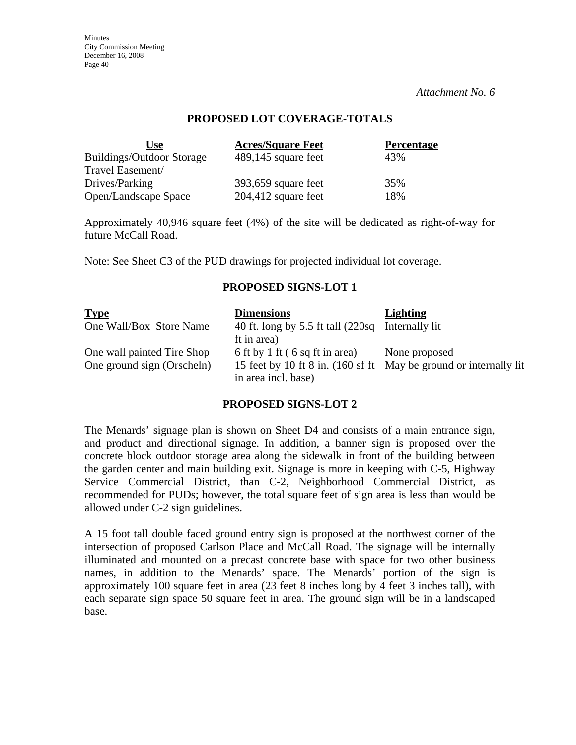*Attachment No. 6*

## PROPOSED LOT COVERAGE-TOTALS

| Use | Acres/Square Feet | Percentage |
|---|---|---|
| Buildings/Outdoor Storage | 489,145 square feet | 43% |
| Travel Easement/ Drives/Parking | 393,659 square feet | 35% |
| Open/Landscape Space | 204,412 square feet | 18% |

Approximately 40,946 square feet (4%) of the site will be dedicated as right-of-way for future McCall Road.

Note: See Sheet C3 of the PUD drawings for projected individual lot coverage.

## PROPOSED SIGNS-LOT 1

| Type | Dimensions | Lighting |
|---|---|---|
| One Wall/Box Store Name | 40 ft. long by 5.5 ft tall (220sq ft in area) | Internally lit |
| One wall painted Tire Shop | 6 ft by 1 ft ( 6 sq ft in area) | None proposed |
| One ground sign (Orscheln) | 15 feet by 10 ft 8 in. (160 sf ft in area incl. base) | May be ground or internally lit |

## PROPOSED SIGNS-LOT 2

The Menards' signage plan is shown on Sheet D4 and consists of a main entrance sign, and product and directional signage. In addition, a banner sign is proposed over the concrete block outdoor storage area along the sidewalk in front of the building between the garden center and main building exit. Signage is more in keeping with C-5, Highway Service Commercial District, than C-2, Neighborhood Commercial District, as recommended for PUDs; however, the total square feet of sign area is less than would be allowed under C-2 sign guidelines.

A 15 foot tall double faced ground entry sign is proposed at the northwest corner of the intersection of proposed Carlson Place and McCall Road. The signage will be internally illuminated and mounted on a precast concrete base with space for two other business names, in addition to the Menards' space. The Menards' portion of the sign is approximately 100 square feet in area (23 feet 8 inches long by 4 feet 3 inches tall), with each separate sign space 50 square feet in area. The ground sign will be in a landscaped base.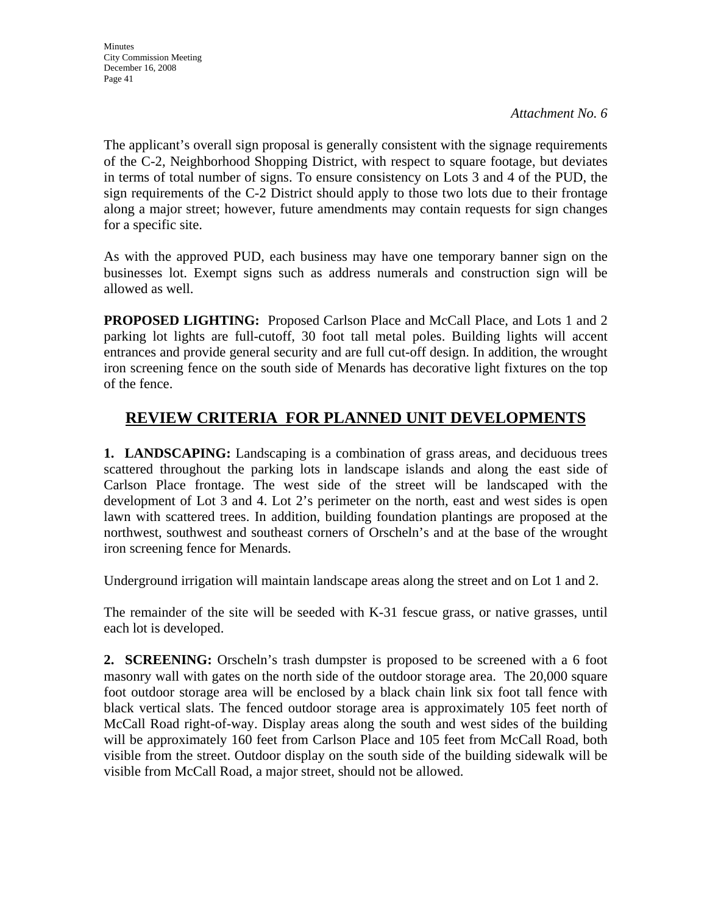*Attachment No. 6*

The applicant's overall sign proposal is generally consistent with the signage requirements of the C-2, Neighborhood Shopping District, with respect to square footage, but deviates in terms of total number of signs. To ensure consistency on Lots 3 and 4 of the PUD, the sign requirements of the C-2 District should apply to those two lots due to their frontage along a major street; however, future amendments may contain requests for sign changes for a specific site.

As with the approved PUD, each business may have one temporary banner sign on the businesses lot. Exempt signs such as address numerals and construction sign will be allowed as well.

**PROPOSED LIGHTING:** Proposed Carlson Place and McCall Place, and Lots 1 and 2 parking lot lights are full-cutoff, 30 foot tall metal poles. Building lights will accent entrances and provide general security and are full cut-off design. In addition, the wrought iron screening fence on the south side of Menards has decorative light fixtures on the top of the fence.

## REVIEW CRITERIA FOR PLANNED UNIT DEVELOPMENTS

**1. LANDSCAPING:** Landscaping is a combination of grass areas, and deciduous trees scattered throughout the parking lots in landscape islands and along the east side of Carlson Place frontage. The west side of the street will be landscaped with the development of Lot 3 and 4. Lot 2's perimeter on the north, east and west sides is open lawn with scattered trees. In addition, building foundation plantings are proposed at the northwest, southwest and southeast corners of Orscheln's and at the base of the wrought iron screening fence for Menards.

Underground irrigation will maintain landscape areas along the street and on Lot 1 and 2.

The remainder of the site will be seeded with K-31 fescue grass, or native grasses, until each lot is developed.

**2. SCREENING:** Orscheln's trash dumpster is proposed to be screened with a 6 foot masonry wall with gates on the north side of the outdoor storage area. The 20,000 square foot outdoor storage area will be enclosed by a black chain link six foot tall fence with black vertical slats. The fenced outdoor storage area is approximately 105 feet north of McCall Road right-of-way. Display areas along the south and west sides of the building will be approximately 160 feet from Carlson Place and 105 feet from McCall Road, both visible from the street. Outdoor display on the south side of the building sidewalk will be visible from McCall Road, a major street, should not be allowed.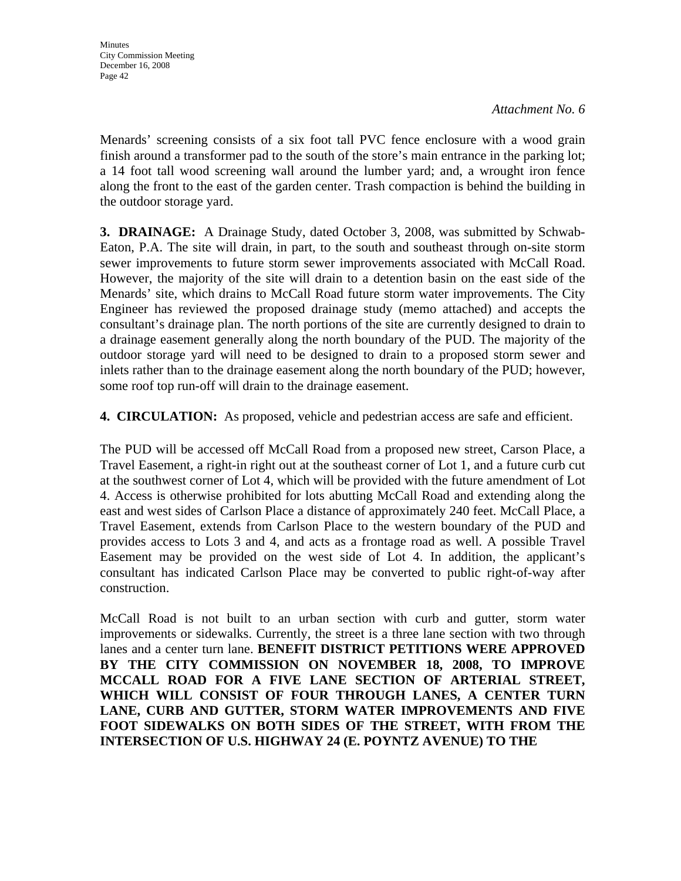*Attachment No. 6*

Menards' screening consists of a six foot tall PVC fence enclosure with a wood grain finish around a transformer pad to the south of the store's main entrance in the parking lot; a 14 foot tall wood screening wall around the lumber yard; and, a wrought iron fence along the front to the east of the garden center. Trash compaction is behind the building in the outdoor storage yard.

**3. DRAINAGE:** A Drainage Study, dated October 3, 2008, was submitted by Schwab-Eaton, P.A. The site will drain, in part, to the south and southeast through on-site storm sewer improvements to future storm sewer improvements associated with McCall Road. However, the majority of the site will drain to a detention basin on the east side of the Menards' site, which drains to McCall Road future storm water improvements. The City Engineer has reviewed the proposed drainage study (memo attached) and accepts the consultant's drainage plan. The north portions of the site are currently designed to drain to a drainage easement generally along the north boundary of the PUD. The majority of the outdoor storage yard will need to be designed to drain to a proposed storm sewer and inlets rather than to the drainage easement along the north boundary of the PUD; however, some roof top run-off will drain to the drainage easement.

**4. CIRCULATION:** As proposed, vehicle and pedestrian access are safe and efficient.

The PUD will be accessed off McCall Road from a proposed new street, Carson Place, a Travel Easement, a right-in right out at the southeast corner of Lot 1, and a future curb cut at the southwest corner of Lot 4, which will be provided with the future amendment of Lot 4. Access is otherwise prohibited for lots abutting McCall Road and extending along the east and west sides of Carlson Place a distance of approximately 240 feet. McCall Place, a Travel Easement, extends from Carlson Place to the western boundary of the PUD and provides access to Lots 3 and 4, and acts as a frontage road as well. A possible Travel Easement may be provided on the west side of Lot 4. In addition, the applicant's consultant has indicated Carlson Place may be converted to public right-of-way after construction.

McCall Road is not built to an urban section with curb and gutter, storm water improvements or sidewalks. Currently, the street is a three lane section with two through lanes and a center turn lane. **BENEFIT DISTRICT PETITIONS WERE APPROVED BY THE CITY COMMISSION ON NOVEMBER 18, 2008, TO IMPROVE MCCALL ROAD FOR A FIVE LANE SECTION OF ARTERIAL STREET, WHICH WILL CONSIST OF FOUR THROUGH LANES, A CENTER TURN LANE, CURB AND GUTTER, STORM WATER IMPROVEMENTS AND FIVE FOOT SIDEWALKS ON BOTH SIDES OF THE STREET, WITH FROM THE INTERSECTION OF U.S. HIGHWAY 24 (E. POYNTZ AVENUE) TO THE**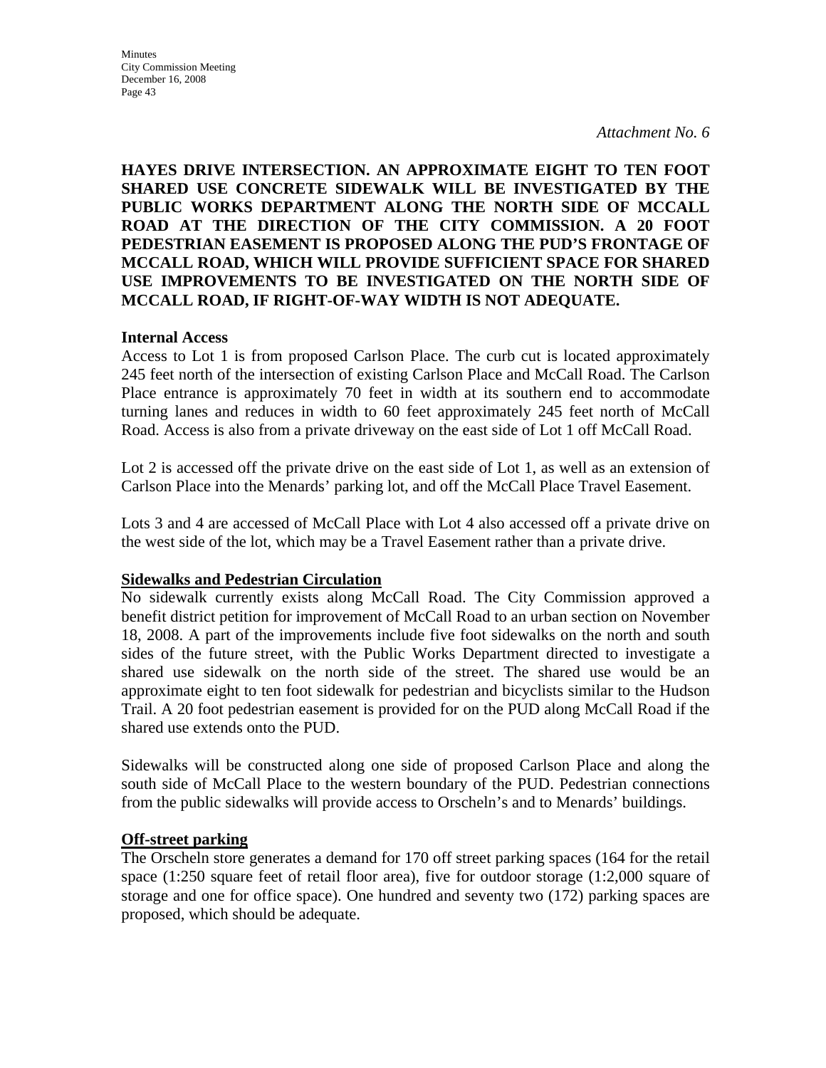*Attachment No. 6*

**HAYES DRIVE INTERSECTION. AN APPROXIMATE EIGHT TO TEN FOOT SHARED USE CONCRETE SIDEWALK WILL BE INVESTIGATED BY THE PUBLIC WORKS DEPARTMENT ALONG THE NORTH SIDE OF MCCALL ROAD AT THE DIRECTION OF THE CITY COMMISSION. A 20 FOOT PEDESTRIAN EASEMENT IS PROPOSED ALONG THE PUD'S FRONTAGE OF MCCALL ROAD, WHICH WILL PROVIDE SUFFICIENT SPACE FOR SHARED USE IMPROVEMENTS TO BE INVESTIGATED ON THE NORTH SIDE OF MCCALL ROAD, IF RIGHT-OF-WAY WIDTH IS NOT ADEQUATE.**

**Internal Access**

Access to Lot 1 is from proposed Carlson Place. The curb cut is located approximately 245 feet north of the intersection of existing Carlson Place and McCall Road. The Carlson Place entrance is approximately 70 feet in width at its southern end to accommodate turning lanes and reduces in width to 60 feet approximately 245 feet north of McCall Road. Access is also from a private driveway on the east side of Lot 1 off McCall Road.

Lot 2 is accessed off the private drive on the east side of Lot 1, as well as an extension of Carlson Place into the Menards' parking lot, and off the McCall Place Travel Easement.

Lots 3 and 4 are accessed of McCall Place with Lot 4 also accessed off a private drive on the west side of the lot, which may be a Travel Easement rather than a private drive.

**Sidewalks and Pedestrian Circulation**

No sidewalk currently exists along McCall Road. The City Commission approved a benefit district petition for improvement of McCall Road to an urban section on November 18, 2008. A part of the improvements include five foot sidewalks on the north and south sides of the future street, with the Public Works Department directed to investigate a shared use sidewalk on the north side of the street. The shared use would be an approximate eight to ten foot sidewalk for pedestrian and bicyclists similar to the Hudson Trail. A 20 foot pedestrian easement is provided for on the PUD along McCall Road if the shared use extends onto the PUD.

Sidewalks will be constructed along one side of proposed Carlson Place and along the south side of McCall Place to the western boundary of the PUD. Pedestrian connections from the public sidewalks will provide access to Orscheln's and to Menards' buildings.

**Off-street parking**

The Orscheln store generates a demand for 170 off street parking spaces (164 for the retail space (1:250 square feet of retail floor area), five for outdoor storage (1:2,000 square of storage and one for office space). One hundred and seventy two (172) parking spaces are proposed, which should be adequate.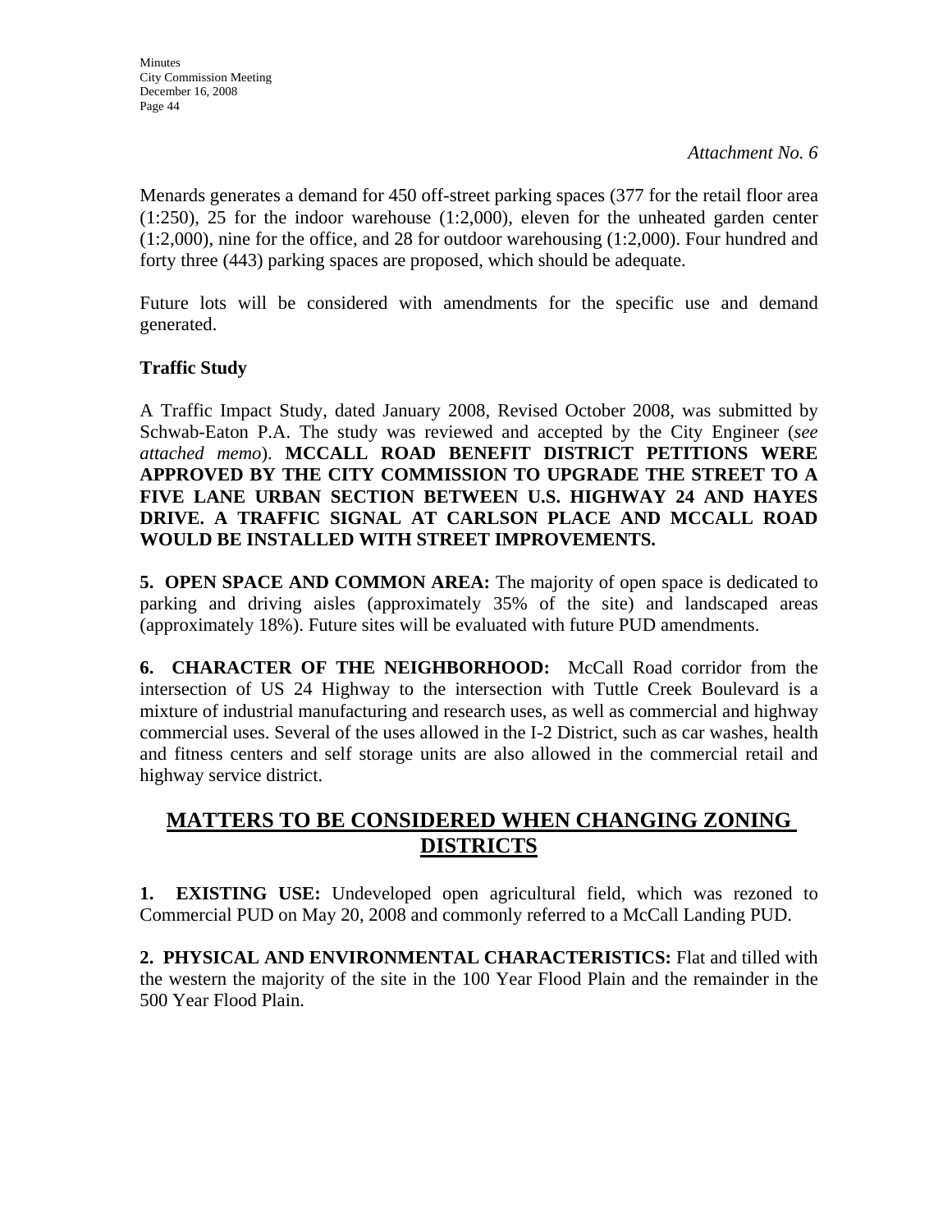*Attachment No. 6*

Menards generates a demand for 450 off-street parking spaces (377 for the retail floor area (1:250), 25 for the indoor warehouse (1:2,000), eleven for the unheated garden center (1:2,000), nine for the office, and 28 for outdoor warehousing (1:2,000). Four hundred and forty three (443) parking spaces are proposed, which should be adequate.

Future lots will be considered with amendments for the specific use and demand generated.

**Traffic Study**

A Traffic Impact Study, dated January 2008, Revised October 2008, was submitted by Schwab-Eaton P.A. The study was reviewed and accepted by the City Engineer (*see attached memo*). **MCCALL ROAD BENEFIT DISTRICT PETITIONS WERE APPROVED BY THE CITY COMMISSION TO UPGRADE THE STREET TO A FIVE LANE URBAN SECTION BETWEEN U.S. HIGHWAY 24 AND HAYES DRIVE. A TRAFFIC SIGNAL AT CARLSON PLACE AND MCCALL ROAD WOULD BE INSTALLED WITH STREET IMPROVEMENTS.**

**5. OPEN SPACE AND COMMON AREA:** The majority of open space is dedicated to parking and driving aisles (approximately 35% of the site) and landscaped areas (approximately 18%). Future sites will be evaluated with future PUD amendments.

**6. CHARACTER OF THE NEIGHBORHOOD:** McCall Road corridor from the intersection of US 24 Highway to the intersection with Tuttle Creek Boulevard is a mixture of industrial manufacturing and research uses, as well as commercial and highway commercial uses. Several of the uses allowed in the I-2 District, such as car washes, health and fitness centers and self storage units are also allowed in the commercial retail and highway service district.

## MATTERS TO BE CONSIDERED WHEN CHANGING ZONING DISTRICTS

**1. EXISTING USE:** Undeveloped open agricultural field, which was rezoned to Commercial PUD on May 20, 2008 and commonly referred to a McCall Landing PUD.

**2. PHYSICAL AND ENVIRONMENTAL CHARACTERISTICS:** Flat and tilled with the western the majority of the site in the 100 Year Flood Plain and the remainder in the 500 Year Flood Plain.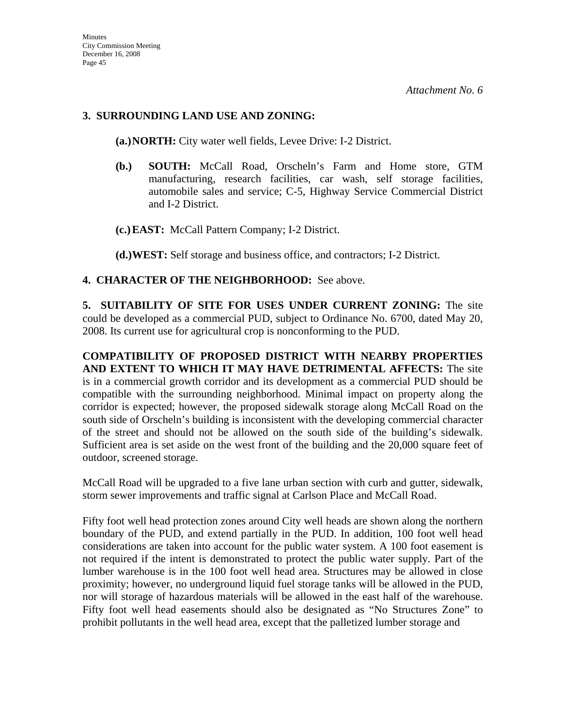*Attachment No. 6*

**3. SURROUNDING LAND USE AND ZONING:**

**(a.) NORTH:** City water well fields, Levee Drive: I-2 District.

**(b.) SOUTH:** McCall Road, Orscheln's Farm and Home store, GTM manufacturing, research facilities, car wash, self storage facilities, automobile sales and service; C-5, Highway Service Commercial District and I-2 District.

**(c.) EAST:** McCall Pattern Company; I-2 District.

**(d.) WEST:** Self storage and business office, and contractors; I-2 District.

**4. CHARACTER OF THE NEIGHBORHOOD:** See above.

**5. SUITABILITY OF SITE FOR USES UNDER CURRENT ZONING:** The site could be developed as a commercial PUD, subject to Ordinance No. 6700, dated May 20, 2008. Its current use for agricultural crop is nonconforming to the PUD.

**COMPATIBILITY OF PROPOSED DISTRICT WITH NEARBY PROPERTIES AND EXTENT TO WHICH IT MAY HAVE DETRIMENTAL AFFECTS:** The site is in a commercial growth corridor and its development as a commercial PUD should be compatible with the surrounding neighborhood. Minimal impact on property along the corridor is expected; however, the proposed sidewalk storage along McCall Road on the south side of Orscheln's building is inconsistent with the developing commercial character of the street and should not be allowed on the south side of the building's sidewalk. Sufficient area is set aside on the west front of the building and the 20,000 square feet of outdoor, screened storage.

McCall Road will be upgraded to a five lane urban section with curb and gutter, sidewalk, storm sewer improvements and traffic signal at Carlson Place and McCall Road.

Fifty foot well head protection zones around City well heads are shown along the northern boundary of the PUD, and extend partially in the PUD. In addition, 100 foot well head considerations are taken into account for the public water system. A 100 foot easement is not required if the intent is demonstrated to protect the public water supply. Part of the lumber warehouse is in the 100 foot well head area. Structures may be allowed in close proximity; however, no underground liquid fuel storage tanks will be allowed in the PUD, nor will storage of hazardous materials will be allowed in the east half of the warehouse. Fifty foot well head easements should also be designated as "No Structures Zone" to prohibit pollutants in the well head area, except that the palletized lumber storage and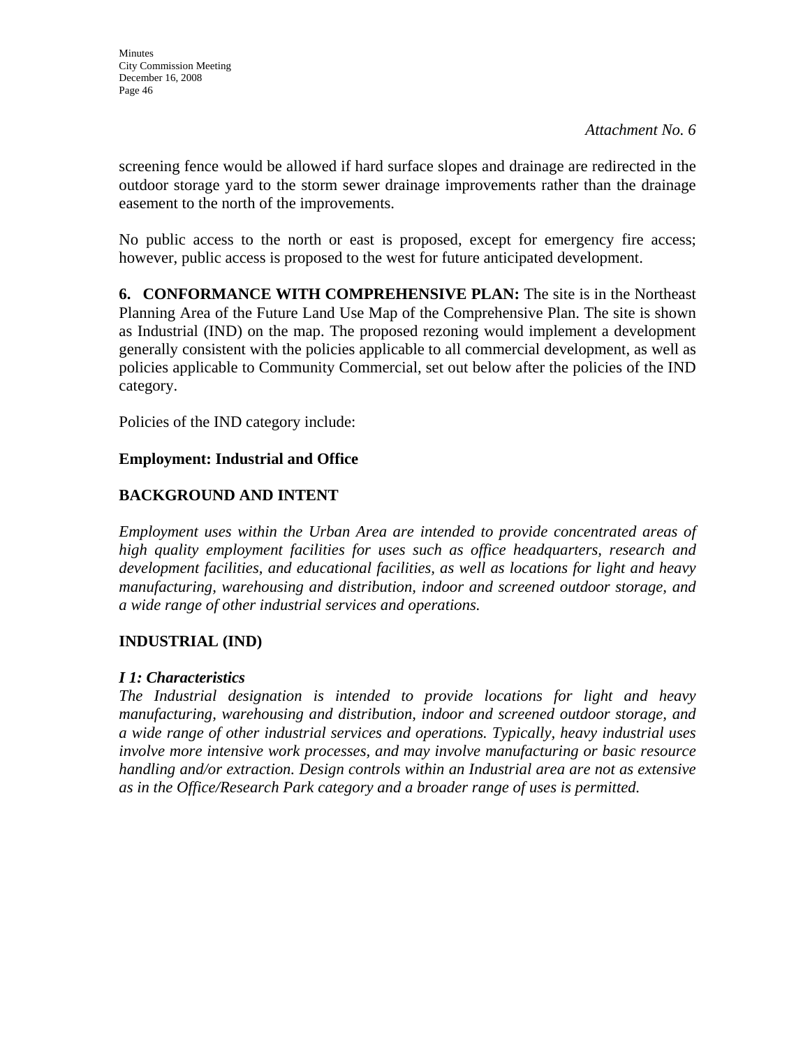*Attachment No. 6*

screening fence would be allowed if hard surface slopes and drainage are redirected in the outdoor storage yard to the storm sewer drainage improvements rather than the drainage easement to the north of the improvements.

No public access to the north or east is proposed, except for emergency fire access; however, public access is proposed to the west for future anticipated development.

**6. CONFORMANCE WITH COMPREHENSIVE PLAN:** The site is in the Northeast Planning Area of the Future Land Use Map of the Comprehensive Plan. The site is shown as Industrial (IND) on the map. The proposed rezoning would implement a development generally consistent with the policies applicable to all commercial development, as well as policies applicable to Community Commercial, set out below after the policies of the IND category.

Policies of the IND category include:

**Employment: Industrial and Office**

**BACKGROUND AND INTENT**

*Employment uses within the Urban Area are intended to provide concentrated areas of high quality employment facilities for uses such as office headquarters, research and development facilities, and educational facilities, as well as locations for light and heavy manufacturing, warehousing and distribution, indoor and screened outdoor storage, and a wide range of other industrial services and operations.*

**INDUSTRIAL (IND)**

***I 1: Characteristics***

*The Industrial designation is intended to provide locations for light and heavy manufacturing, warehousing and distribution, indoor and screened outdoor storage, and a wide range of other industrial services and operations. Typically, heavy industrial uses involve more intensive work processes, and may involve manufacturing or basic resource handling and/or extraction. Design controls within an Industrial area are not as extensive as in the Office/Research Park category and a broader range of uses is permitted.*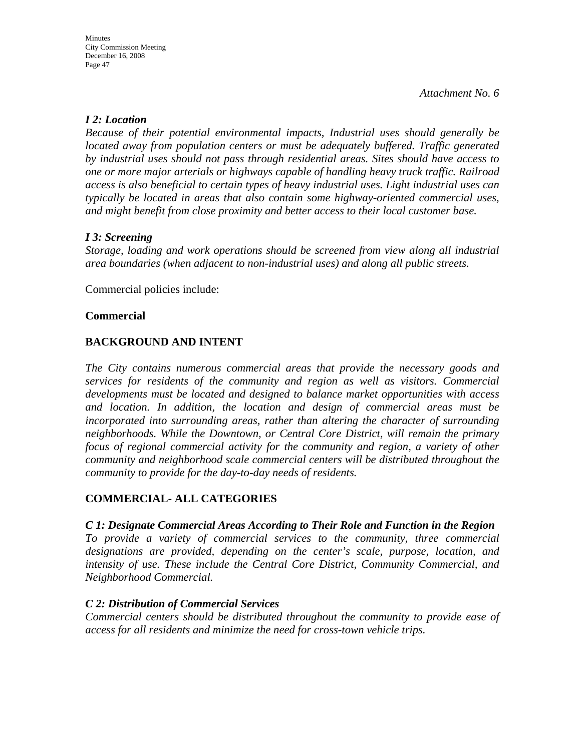*Attachment No. 6*

***I 2: Location***

*Because of their potential environmental impacts, Industrial uses should generally be located away from population centers or must be adequately buffered. Traffic generated by industrial uses should not pass through residential areas. Sites should have access to one or more major arterials or highways capable of handling heavy truck traffic. Railroad access is also beneficial to certain types of heavy industrial uses. Light industrial uses can typically be located in areas that also contain some highway-oriented commercial uses, and might benefit from close proximity and better access to their local customer base.*

***I 3: Screening***

*Storage, loading and work operations should be screened from view along all industrial area boundaries (when adjacent to non-industrial uses) and along all public streets.*

Commercial policies include:

**Commercial**

**BACKGROUND AND INTENT**

*The City contains numerous commercial areas that provide the necessary goods and services for residents of the community and region as well as visitors. Commercial developments must be located and designed to balance market opportunities with access and location. In addition, the location and design of commercial areas must be incorporated into surrounding areas, rather than altering the character of surrounding neighborhoods. While the Downtown, or Central Core District, will remain the primary focus of regional commercial activity for the community and region, a variety of other community and neighborhood scale commercial centers will be distributed throughout the community to provide for the day-to-day needs of residents.*

**COMMERCIAL- ALL CATEGORIES**

***C 1: Designate Commercial Areas According to Their Role and Function in the Region***

*To provide a variety of commercial services to the community, three commercial designations are provided, depending on the center's scale, purpose, location, and intensity of use. These include the Central Core District, Community Commercial, and Neighborhood Commercial.*

***C 2: Distribution of Commercial Services***

*Commercial centers should be distributed throughout the community to provide ease of access for all residents and minimize the need for cross-town vehicle trips.*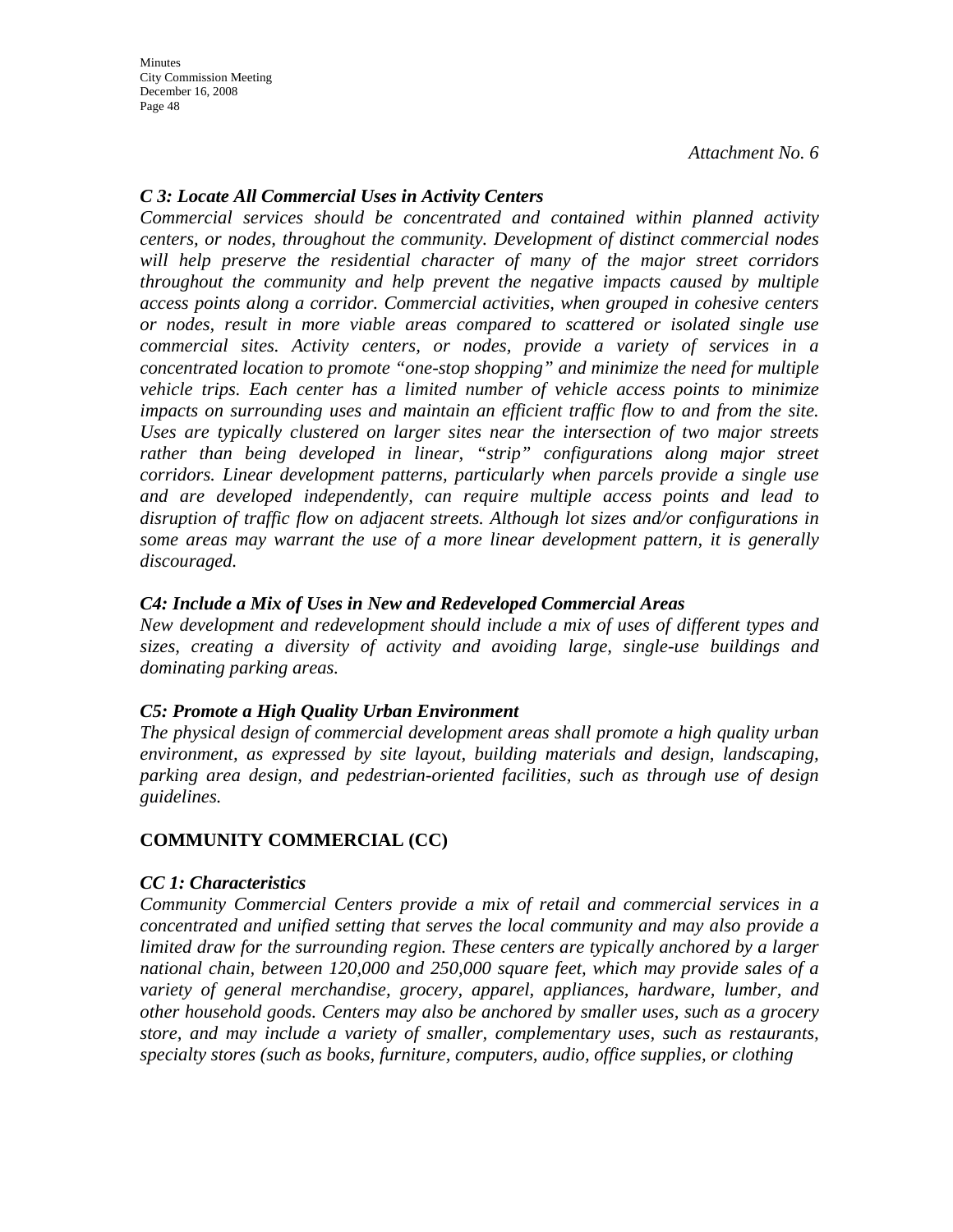*Attachment No. 6*

***C 3: Locate All Commercial Uses in Activity Centers***

*Commercial services should be concentrated and contained within planned activity centers, or nodes, throughout the community. Development of distinct commercial nodes will help preserve the residential character of many of the major street corridors throughout the community and help prevent the negative impacts caused by multiple access points along a corridor. Commercial activities, when grouped in cohesive centers or nodes, result in more viable areas compared to scattered or isolated single use commercial sites. Activity centers, or nodes, provide a variety of services in a concentrated location to promote "one-stop shopping" and minimize the need for multiple vehicle trips. Each center has a limited number of vehicle access points to minimize impacts on surrounding uses and maintain an efficient traffic flow to and from the site. Uses are typically clustered on larger sites near the intersection of two major streets rather than being developed in linear, "strip" configurations along major street corridors. Linear development patterns, particularly when parcels provide a single use and are developed independently, can require multiple access points and lead to disruption of traffic flow on adjacent streets. Although lot sizes and/or configurations in some areas may warrant the use of a more linear development pattern, it is generally discouraged.*

***C4: Include a Mix of Uses in New and Redeveloped Commercial Areas***

*New development and redevelopment should include a mix of uses of different types and sizes, creating a diversity of activity and avoiding large, single-use buildings and dominating parking areas.*

***C5: Promote a High Quality Urban Environment***

*The physical design of commercial development areas shall promote a high quality urban environment, as expressed by site layout, building materials and design, landscaping, parking area design, and pedestrian-oriented facilities, such as through use of design guidelines.*

## COMMUNITY COMMERCIAL (CC)

***CC 1: Characteristics***

*Community Commercial Centers provide a mix of retail and commercial services in a concentrated and unified setting that serves the local community and may also provide a limited draw for the surrounding region. These centers are typically anchored by a larger national chain, between 120,000 and 250,000 square feet, which may provide sales of a variety of general merchandise, grocery, apparel, appliances, hardware, lumber, and other household goods. Centers may also be anchored by smaller uses, such as a grocery store, and may include a variety of smaller, complementary uses, such as restaurants, specialty stores (such as books, furniture, computers, audio, office supplies, or clothing*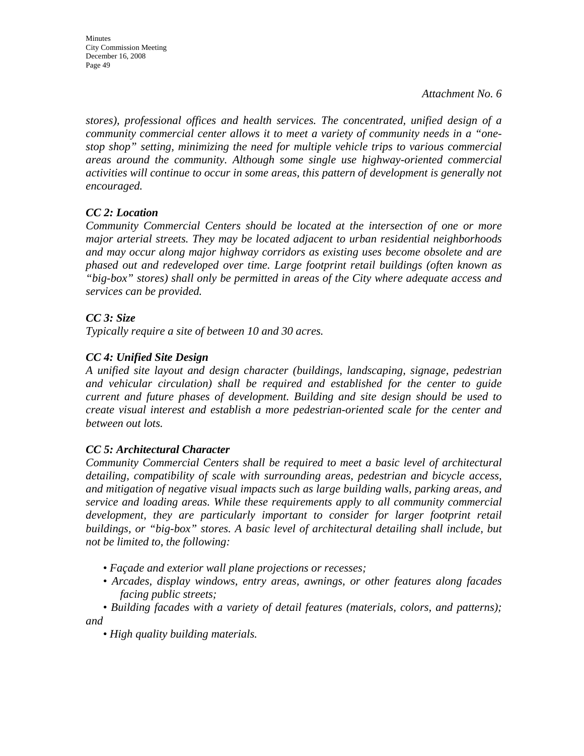*Attachment No. 6*

*stores), professional offices and health services. The concentrated, unified design of a community commercial center allows it to meet a variety of community needs in a "one-stop shop" setting, minimizing the need for multiple vehicle trips to various commercial areas around the community. Although some single use highway-oriented commercial activities will continue to occur in some areas, this pattern of development is generally not encouraged.*

***CC 2: Location***

*Community Commercial Centers should be located at the intersection of one or more major arterial streets. They may be located adjacent to urban residential neighborhoods and may occur along major highway corridors as existing uses become obsolete and are phased out and redeveloped over time. Large footprint retail buildings (often known as "big-box" stores) shall only be permitted in areas of the City where adequate access and services can be provided.*

***CC 3: Size***

*Typically require a site of between 10 and 30 acres.*

***CC 4: Unified Site Design***

*A unified site layout and design character (buildings, landscaping, signage, pedestrian and vehicular circulation) shall be required and established for the center to guide current and future phases of development. Building and site design should be used to create visual interest and establish a more pedestrian-oriented scale for the center and between out lots.*

***CC 5: Architectural Character***

*Community Commercial Centers shall be required to meet a basic level of architectural detailing, compatibility of scale with surrounding areas, pedestrian and bicycle access, and mitigation of negative visual impacts such as large building walls, parking areas, and service and loading areas. While these requirements apply to all community commercial development, they are particularly important to consider for larger footprint retail buildings, or "big-box" stores. A basic level of architectural detailing shall include, but not be limited to, the following:*

- *Façade and exterior wall plane projections or recesses;*
- *Arcades, display windows, entry areas, awnings, or other features along facades facing public streets;*
- *Building facades with a variety of detail features (materials, colors, and patterns); and*
- *High quality building materials.*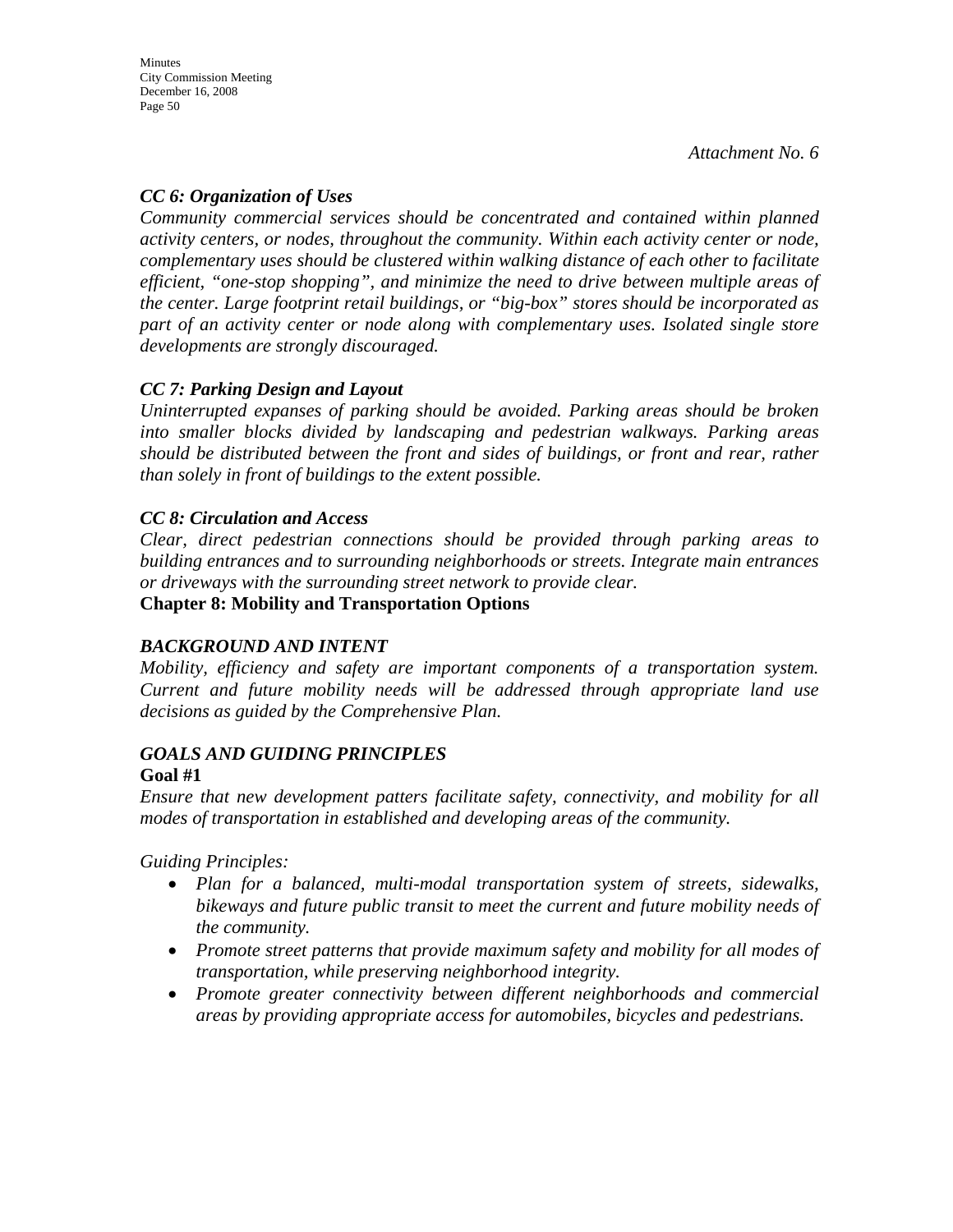*Attachment No. 6*

***CC 6: Organization of Uses***

*Community commercial services should be concentrated and contained within planned activity centers, or nodes, throughout the community. Within each activity center or node, complementary uses should be clustered within walking distance of each other to facilitate efficient, "one-stop shopping", and minimize the need to drive between multiple areas of the center. Large footprint retail buildings, or "big-box" stores should be incorporated as part of an activity center or node along with complementary uses. Isolated single store developments are strongly discouraged.*

***CC 7: Parking Design and Layout***

*Uninterrupted expanses of parking should be avoided. Parking areas should be broken into smaller blocks divided by landscaping and pedestrian walkways. Parking areas should be distributed between the front and sides of buildings, or front and rear, rather than solely in front of buildings to the extent possible.*

***CC 8: Circulation and Access***

*Clear, direct pedestrian connections should be provided through parking areas to building entrances and to surrounding neighborhoods or streets. Integrate main entrances or driveways with the surrounding street network to provide clear.*

**Chapter 8: Mobility and Transportation Options**

***BACKGROUND AND INTENT***

*Mobility, efficiency and safety are important components of a transportation system. Current and future mobility needs will be addressed through appropriate land use decisions as guided by the Comprehensive Plan.*

***GOALS AND GUIDING PRINCIPLES***

**Goal #1**

*Ensure that new development patters facilitate safety, connectivity, and mobility for all modes of transportation in established and developing areas of the community.*

*Guiding Principles:*

- *Plan for a balanced, multi-modal transportation system of streets, sidewalks, bikeways and future public transit to meet the current and future mobility needs of the community.*
- *Promote street patterns that provide maximum safety and mobility for all modes of transportation, while preserving neighborhood integrity.*
- *Promote greater connectivity between different neighborhoods and commercial areas by providing appropriate access for automobiles, bicycles and pedestrians.*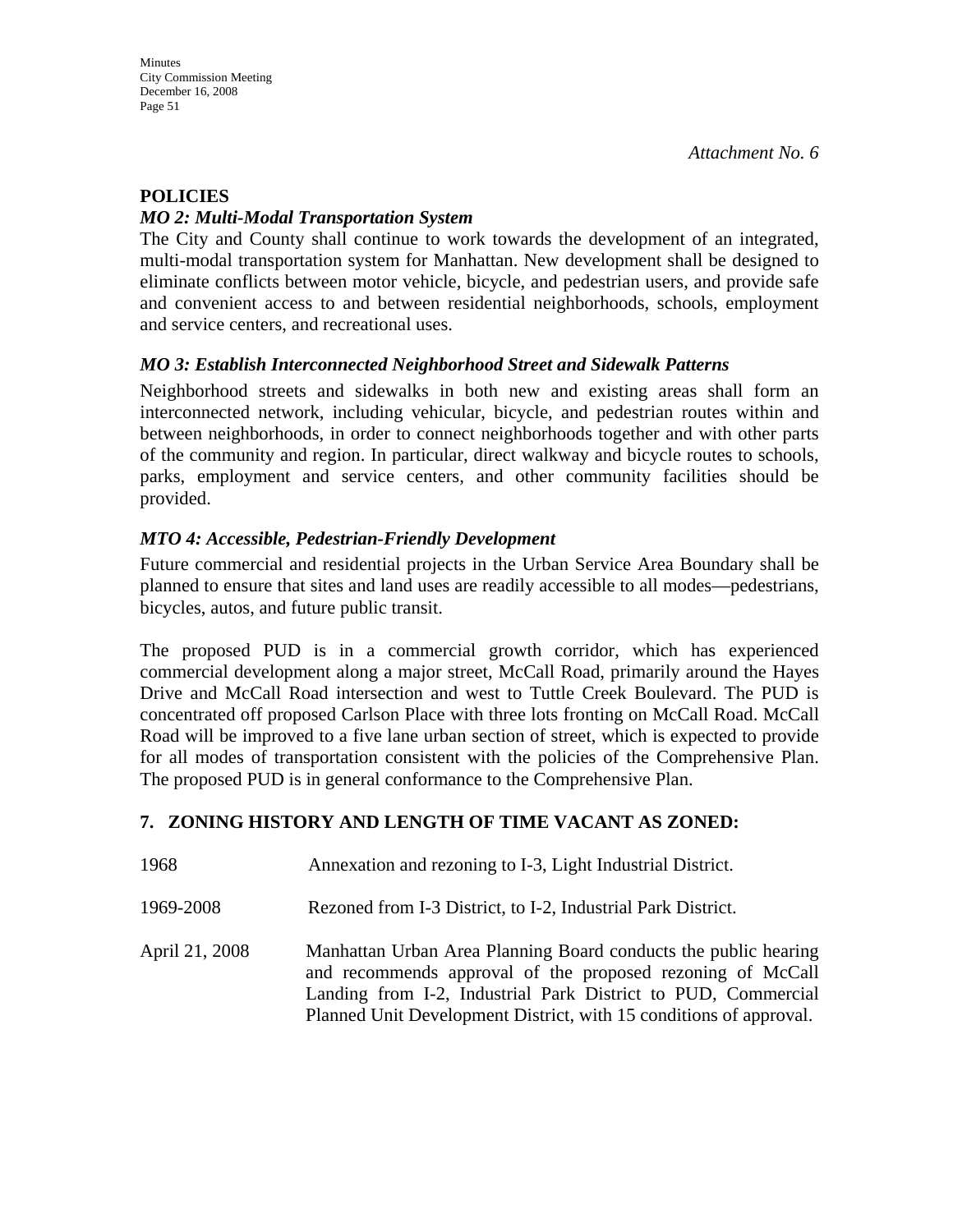*Attachment No. 6*

**POLICIES**

***MO 2: Multi-Modal Transportation System***

The City and County shall continue to work towards the development of an integrated, multi-modal transportation system for Manhattan. New development shall be designed to eliminate conflicts between motor vehicle, bicycle, and pedestrian users, and provide safe and convenient access to and between residential neighborhoods, schools, employment and service centers, and recreational uses.

***MO 3: Establish Interconnected Neighborhood Street and Sidewalk Patterns***

Neighborhood streets and sidewalks in both new and existing areas shall form an interconnected network, including vehicular, bicycle, and pedestrian routes within and between neighborhoods, in order to connect neighborhoods together and with other parts of the community and region. In particular, direct walkway and bicycle routes to schools, parks, employment and service centers, and other community facilities should be provided.

***MTO 4: Accessible, Pedestrian-Friendly Development***

Future commercial and residential projects in the Urban Service Area Boundary shall be planned to ensure that sites and land uses are readily accessible to all modes—pedestrians, bicycles, autos, and future public transit.

The proposed PUD is in a commercial growth corridor, which has experienced commercial development along a major street, McCall Road, primarily around the Hayes Drive and McCall Road intersection and west to Tuttle Creek Boulevard. The PUD is concentrated off proposed Carlson Place with three lots fronting on McCall Road. McCall Road will be improved to a five lane urban section of street, which is expected to provide for all modes of transportation consistent with the policies of the Comprehensive Plan. The proposed PUD is in general conformance to the Comprehensive Plan.

## 7. ZONING HISTORY AND LENGTH OF TIME VACANT AS ZONED:

1968 — Annexation and rezoning to I-3, Light Industrial District.

1969-2008 — Rezoned from I-3 District, to I-2, Industrial Park District.

April 21, 2008 — Manhattan Urban Area Planning Board conducts the public hearing and recommends approval of the proposed rezoning of McCall Landing from I-2, Industrial Park District to PUD, Commercial Planned Unit Development District, with 15 conditions of approval.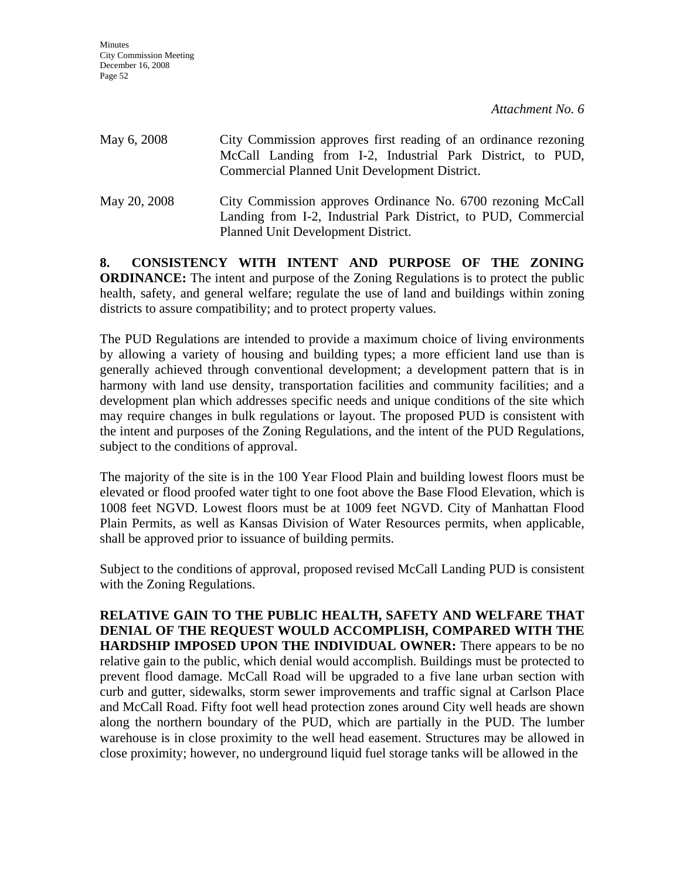*Attachment No. 6*

May 6, 2008 City Commission approves first reading of an ordinance rezoning McCall Landing from I-2, Industrial Park District, to PUD, Commercial Planned Unit Development District.

May 20, 2008 City Commission approves Ordinance No. 6700 rezoning McCall Landing from I-2, Industrial Park District, to PUD, Commercial Planned Unit Development District.

**8. CONSISTENCY WITH INTENT AND PURPOSE OF THE ZONING ORDINANCE:** The intent and purpose of the Zoning Regulations is to protect the public health, safety, and general welfare; regulate the use of land and buildings within zoning districts to assure compatibility; and to protect property values.

The PUD Regulations are intended to provide a maximum choice of living environments by allowing a variety of housing and building types; a more efficient land use than is generally achieved through conventional development; a development pattern that is in harmony with land use density, transportation facilities and community facilities; and a development plan which addresses specific needs and unique conditions of the site which may require changes in bulk regulations or layout. The proposed PUD is consistent with the intent and purposes of the Zoning Regulations, and the intent of the PUD Regulations, subject to the conditions of approval.

The majority of the site is in the 100 Year Flood Plain and building lowest floors must be elevated or flood proofed water tight to one foot above the Base Flood Elevation, which is 1008 feet NGVD. Lowest floors must be at 1009 feet NGVD. City of Manhattan Flood Plain Permits, as well as Kansas Division of Water Resources permits, when applicable, shall be approved prior to issuance of building permits.

Subject to the conditions of approval, proposed revised McCall Landing PUD is consistent with the Zoning Regulations.

**RELATIVE GAIN TO THE PUBLIC HEALTH, SAFETY AND WELFARE THAT DENIAL OF THE REQUEST WOULD ACCOMPLISH, COMPARED WITH THE HARDSHIP IMPOSED UPON THE INDIVIDUAL OWNER:** There appears to be no relative gain to the public, which denial would accomplish. Buildings must be protected to prevent flood damage. McCall Road will be upgraded to a five lane urban section with curb and gutter, sidewalks, storm sewer improvements and traffic signal at Carlson Place and McCall Road. Fifty foot well head protection zones around City well heads are shown along the northern boundary of the PUD, which are partially in the PUD. The lumber warehouse is in close proximity to the well head easement. Structures may be allowed in close proximity; however, no underground liquid fuel storage tanks will be allowed in the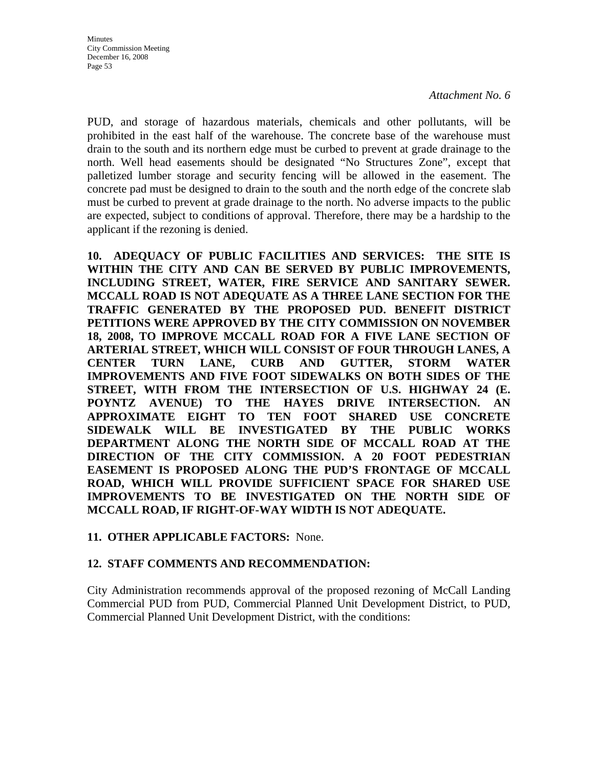*Attachment No. 6*

PUD, and storage of hazardous materials, chemicals and other pollutants, will be prohibited in the east half of the warehouse. The concrete base of the warehouse must drain to the south and its northern edge must be curbed to prevent at grade drainage to the north. Well head easements should be designated "No Structures Zone", except that palletized lumber storage and security fencing will be allowed in the easement. The concrete pad must be designed to drain to the south and the north edge of the concrete slab must be curbed to prevent at grade drainage to the north. No adverse impacts to the public are expected, subject to conditions of approval. Therefore, there may be a hardship to the applicant if the rezoning is denied.

**10. ADEQUACY OF PUBLIC FACILITIES AND SERVICES: THE SITE IS WITHIN THE CITY AND CAN BE SERVED BY PUBLIC IMPROVEMENTS, INCLUDING STREET, WATER, FIRE SERVICE AND SANITARY SEWER. MCCALL ROAD IS NOT ADEQUATE AS A THREE LANE SECTION FOR THE TRAFFIC GENERATED BY THE PROPOSED PUD. BENEFIT DISTRICT PETITIONS WERE APPROVED BY THE CITY COMMISSION ON NOVEMBER 18, 2008, TO IMPROVE MCCALL ROAD FOR A FIVE LANE SECTION OF ARTERIAL STREET, WHICH WILL CONSIST OF FOUR THROUGH LANES, A CENTER TURN LANE, CURB AND GUTTER, STORM WATER IMPROVEMENTS AND FIVE FOOT SIDEWALKS ON BOTH SIDES OF THE STREET, WITH FROM THE INTERSECTION OF U.S. HIGHWAY 24 (E. POYNTZ AVENUE) TO THE HAYES DRIVE INTERSECTION. AN APPROXIMATE EIGHT TO TEN FOOT SHARED USE CONCRETE SIDEWALK WILL BE INVESTIGATED BY THE PUBLIC WORKS DEPARTMENT ALONG THE NORTH SIDE OF MCCALL ROAD AT THE DIRECTION OF THE CITY COMMISSION. A 20 FOOT PEDESTRIAN EASEMENT IS PROPOSED ALONG THE PUD'S FRONTAGE OF MCCALL ROAD, WHICH WILL PROVIDE SUFFICIENT SPACE FOR SHARED USE IMPROVEMENTS TO BE INVESTIGATED ON THE NORTH SIDE OF MCCALL ROAD, IF RIGHT-OF-WAY WIDTH IS NOT ADEQUATE.**

**11. OTHER APPLICABLE FACTORS:** None.

**12. STAFF COMMENTS AND RECOMMENDATION:**

City Administration recommends approval of the proposed rezoning of McCall Landing Commercial PUD from PUD, Commercial Planned Unit Development District, to PUD, Commercial Planned Unit Development District, with the conditions: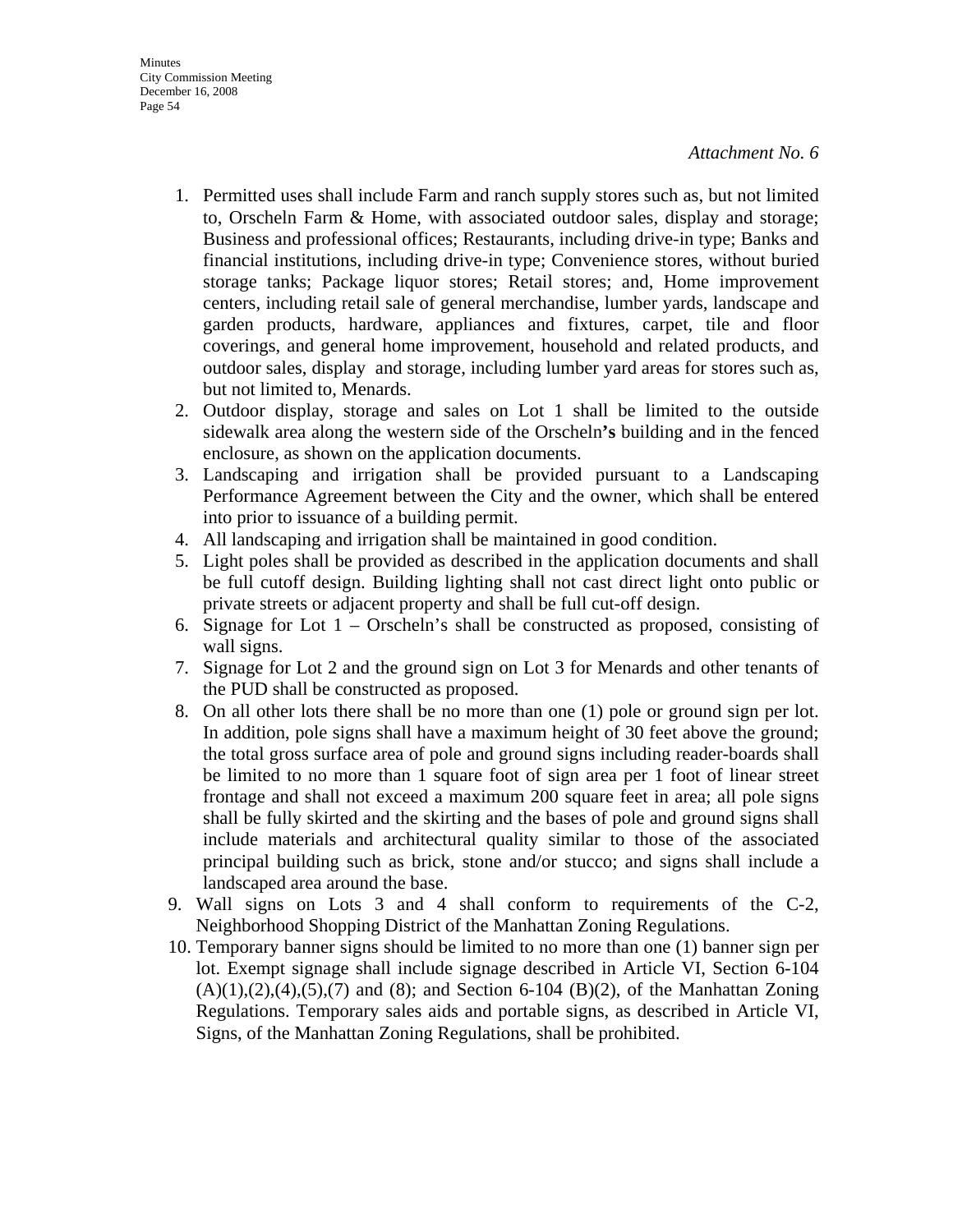*Attachment No. 6*

1. Permitted uses shall include Farm and ranch supply stores such as, but not limited to, Orscheln Farm & Home, with associated outdoor sales, display and storage; Business and professional offices; Restaurants, including drive-in type; Banks and financial institutions, including drive-in type; Convenience stores, without buried storage tanks; Package liquor stores; Retail stores; and, Home improvement centers, including retail sale of general merchandise, lumber yards, landscape and garden products, hardware, appliances and fixtures, carpet, tile and floor coverings, and general home improvement, household and related products, and outdoor sales, display and storage, including lumber yard areas for stores such as, but not limited to, Menards.
2. Outdoor display, storage and sales on Lot 1 shall be limited to the outside sidewalk area along the western side of the Orscheln**'s** building and in the fenced enclosure, as shown on the application documents.
3. Landscaping and irrigation shall be provided pursuant to a Landscaping Performance Agreement between the City and the owner, which shall be entered into prior to issuance of a building permit.
4. All landscaping and irrigation shall be maintained in good condition.
5. Light poles shall be provided as described in the application documents and shall be full cutoff design. Building lighting shall not cast direct light onto public or private streets or adjacent property and shall be full cut-off design.
6. Signage for Lot 1 – Orscheln's shall be constructed as proposed, consisting of wall signs.
7. Signage for Lot 2 and the ground sign on Lot 3 for Menards and other tenants of the PUD shall be constructed as proposed.
8. On all other lots there shall be no more than one (1) pole or ground sign per lot. In addition, pole signs shall have a maximum height of 30 feet above the ground; the total gross surface area of pole and ground signs including reader-boards shall be limited to no more than 1 square foot of sign area per 1 foot of linear street frontage and shall not exceed a maximum 200 square feet in area; all pole signs shall be fully skirted and the skirting and the bases of pole and ground signs shall include materials and architectural quality similar to those of the associated principal building such as brick, stone and/or stucco; and signs shall include a landscaped area around the base.
9. Wall signs on Lots 3 and 4 shall conform to requirements of the C-2, Neighborhood Shopping District of the Manhattan Zoning Regulations.
10. Temporary banner signs should be limited to no more than one (1) banner sign per lot. Exempt signage shall include signage described in Article VI, Section 6-104 (A)(1),(2),(4),(5),(7) and (8); and Section 6-104 (B)(2), of the Manhattan Zoning Regulations. Temporary sales aids and portable signs, as described in Article VI, Signs, of the Manhattan Zoning Regulations, shall be prohibited.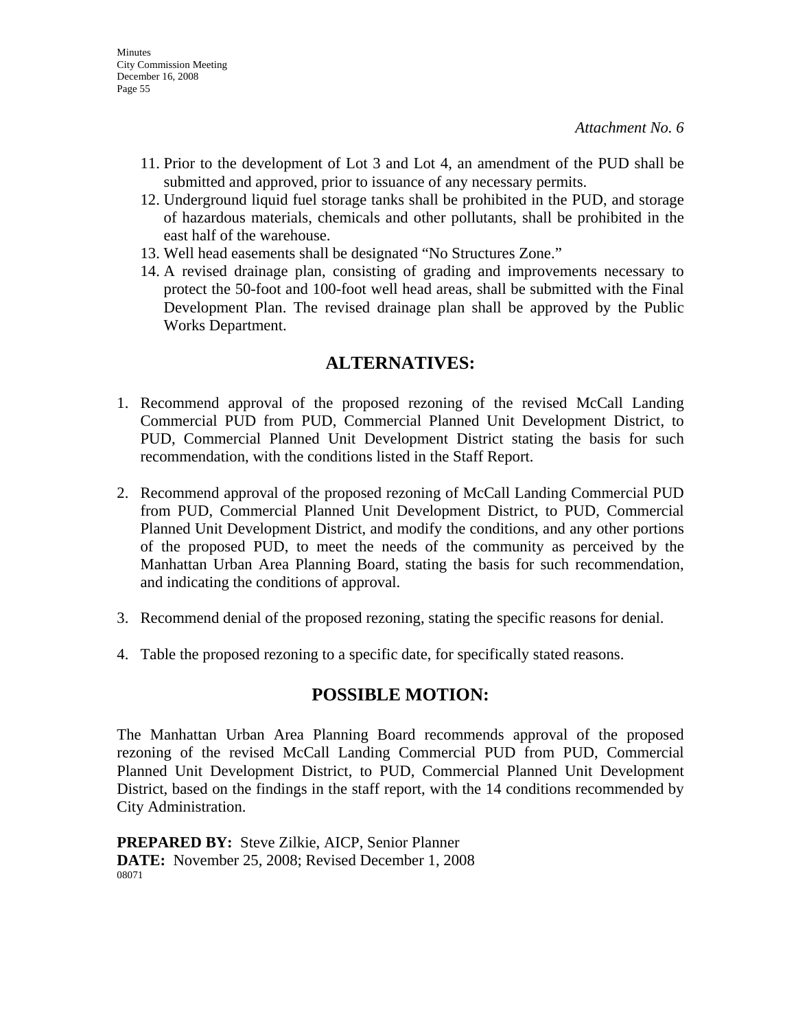*Attachment No. 6*

11. Prior to the development of Lot 3 and Lot 4, an amendment of the PUD shall be submitted and approved, prior to issuance of any necessary permits.
12. Underground liquid fuel storage tanks shall be prohibited in the PUD, and storage of hazardous materials, chemicals and other pollutants, shall be prohibited in the east half of the warehouse.
13. Well head easements shall be designated "No Structures Zone."
14. A revised drainage plan, consisting of grading and improvements necessary to protect the 50-foot and 100-foot well head areas, shall be submitted with the Final Development Plan. The revised drainage plan shall be approved by the Public Works Department.

## ALTERNATIVES:

1. Recommend approval of the proposed rezoning of the revised McCall Landing Commercial PUD from PUD, Commercial Planned Unit Development District, to PUD, Commercial Planned Unit Development District stating the basis for such recommendation, with the conditions listed in the Staff Report.

2. Recommend approval of the proposed rezoning of McCall Landing Commercial PUD from PUD, Commercial Planned Unit Development District, to PUD, Commercial Planned Unit Development District, and modify the conditions, and any other portions of the proposed PUD, to meet the needs of the community as perceived by the Manhattan Urban Area Planning Board, stating the basis for such recommendation, and indicating the conditions of approval.

3. Recommend denial of the proposed rezoning, stating the specific reasons for denial.

4. Table the proposed rezoning to a specific date, for specifically stated reasons.

## POSSIBLE MOTION:

The Manhattan Urban Area Planning Board recommends approval of the proposed rezoning of the revised McCall Landing Commercial PUD from PUD, Commercial Planned Unit Development District, to PUD, Commercial Planned Unit Development District, based on the findings in the staff report, with the 14 conditions recommended by City Administration.

**PREPARED BY:** Steve Zilkie, AICP, Senior Planner
**DATE:** November 25, 2008; Revised December 1, 2008
08071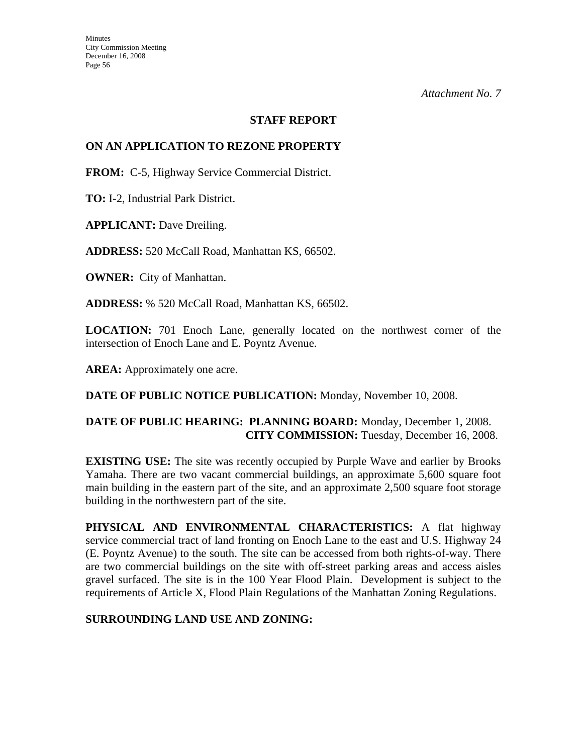*Attachment No. 7*

**STAFF REPORT**

**ON AN APPLICATION TO REZONE PROPERTY**

**FROM:** C-5, Highway Service Commercial District.

**TO:** I-2, Industrial Park District.

**APPLICANT:** Dave Dreiling.

**ADDRESS:** 520 McCall Road, Manhattan KS, 66502.

**OWNER:** City of Manhattan.

**ADDRESS:** % 520 McCall Road, Manhattan KS, 66502.

**LOCATION:** 701 Enoch Lane, generally located on the northwest corner of the intersection of Enoch Lane and E. Poyntz Avenue.

**AREA:** Approximately one acre.

**DATE OF PUBLIC NOTICE PUBLICATION:** Monday, November 10, 2008.

**DATE OF PUBLIC HEARING: PLANNING BOARD:** Monday, December 1, 2008.
**CITY COMMISSION:** Tuesday, December 16, 2008.

**EXISTING USE:** The site was recently occupied by Purple Wave and earlier by Brooks Yamaha. There are two vacant commercial buildings, an approximate 5,600 square foot main building in the eastern part of the site, and an approximate 2,500 square foot storage building in the northwestern part of the site.

**PHYSICAL AND ENVIRONMENTAL CHARACTERISTICS:** A flat highway service commercial tract of land fronting on Enoch Lane to the east and U.S. Highway 24 (E. Poyntz Avenue) to the south. The site can be accessed from both rights-of-way. There are two commercial buildings on the site with off-street parking areas and access aisles gravel surfaced. The site is in the 100 Year Flood Plain. Development is subject to the requirements of Article X, Flood Plain Regulations of the Manhattan Zoning Regulations.

**SURROUNDING LAND USE AND ZONING:**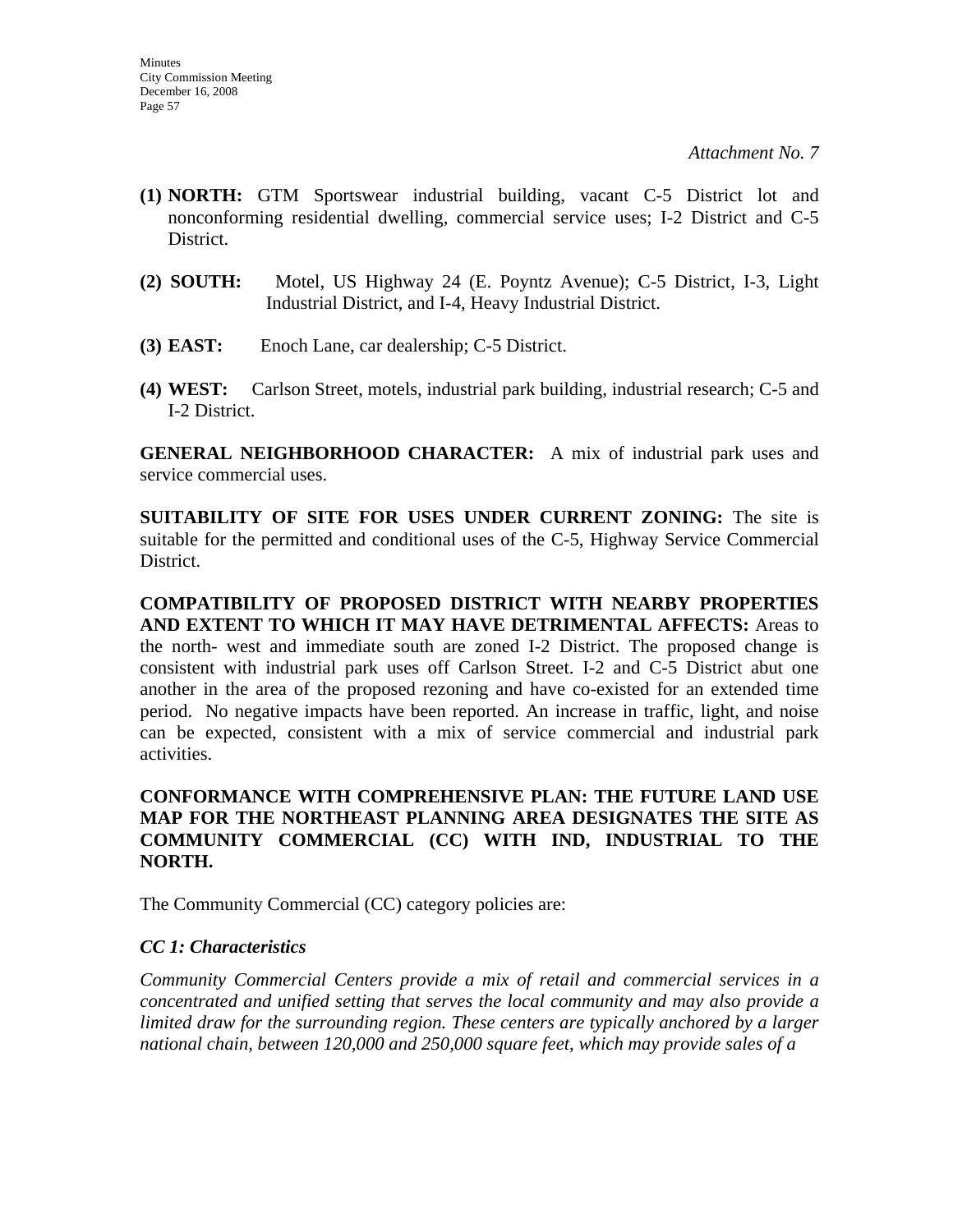*Attachment No. 7*

**(1) NORTH:** GTM Sportswear industrial building, vacant C-5 District lot and nonconforming residential dwelling, commercial service uses; I-2 District and C-5 District.

**(2) SOUTH:** Motel, US Highway 24 (E. Poyntz Avenue); C-5 District, I-3, Light Industrial District, and I-4, Heavy Industrial District.

**(3) EAST:** Enoch Lane, car dealership; C-5 District.

**(4) WEST:** Carlson Street, motels, industrial park building, industrial research; C-5 and I-2 District.

**GENERAL NEIGHBORHOOD CHARACTER:** A mix of industrial park uses and service commercial uses.

**SUITABILITY OF SITE FOR USES UNDER CURRENT ZONING:** The site is suitable for the permitted and conditional uses of the C-5, Highway Service Commercial District.

**COMPATIBILITY OF PROPOSED DISTRICT WITH NEARBY PROPERTIES AND EXTENT TO WHICH IT MAY HAVE DETRIMENTAL AFFECTS:** Areas to the north- west and immediate south are zoned I-2 District. The proposed change is consistent with industrial park uses off Carlson Street. I-2 and C-5 District abut one another in the area of the proposed rezoning and have co-existed for an extended time period. No negative impacts have been reported. An increase in traffic, light, and noise can be expected, consistent with a mix of service commercial and industrial park activities.

**CONFORMANCE WITH COMPREHENSIVE PLAN: THE FUTURE LAND USE MAP FOR THE NORTHEAST PLANNING AREA DESIGNATES THE SITE AS COMMUNITY COMMERCIAL (CC) WITH IND, INDUSTRIAL TO THE NORTH.**

The Community Commercial (CC) category policies are:

***CC 1: Characteristics***

*Community Commercial Centers provide a mix of retail and commercial services in a concentrated and unified setting that serves the local community and may also provide a limited draw for the surrounding region. These centers are typically anchored by a larger national chain, between 120,000 and 250,000 square feet, which may provide sales of a*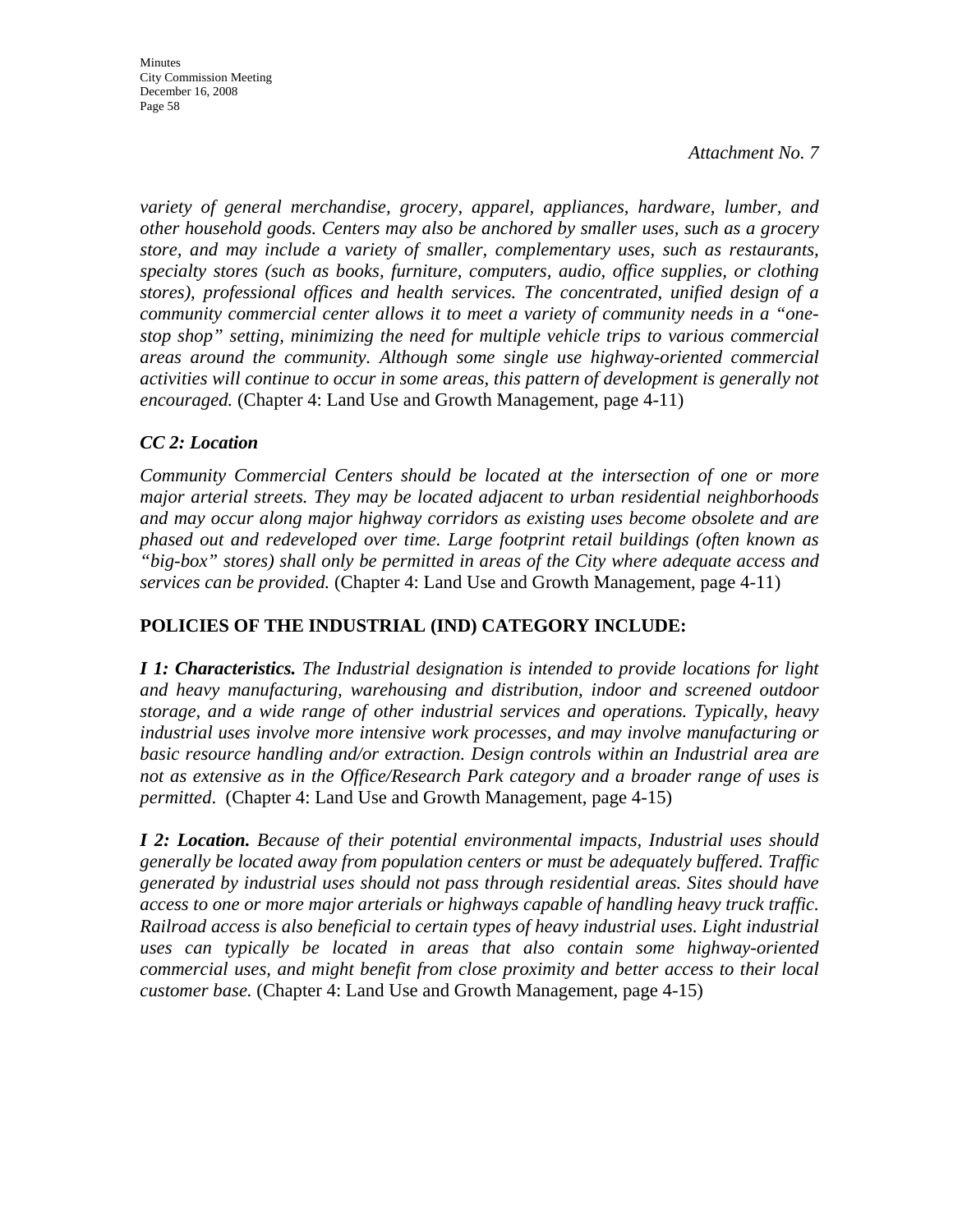*Attachment No. 7*

*variety of general merchandise, grocery, apparel, appliances, hardware, lumber, and other household goods. Centers may also be anchored by smaller uses, such as a grocery store, and may include a variety of smaller, complementary uses, such as restaurants, specialty stores (such as books, furniture, computers, audio, office supplies, or clothing stores), professional offices and health services. The concentrated, unified design of a community commercial center allows it to meet a variety of community needs in a "one-stop shop" setting, minimizing the need for multiple vehicle trips to various commercial areas around the community. Although some single use highway-oriented commercial activities will continue to occur in some areas, this pattern of development is generally not encouraged.* (Chapter 4: Land Use and Growth Management, page 4-11)

***CC 2: Location***

*Community Commercial Centers should be located at the intersection of one or more major arterial streets. They may be located adjacent to urban residential neighborhoods and may occur along major highway corridors as existing uses become obsolete and are phased out and redeveloped over time. Large footprint retail buildings (often known as "big-box" stores) shall only be permitted in areas of the City where adequate access and services can be provided.* (Chapter 4: Land Use and Growth Management, page 4-11)

**POLICIES OF THE INDUSTRIAL (IND) CATEGORY INCLUDE:**

***I 1: Characteristics.*** *The Industrial designation is intended to provide locations for light and heavy manufacturing, warehousing and distribution, indoor and screened outdoor storage, and a wide range of other industrial services and operations. Typically, heavy industrial uses involve more intensive work processes, and may involve manufacturing or basic resource handling and/or extraction. Design controls within an Industrial area are not as extensive as in the Office/Research Park category and a broader range of uses is permitted*. (Chapter 4: Land Use and Growth Management, page 4-15)

***I 2: Location.*** *Because of their potential environmental impacts, Industrial uses should generally be located away from population centers or must be adequately buffered. Traffic generated by industrial uses should not pass through residential areas. Sites should have access to one or more major arterials or highways capable of handling heavy truck traffic. Railroad access is also beneficial to certain types of heavy industrial uses. Light industrial uses can typically be located in areas that also contain some highway-oriented commercial uses, and might benefit from close proximity and better access to their local customer base.* (Chapter 4: Land Use and Growth Management, page 4-15)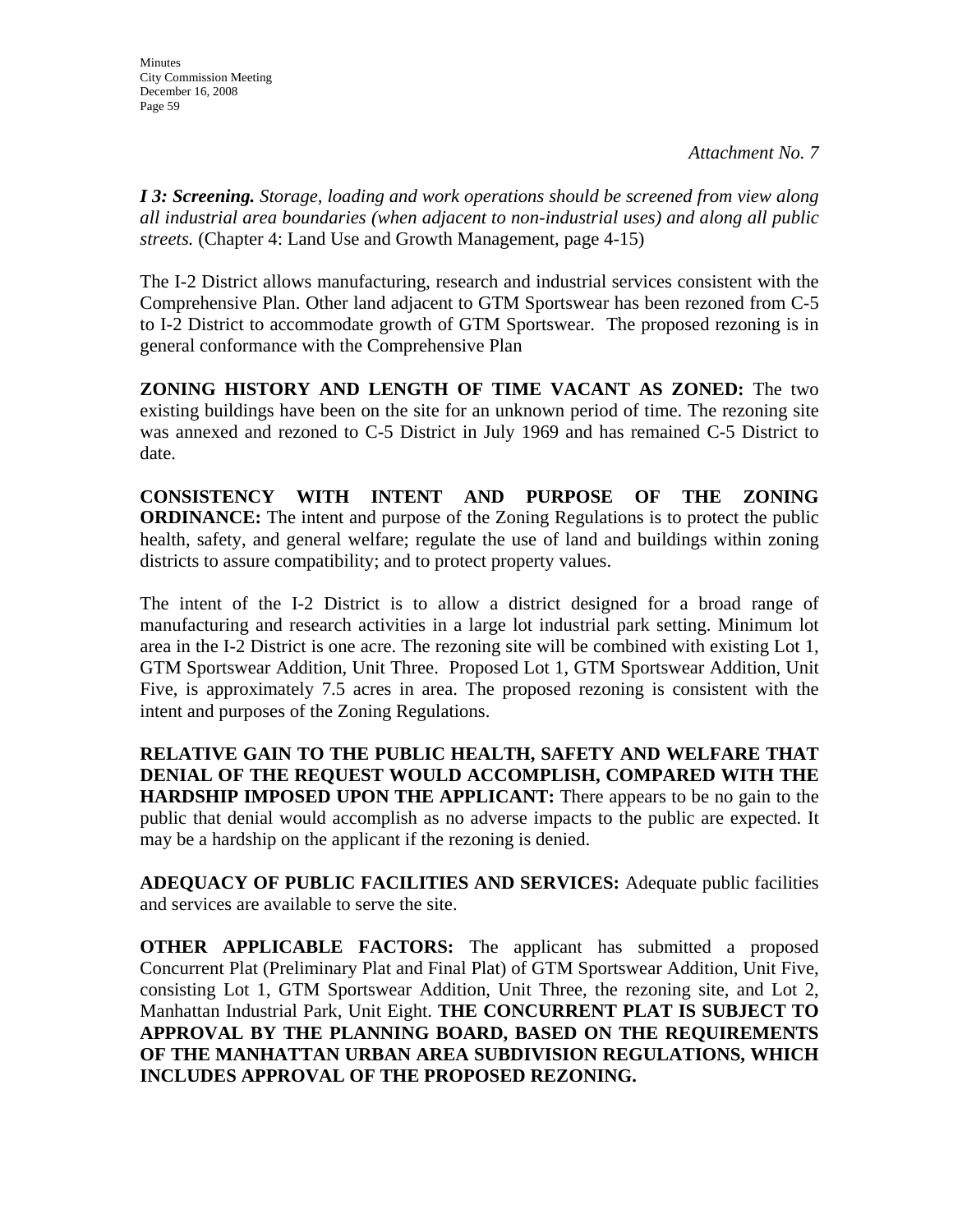*Attachment No. 7*

***I 3: Screening.*** *Storage, loading and work operations should be screened from view along all industrial area boundaries (when adjacent to non-industrial uses) and along all public streets.* (Chapter 4: Land Use and Growth Management, page 4-15)

The I-2 District allows manufacturing, research and industrial services consistent with the Comprehensive Plan. Other land adjacent to GTM Sportswear has been rezoned from C-5 to I-2 District to accommodate growth of GTM Sportswear. The proposed rezoning is in general conformance with the Comprehensive Plan

**ZONING HISTORY AND LENGTH OF TIME VACANT AS ZONED:** The two existing buildings have been on the site for an unknown period of time. The rezoning site was annexed and rezoned to C-5 District in July 1969 and has remained C-5 District to date.

**CONSISTENCY WITH INTENT AND PURPOSE OF THE ZONING ORDINANCE:** The intent and purpose of the Zoning Regulations is to protect the public health, safety, and general welfare; regulate the use of land and buildings within zoning districts to assure compatibility; and to protect property values.

The intent of the I-2 District is to allow a district designed for a broad range of manufacturing and research activities in a large lot industrial park setting. Minimum lot area in the I-2 District is one acre. The rezoning site will be combined with existing Lot 1, GTM Sportswear Addition, Unit Three. Proposed Lot 1, GTM Sportswear Addition, Unit Five, is approximately 7.5 acres in area. The proposed rezoning is consistent with the intent and purposes of the Zoning Regulations.

**RELATIVE GAIN TO THE PUBLIC HEALTH, SAFETY AND WELFARE THAT DENIAL OF THE REQUEST WOULD ACCOMPLISH, COMPARED WITH THE HARDSHIP IMPOSED UPON THE APPLICANT:** There appears to be no gain to the public that denial would accomplish as no adverse impacts to the public are expected. It may be a hardship on the applicant if the rezoning is denied.

**ADEQUACY OF PUBLIC FACILITIES AND SERVICES:** Adequate public facilities and services are available to serve the site.

**OTHER APPLICABLE FACTORS:** The applicant has submitted a proposed Concurrent Plat (Preliminary Plat and Final Plat) of GTM Sportswear Addition, Unit Five, consisting Lot 1, GTM Sportswear Addition, Unit Three, the rezoning site, and Lot 2, Manhattan Industrial Park, Unit Eight. **THE CONCURRENT PLAT IS SUBJECT TO APPROVAL BY THE PLANNING BOARD, BASED ON THE REQUIREMENTS OF THE MANHATTAN URBAN AREA SUBDIVISION REGULATIONS, WHICH INCLUDES APPROVAL OF THE PROPOSED REZONING.**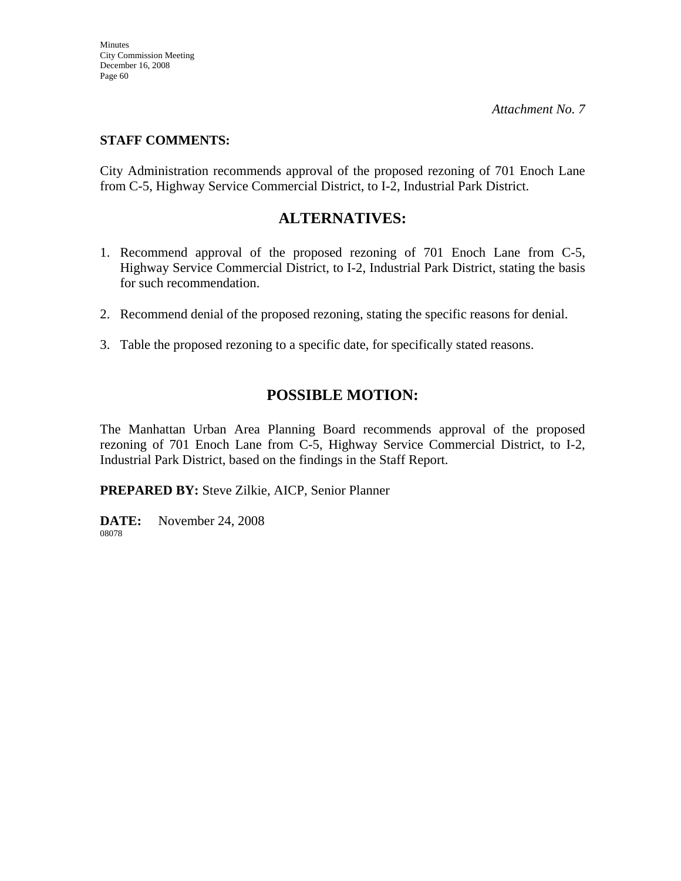*Attachment No. 7*

**STAFF COMMENTS:**

City Administration recommends approval of the proposed rezoning of 701 Enoch Lane from C-5, Highway Service Commercial District, to I-2, Industrial Park District.

## ALTERNATIVES:

1. Recommend approval of the proposed rezoning of 701 Enoch Lane from C-5, Highway Service Commercial District, to I-2, Industrial Park District, stating the basis for such recommendation.
2. Recommend denial of the proposed rezoning, stating the specific reasons for denial.
3. Table the proposed rezoning to a specific date, for specifically stated reasons.

## POSSIBLE MOTION:

The Manhattan Urban Area Planning Board recommends approval of the proposed rezoning of 701 Enoch Lane from C-5, Highway Service Commercial District, to I-2, Industrial Park District, based on the findings in the Staff Report.

**PREPARED BY:** Steve Zilkie, AICP, Senior Planner

**DATE:** November 24, 2008

08078